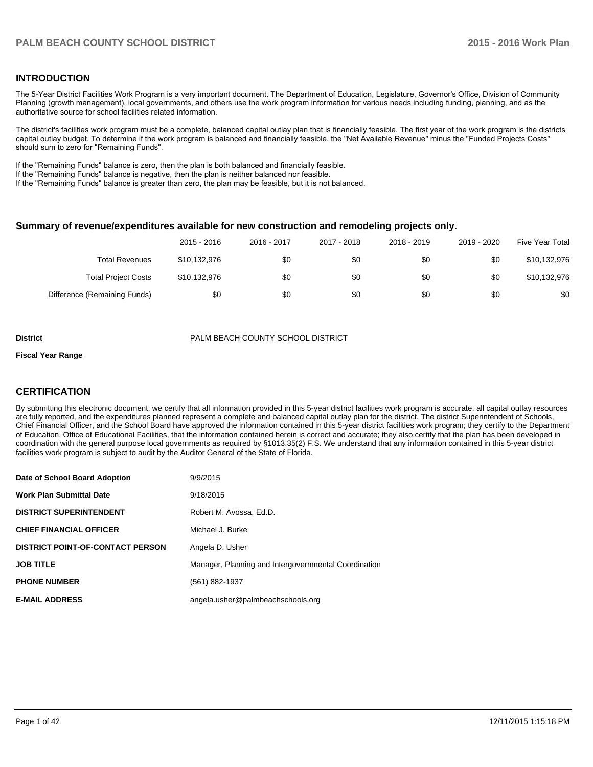## INTRODUCTION

The 5-Year District Facilities Work Program is a very important document. The Department of Education, Legislature, Governor's Office, Division of Community Planning (growth management), local governments, and others use the work program information for various needs including funding, planning, and as the authoritative source for school facilities related information.

The district's facilities work program must be a complete, balanced capital outlay plan that is financially feasible. The first year of the work program is the districts capital outlay budget. To determine if the work program is balanced and financially feasible, the "Net Available Revenue" minus the "Funded Projects Costs" should sum to zero for "Remaining Funds".

If the "Remaining Funds" balance is zero, then the plan is both balanced and financially feasible.
If the "Remaining Funds" balance is negative, then the plan is neither balanced nor feasible.
If the "Remaining Funds" balance is greater than zero, the plan may be feasible, but it is not balanced.

### Summary of revenue/expenditures available for new construction and remodeling projects only.

| | 2015 - 2016 | 2016 - 2017 | 2017 - 2018 | 2018 - 2019 | 2019 - 2020 | Five Year Total |
|---|---|---|---|---|---|---|
| Total Revenues | $10,132,976 | $0 | $0 | $0 | $0 | $10,132,976 |
| Total Project Costs | $10,132,976 | $0 | $0 | $0 | $0 | $10,132,976 |
| Difference (Remaining Funds) | $0 | $0 | $0 | $0 | $0 | $0 |

| | |
|---|---|
| **District** | PALM BEACH COUNTY SCHOOL DISTRICT |
| **Fiscal Year Range** | |

## CERTIFICATION

By submitting this electronic document, we certify that all information provided in this 5-year district facilities work program is accurate, all capital outlay resources are fully reported, and the expenditures planned represent a complete and balanced capital outlay plan for the district. The district Superintendent of Schools, Chief Financial Officer, and the School Board have approved the information contained in this 5-year district facilities work program; they certify to the Department of Education, Office of Educational Facilities, that the information contained herein is correct and accurate; they also certify that the plan has been developed in coordination with the general purpose local governments as required by §1013.35(2) F.S. We understand that any information contained in this 5-year district facilities work program is subject to audit by the Auditor General of the State of Florida.

| | |
|---|---|
| **Date of School Board Adoption** | 9/9/2015 |
| **Work Plan Submittal Date** | 9/18/2015 |
| **DISTRICT SUPERINTENDENT** | Robert M. Avossa, Ed.D. |
| **CHIEF FINANCIAL OFFICER** | Michael J. Burke |
| **DISTRICT POINT-OF-CONTACT PERSON** | Angela D. Usher |
| **JOB TITLE** | Manager, Planning and Intergovernmental Coordination |
| **PHONE NUMBER** | (561) 882-1937 |
| **E-MAIL ADDRESS** | angela.usher@palmbeachschools.org |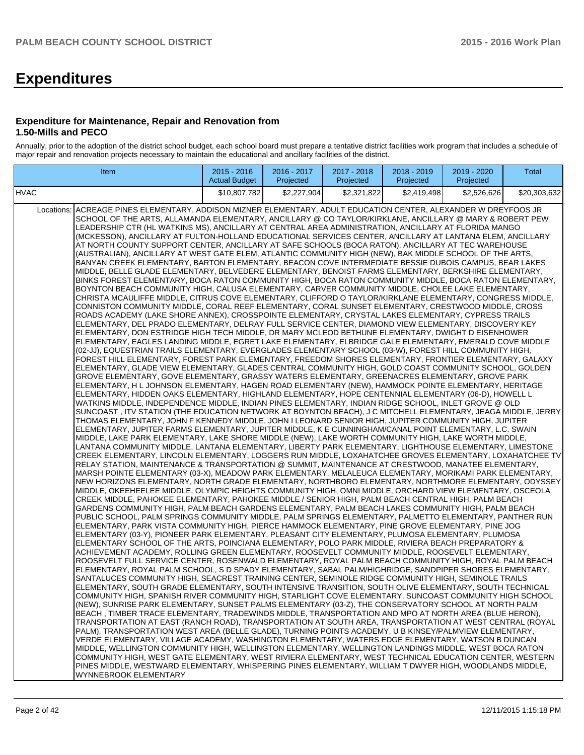# Expenditures

### Expenditure for Maintenance, Repair and Renovation from 1.50-Mills and PECO

Annually, prior to the adoption of the district school budget, each school board must prepare a tentative district facilities work program that includes a schedule of major repair and renovation projects necessary to maintain the educational and ancillary facilities of the district.

| Item | | 2015 - 2016 Actual Budget | 2016 - 2017 Projected | 2017 - 2018 Projected | 2018 - 2019 Projected | 2019 - 2020 Projected | Total |
|---|---|---|---|---|---|---|---|
| HVAC | | $10,807,782 | $2,227,904 | $2,321,822 | $2,419,498 | $2,526,626 | $20,303,632 |
| Locations: | ACREAGE PINES ELEMENTARY, ADDISON MIZNER ELEMENTARY, ADULT EDUCATION CENTER, ALEXANDER W DREYFOOS JR SCHOOL OF THE ARTS, ALLAMANDA ELEMENTARY, ANCILLARY @ CO TAYLOR/KIRKLANE, ANCILLARY @ MARY & ROBERT PEW LEADERSHIP CTR (HL WATKINS MS), ANCILLARY AT CENTRAL AREA ADMINISTRATION, ANCILLARY AT FLORIDA MANGO (MCKESSON), ANCILLARY AT FULTON-HOLLAND EDUCATIONAL SERVICES CENTER, ANCILLARY AT LANTANA ELEM, ANCILLARY AT NORTH COUNTY SUPPORT CENTER, ANCILLARY AT SAFE SCHOOLS (BOCA RATON), ANCILLARY AT TEC WAREHOUSE (AUSTRALIAN), ANCILLARY AT WEST GATE ELEM, ATLANTIC COMMUNITY HIGH (NEW), BAK MIDDLE SCHOOL OF THE ARTS, BANYAN CREEK ELEMENTARY, BARTON ELEMENTARY, BEACON COVE INTERMEDIATE BESSIE DUBOIS CAMPUS, BEAR LAKES MIDDLE, BELLE GLADE ELEMENTARY, BELVEDERE ELEMENTARY, BENOIST FARMS ELEMENTARY, BERKSHIRE ELEMENTARY, BINKS FOREST ELEMENTARY, BOCA RATON COMMUNITY HIGH, BOCA RATON COMMUNITY MIDDLE, BOCA RATON ELEMENTARY, BOYNTON BEACH COMMUNITY HIGH, CALUSA ELEMENTARY, CARVER COMMUNITY MIDDLE, CHOLEE LAKE ELEMENTARY, CHRISTA MCAULIFFE MIDDLE, CITRUS COVE ELEMENTARY, CLIFFORD O TAYLOR/KIRKLANE ELEMENTARY, CONGRESS MIDDLE, CONNISTON COMMUNITY MIDDLE, CORAL REEF ELEMENTARY, CORAL SUNSET ELEMENTARY, CRESTWOOD MIDDLE, CROSS ROADS ACADEMY (LAKE SHORE ANNEX), CROSSPOINTE ELEMENTARY, CRYSTAL LAKES ELEMENTARY, CYPRESS TRAILS ELEMENTARY, DEL PRADO ELEMENTARY, DELRAY FULL SERVICE CENTER, DIAMOND VIEW ELEMENTARY, DISCOVERY KEY ELEMENTARY, DON ESTRIDGE HIGH TECH MIDDLE, DR MARY MCLEOD BETHUNE ELEMENTARY, DWIGHT D EISENHOWER ELEMENTARY, EAGLES LANDING MIDDLE, EGRET LAKE ELEMENTARY, ELBRIDGE GALE ELEMENTARY, EMERALD COVE MIDDLE (02-JJ), EQUESTRIAN TRAILS ELEMENTARY, EVERGLADES ELEMENTARY SCHOOL (03-W), FOREST HILL COMMUNITY HIGH, FOREST HILL ELEMENTARY, FOREST PARK ELEMENTARY, FREEDOM SHORES ELEMENTARY, FRONTIER ELEMENTARY, GALAXY ELEMENTARY, GLADE VIEW ELEMENTARY, GLADES CENTRAL COMMUNITY HIGH, GOLD COAST COMMUNITY SCHOOL, GOLDEN GROVE ELEMENTARY, GOVE ELEMENTARY, GRASSY WATERS ELEMENTARY, GREENACRES ELEMENTARY, GROVE PARK ELEMENTARY, H L JOHNSON ELEMENTARY, HAGEN ROAD ELEMENTARY (NEW), HAMMOCK POINTE ELEMENTARY, HERITAGE ELEMENTARY, HIDDEN OAKS ELEMENTARY, HIGHLAND ELEMENTARY, HOPE CENTENNIAL ELEMENTARY (06-D), HOWELL L WATKINS MIDDLE, INDEPENDENCE MIDDLE, INDIAN PINES ELEMENTARY, INDIAN RIDGE SCHOOL, INLET GROVE @ OLD SUNCOAST , ITV STATION (THE EDUCATION NETWORK AT BOYNTON BEACH), J C MITCHELL ELEMENTARY, JEAGA MIDDLE, JERRY THOMAS ELEMENTARY, JOHN F KENNEDY MIDDLE, JOHN I LEONARD SENIOR HIGH, JUPITER COMMUNITY HIGH, JUPITER ELEMENTARY, JUPITER FARMS ELEMENTARY, JUPITER MIDDLE, K E CUNNINGHAM/CANAL POINT ELEMENTARY, L.C. SWAIN MIDDLE, LAKE PARK ELEMENTARY, LAKE SHORE MIDDLE (NEW), LAKE WORTH COMMUNITY HIGH, LAKE WORTH MIDDLE, LANTANA COMMUNITY MIDDLE, LANTANA ELEMENTARY, LIBERTY PARK ELEMENTARY, LIGHTHOUSE ELEMENTARY, LIMESTONE CREEK ELEMENTARY, LINCOLN ELEMENTARY, LOGGERS RUN MIDDLE, LOXAHATCHEE GROVES ELEMENTARY, LOXAHATCHEE TV RELAY STATION, MAINTENANCE & TRANSPORTATION @ SUMMIT, MAINTENANCE AT CRESTWOOD, MANATEE ELEMENTARY, MARSH POINTE ELEMENTARY (03-X), MEADOW PARK ELEMENTARY, MELALEUCA ELEMENTARY, MORIKAMI PARK ELEMENTARY, NEW HORIZONS ELEMENTARY, NORTH GRADE ELEMENTARY, NORTHBORO ELEMENTARY, NORTHMORE ELEMENTARY, ODYSSEY MIDDLE, OKEEHEELEE MIDDLE, OLYMPIC HEIGHTS COMMUNITY HIGH, OMNI MIDDLE, ORCHARD VIEW ELEMENTARY, OSCEOLA CREEK MIDDLE, PAHOKEE ELEMENTARY, PAHOKEE MIDDLE / SENIOR HIGH, PALM BEACH CENTRAL HIGH, PALM BEACH GARDENS COMMUNITY HIGH, PALM BEACH GARDENS ELEMENTARY, PALM BEACH LAKES COMMUNITY HIGH, PALM BEACH PUBLIC SCHOOL, PALM SPRINGS COMMUNITY MIDDLE, PALM SPRINGS ELEMENTARY, PALMETTO ELEMENTARY, PANTHER RUN ELEMENTARY, PARK VISTA COMMUNITY HIGH, PIERCE HAMMOCK ELEMENTARY, PINE GROVE ELEMENTARY, PINE JOG ELEMENTARY (03-Y), PIONEER PARK ELEMENTARY, PLEASANT CITY ELEMENTARY, PLUMOSA ELEMENTARY, PLUMOSA ELEMENTARY SCHOOL OF THE ARTS, POINCIANA ELEMENTARY, POLO PARK MIDDLE, RIVIERA BEACH PREPARATORY & ACHIEVEMENT ACADEMY, ROLLING GREEN ELEMENTARY, ROOSEVELT COMMUNITY MIDDLE, ROOSEVELT ELEMENTARY, ROOSEVELT FULL SERVICE CENTER, ROSENWALD ELEMENTARY, ROYAL PALM BEACH COMMUNITY HIGH, ROYAL PALM BEACH ELEMENTARY, ROYAL PALM SCHOOL, S D SPADY ELEMENTARY, SABAL PALM/HIGHRIDGE, SANDPIPER SHORES ELEMENTARY, SANTALUCES COMMUNITY HIGH, SEACREST TRAINING CENTER, SEMINOLE RIDGE COMMUNITY HIGH, SEMINOLE TRAILS ELEMENTARY, SOUTH GRADE ELEMENTARY, SOUTH INTENSIVE TRANSITION, SOUTH OLIVE ELEMENTARY, SOUTH TECHNICAL COMMUNITY HIGH, SPANISH RIVER COMMUNITY HIGH, STARLIGHT COVE ELEMENTARY, SUNCOAST COMMUNITY HIGH SCHOOL (NEW), SUNRISE PARK ELEMENTARY, SUNSET PALMS ELEMENTARY (03-Z), THE CONSERVATORY SCHOOL AT NORTH PALM BEACH , TIMBER TRACE ELEMENTARY, TRADEWINDS MIDDLE, TRANSPORTATION AND MPO AT NORTH AREA (BLUE HERON), TRANSPORTATION AT EAST (RANCH ROAD), TRANSPORTATION AT SOUTH AREA, TRANSPORTATION AT WEST CENTRAL (ROYAL PALM), TRANSPORTATION WEST AREA (BELLE GLADE), TURNING POINTS ACADEMY, U B KINSEY/PALMVIEW ELEMENTARY, VERDE ELEMENTARY, VILLAGE ACADEMY, WASHINGTON ELEMENTARY, WATERS EDGE ELEMENTARY, WATSON B DUNCAN MIDDLE, WELLINGTON COMMUNITY HIGH, WELLINGTON ELEMENTARY, WELLINGTON LANDINGS MIDDLE, WEST BOCA RATON COMMUNITY HIGH, WEST GATE ELEMENTARY, WEST RIVIERA ELEMENTARY, WEST TECHNICAL EDUCATION CENTER, WESTERN PINES MIDDLE, WESTWARD ELEMENTARY, WHISPERING PINES ELEMENTARY, WILLIAM T DWYER HIGH, WOODLANDS MIDDLE, WYNNEBROOK ELEMENTARY | | | | | | |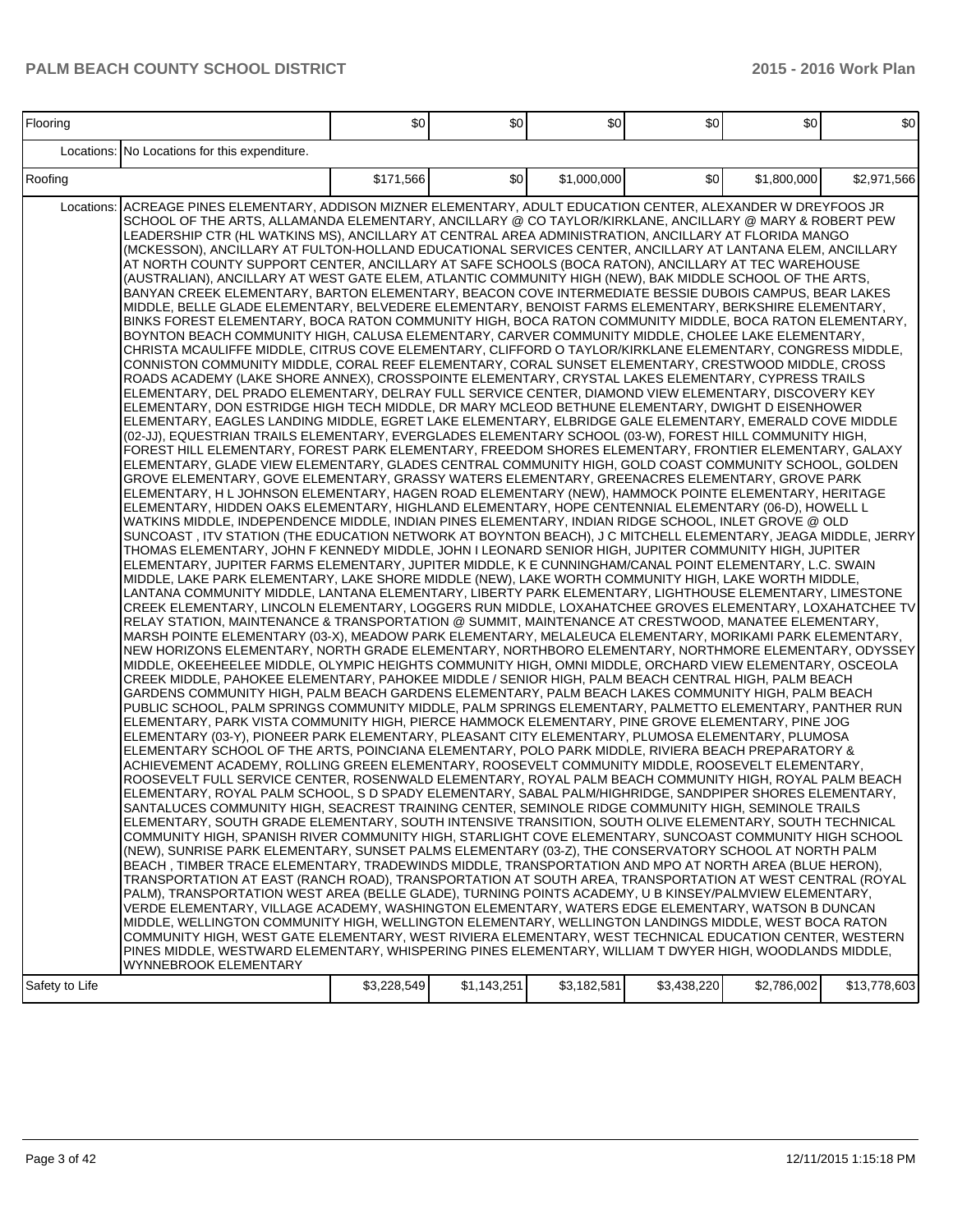| Flooring | | $0 | $0 | $0 | $0 | $0 | $0 |
|---|---|---|---|---|---|---|---|
| | Locations: | No Locations for this expenditure. | | | | | |
| Roofing | | $171,566 | $0 | $1,000,000 | $0 | $1,800,000 | $2,971,566 |
| | Locations: | ACREAGE PINES ELEMENTARY, ADDISON MIZNER ELEMENTARY, ADULT EDUCATION CENTER, ALEXANDER W DREYFOOS JR SCHOOL OF THE ARTS, ALLAMANDA ELEMENTARY, ANCILLARY @ CO TAYLOR/KIRKLANE, ANCILLARY @ MARY & ROBERT PEW LEADERSHIP CTR (HL WATKINS MS), ANCILLARY AT CENTRAL AREA ADMINISTRATION, ANCILLARY AT FLORIDA MANGO (MCKESSON), ANCILLARY AT FULTON-HOLLAND EDUCATIONAL SERVICES CENTER, ANCILLARY AT LANTANA ELEM, ANCILLARY AT NORTH COUNTY SUPPORT CENTER, ANCILLARY AT SAFE SCHOOLS (BOCA RATON), ANCILLARY AT TEC WAREHOUSE (AUSTRALIAN), ANCILLARY AT WEST GATE ELEM, ATLANTIC COMMUNITY HIGH (NEW), BAK MIDDLE SCHOOL OF THE ARTS, BANYAN CREEK ELEMENTARY, BARTON ELEMENTARY, BEACON COVE INTERMEDIATE BESSIE DUBOIS CAMPUS, BEAR LAKES MIDDLE, BELLE GLADE ELEMENTARY, BELVEDERE ELEMENTARY, BENOIST FARMS ELEMENTARY, BERKSHIRE ELEMENTARY, BINKS FOREST ELEMENTARY, BOCA RATON COMMUNITY HIGH, BOCA RATON COMMUNITY MIDDLE, BOCA RATON ELEMENTARY, BOYNTON BEACH COMMUNITY HIGH, CALUSA ELEMENTARY, CARVER COMMUNITY MIDDLE, CHOLEE LAKE ELEMENTARY, CHRISTA MCAULIFFE MIDDLE, CITRUS COVE ELEMENTARY, CLIFFORD O TAYLOR/KIRKLANE ELEMENTARY, CONGRESS MIDDLE, CONNISTON COMMUNITY MIDDLE, CORAL REEF ELEMENTARY, CORAL SUNSET ELEMENTARY, CRESTWOOD MIDDLE, CROSS ROADS ACADEMY (LAKE SHORE ANNEX), CROSSPOINTE ELEMENTARY, CRYSTAL LAKES ELEMENTARY, CYPRESS TRAILS ELEMENTARY, DEL PRADO ELEMENTARY, DELRAY FULL SERVICE CENTER, DIAMOND VIEW ELEMENTARY, DISCOVERY KEY ELEMENTARY, DON ESTRIDGE HIGH TECH MIDDLE, DR MARY MCLEOD BETHUNE ELEMENTARY, DWIGHT D EISENHOWER ELEMENTARY, EAGLES LANDING MIDDLE, EGRET LAKE ELEMENTARY, ELBRIDGE GALE ELEMENTARY, EMERALD COVE MIDDLE (02-JJ), EQUESTRIAN TRAILS ELEMENTARY, EVERGLADES ELEMENTARY SCHOOL (03-W), FOREST HILL COMMUNITY HIGH, FOREST HILL ELEMENTARY, FOREST PARK ELEMENTARY, FREEDOM SHORES ELEMENTARY, FRONTIER ELEMENTARY, GALAXY ELEMENTARY, GLADE VIEW ELEMENTARY, GLADES CENTRAL COMMUNITY HIGH, GOLD COAST COMMUNITY SCHOOL, GOLDEN GROVE ELEMENTARY, GOVE ELEMENTARY, GRASSY WATERS ELEMENTARY, GREENACRES ELEMENTARY, GROVE PARK ELEMENTARY, H L JOHNSON ELEMENTARY, HAGEN ROAD ELEMENTARY (NEW), HAMMOCK POINTE ELEMENTARY, HERITAGE ELEMENTARY, HIDDEN OAKS ELEMENTARY, HIGHLAND ELEMENTARY, HOPE CENTENNIAL ELEMENTARY (06-D), HOWELL L WATKINS MIDDLE, INDEPENDENCE MIDDLE, INDIAN PINES ELEMENTARY, INDIAN RIDGE SCHOOL, INLET GROVE @ OLD SUNCOAST , ITV STATION (THE EDUCATION NETWORK AT BOYNTON BEACH), J C MITCHELL ELEMENTARY, JEAGA MIDDLE, JERRY THOMAS ELEMENTARY, JOHN F KENNEDY MIDDLE, JOHN I LEONARD SENIOR HIGH, JUPITER COMMUNITY HIGH, JUPITER ELEMENTARY, JUPITER FARMS ELEMENTARY, JUPITER MIDDLE, K E CUNNINGHAM/CANAL POINT ELEMENTARY, L.C. SWAIN MIDDLE, LAKE PARK ELEMENTARY, LAKE SHORE MIDDLE (NEW), LAKE WORTH COMMUNITY HIGH, LAKE WORTH MIDDLE, LANTANA COMMUNITY MIDDLE, LANTANA ELEMENTARY, LIBERTY PARK ELEMENTARY, LIGHTHOUSE ELEMENTARY, LIMESTONE CREEK ELEMENTARY, LINCOLN ELEMENTARY, LOGGERS RUN MIDDLE, LOXAHATCHEE GROVES ELEMENTARY, LOXAHATCHEE TV RELAY STATION, MAINTENANCE & TRANSPORTATION @ SUMMIT, MAINTENANCE AT CRESTWOOD, MANATEE ELEMENTARY, MARSH POINTE ELEMENTARY (03-X), MEADOW PARK ELEMENTARY, MELALEUCA ELEMENTARY, MORIKAMI PARK ELEMENTARY, NEW HORIZONS ELEMENTARY, NORTH GRADE ELEMENTARY, NORTHBORO ELEMENTARY, NORTHMORE ELEMENTARY, ODYSSEY MIDDLE, OKEEHEELEE MIDDLE, OLYMPIC HEIGHTS COMMUNITY HIGH, OMNI MIDDLE, ORCHARD VIEW ELEMENTARY, OSCEOLA CREEK MIDDLE, PAHOKEE ELEMENTARY, PAHOKEE MIDDLE / SENIOR HIGH, PALM BEACH CENTRAL HIGH, PALM BEACH GARDENS COMMUNITY HIGH, PALM BEACH GARDENS ELEMENTARY, PALM BEACH LAKES COMMUNITY HIGH, PALM BEACH PUBLIC SCHOOL, PALM SPRINGS COMMUNITY MIDDLE, PALM SPRINGS ELEMENTARY, PALMETTO ELEMENTARY, PANTHER RUN ELEMENTARY, PARK VISTA COMMUNITY HIGH, PIERCE HAMMOCK ELEMENTARY, PINE GROVE ELEMENTARY, PINE JOG ELEMENTARY (03-Y), PIONEER PARK ELEMENTARY, PLEASANT CITY ELEMENTARY, PLUMOSA ELEMENTARY, PLUMOSA ELEMENTARY SCHOOL OF THE ARTS, POINCIANA ELEMENTARY, POLO PARK MIDDLE, RIVIERA BEACH PREPARATORY & ACHIEVEMENT ACADEMY, ROLLING GREEN ELEMENTARY, ROOSEVELT COMMUNITY MIDDLE, ROOSEVELT ELEMENTARY, ROOSEVELT FULL SERVICE CENTER, ROSENWALD ELEMENTARY, ROYAL PALM BEACH COMMUNITY HIGH, ROYAL PALM BEACH ELEMENTARY, ROYAL PALM SCHOOL, S D SPADY ELEMENTARY, SABAL PALM/HIGHRIDGE, SANDPIPER SHORES ELEMENTARY, SANTALUCES COMMUNITY HIGH, SEACREST TRAINING CENTER, SEMINOLE RIDGE COMMUNITY HIGH, SEMINOLE TRAILS ELEMENTARY, SOUTH GRADE ELEMENTARY, SOUTH INTENSIVE TRANSITION, SOUTH OLIVE ELEMENTARY, SOUTH TECHNICAL COMMUNITY HIGH, SPANISH RIVER COMMUNITY HIGH, STARLIGHT COVE ELEMENTARY, SUNCOAST COMMUNITY HIGH SCHOOL (NEW), SUNRISE PARK ELEMENTARY, SUNSET PALMS ELEMENTARY (03-Z), THE CONSERVATORY SCHOOL AT NORTH PALM BEACH , TIMBER TRACE ELEMENTARY, TRADEWINDS MIDDLE, TRANSPORTATION AND MPO AT NORTH AREA (BLUE HERON), TRANSPORTATION AT EAST (RANCH ROAD), TRANSPORTATION AT SOUTH AREA, TRANSPORTATION AT WEST CENTRAL (ROYAL PALM), TRANSPORTATION WEST AREA (BELLE GLADE), TURNING POINTS ACADEMY, U B KINSEY/PALMVIEW ELEMENTARY, VERDE ELEMENTARY, VILLAGE ACADEMY, WASHINGTON ELEMENTARY, WATERS EDGE ELEMENTARY, WATSON B DUNCAN MIDDLE, WELLINGTON COMMUNITY HIGH, WELLINGTON ELEMENTARY, WELLINGTON LANDINGS MIDDLE, WEST BOCA RATON COMMUNITY HIGH, WEST GATE ELEMENTARY, WEST RIVIERA ELEMENTARY, WEST TECHNICAL EDUCATION CENTER, WESTERN PINES MIDDLE, WESTWARD ELEMENTARY, WHISPERING PINES ELEMENTARY, WILLIAM T DWYER HIGH, WOODLANDS MIDDLE, WYNNEBROOK ELEMENTARY | | | | | |
| Safety to Life | | $3,228,549 | $1,143,251 | $3,182,581 | $3,438,220 | $2,786,002 | $13,778,603 |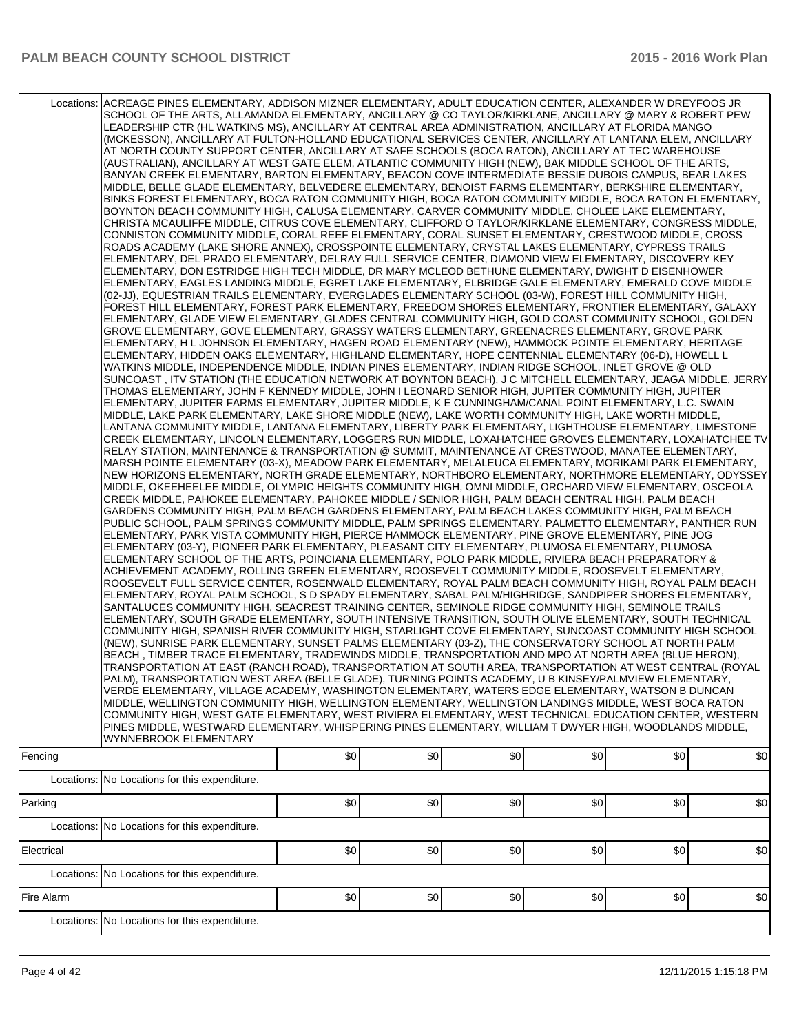| | | | | | | |
|---|---|---|---|---|---|---|
| Locations: | ACREAGE PINES ELEMENTARY, ADDISON MIZNER ELEMENTARY, ADULT EDUCATION CENTER, ALEXANDER W DREYFOOS JR SCHOOL OF THE ARTS, ALLAMANDA ELEMENTARY, ANCILLARY @ CO TAYLOR/KIRKLANE, ANCILLARY @ MARY & ROBERT PEW LEADERSHIP CTR (HL WATKINS MS), ANCILLARY AT CENTRAL AREA ADMINISTRATION, ANCILLARY AT FLORIDA MANGO (MCKESSON), ANCILLARY AT FULTON-HOLLAND EDUCATIONAL SERVICES CENTER, ANCILLARY AT LANTANA ELEM, ANCILLARY AT NORTH COUNTY SUPPORT CENTER, ANCILLARY AT SAFE SCHOOLS (BOCA RATON), ANCILLARY AT TEC WAREHOUSE (AUSTRALIAN), ANCILLARY AT WEST GATE ELEM, ATLANTIC COMMUNITY HIGH (NEW), BAK MIDDLE SCHOOL OF THE ARTS, BANYAN CREEK ELEMENTARY, BARTON ELEMENTARY, BEACON COVE INTERMEDIATE BESSIE DUBOIS CAMPUS, BEAR LAKES MIDDLE, BELLE GLADE ELEMENTARY, BELVEDERE ELEMENTARY, BENOIST FARMS ELEMENTARY, BERKSHIRE ELEMENTARY, BINKS FOREST ELEMENTARY, BOCA RATON COMMUNITY HIGH, BOCA RATON COMMUNITY MIDDLE, BOCA RATON ELEMENTARY, BOYNTON BEACH COMMUNITY HIGH, CALUSA ELEMENTARY, CARVER COMMUNITY MIDDLE, CHOLEE LAKE ELEMENTARY, CHRISTA MCAULIFFE MIDDLE, CITRUS COVE ELEMENTARY, CLIFFORD O TAYLOR/KIRKLANE ELEMENTARY, CONGRESS MIDDLE, CONNISTON COMMUNITY MIDDLE, CORAL REEF ELEMENTARY, CORAL SUNSET ELEMENTARY, CRESTWOOD MIDDLE, CROSS ROADS ACADEMY (LAKE SHORE ANNEX), CROSSPOINTE ELEMENTARY, CRYSTAL LAKES ELEMENTARY, CYPRESS TRAILS ELEMENTARY, DEL PRADO ELEMENTARY, DELRAY FULL SERVICE CENTER, DIAMOND VIEW ELEMENTARY, DISCOVERY KEY ELEMENTARY, DON ESTRIDGE HIGH TECH MIDDLE, DR MARY MCLEOD BETHUNE ELEMENTARY, DWIGHT D EISENHOWER ELEMENTARY, EAGLES LANDING MIDDLE, EGRET LAKE ELEMENTARY, ELBRIDGE GALE ELEMENTARY, EMERALD COVE MIDDLE (02-JJ), EQUESTRIAN TRAILS ELEMENTARY, EVERGLADES ELEMENTARY SCHOOL (03-W), FOREST HILL COMMUNITY HIGH, FOREST HILL ELEMENTARY, FOREST PARK ELEMENTARY, FREEDOM SHORES ELEMENTARY, FRONTIER ELEMENTARY, GALAXY ELEMENTARY, GLADE VIEW ELEMENTARY, GLADES CENTRAL COMMUNITY HIGH, GOLD COAST COMMUNITY SCHOOL, GOLDEN GROVE ELEMENTARY, GOVE ELEMENTARY, GRASSY WATERS ELEMENTARY, GREENACRES ELEMENTARY, GROVE PARK ELEMENTARY, H L JOHNSON ELEMENTARY, HAGEN ROAD ELEMENTARY (NEW), HAMMOCK POINTE ELEMENTARY, HERITAGE ELEMENTARY, HIDDEN OAKS ELEMENTARY, HIGHLAND ELEMENTARY, HOPE CENTENNIAL ELEMENTARY (06-D), HOWELL L WATKINS MIDDLE, INDEPENDENCE MIDDLE, INDIAN PINES ELEMENTARY, INDIAN RIDGE SCHOOL, INLET GROVE @ OLD SUNCOAST , ITV STATION (THE EDUCATION NETWORK AT BOYNTON BEACH), J C MITCHELL ELEMENTARY, JEAGA MIDDLE, JERRY THOMAS ELEMENTARY, JOHN F KENNEDY MIDDLE, JOHN I LEONARD SENIOR HIGH, JUPITER COMMUNITY HIGH, JUPITER ELEMENTARY, JUPITER FARMS ELEMENTARY, JUPITER MIDDLE, K E CUNNINGHAM/CANAL POINT ELEMENTARY, L.C. SWAIN MIDDLE, LAKE PARK ELEMENTARY, LAKE SHORE MIDDLE (NEW), LAKE WORTH COMMUNITY HIGH, LAKE WORTH MIDDLE, LANTANA COMMUNITY MIDDLE, LANTANA ELEMENTARY, LIBERTY PARK ELEMENTARY, LIGHTHOUSE ELEMENTARY, LIMESTONE CREEK ELEMENTARY, LINCOLN ELEMENTARY, LOGGERS RUN MIDDLE, LOXAHATCHEE GROVES ELEMENTARY, LOXAHATCHEE TV RELAY STATION, MAINTENANCE & TRANSPORTATION @ SUMMIT, MAINTENANCE AT CRESTWOOD, MANATEE ELEMENTARY, MARSH POINTE ELEMENTARY (03-X), MEADOW PARK ELEMENTARY, MELALEUCA ELEMENTARY, MORIKAMI PARK ELEMENTARY, NEW HORIZONS ELEMENTARY, NORTH GRADE ELEMENTARY, NORTHBORO ELEMENTARY, NORTHMORE ELEMENTARY, ODYSSEY MIDDLE, OKEEHEELEE MIDDLE, OLYMPIC HEIGHTS COMMUNITY HIGH, OMNI MIDDLE, ORCHARD VIEW ELEMENTARY, OSCEOLA CREEK MIDDLE, PAHOKEE ELEMENTARY, PAHOKEE MIDDLE / SENIOR HIGH, PALM BEACH CENTRAL HIGH, PALM BEACH GARDENS COMMUNITY HIGH, PALM BEACH GARDENS ELEMENTARY, PALM BEACH LAKES COMMUNITY HIGH, PALM BEACH PUBLIC SCHOOL, PALM SPRINGS COMMUNITY MIDDLE, PALM SPRINGS ELEMENTARY, PALMETTO ELEMENTARY, PANTHER RUN ELEMENTARY, PARK VISTA COMMUNITY HIGH, PIERCE HAMMOCK ELEMENTARY, PINE GROVE ELEMENTARY, PINE JOG ELEMENTARY (03-Y), PIONEER PARK ELEMENTARY, PLEASANT CITY ELEMENTARY, PLUMOSA ELEMENTARY, PLUMOSA ELEMENTARY SCHOOL OF THE ARTS, POINCIANA ELEMENTARY, POLO PARK MIDDLE, RIVIERA BEACH PREPARATORY & ACHIEVEMENT ACADEMY, ROLLING GREEN ELEMENTARY, ROOSEVELT COMMUNITY MIDDLE, ROOSEVELT ELEMENTARY, ROOSEVELT FULL SERVICE CENTER, ROSENWALD ELEMENTARY, ROYAL PALM BEACH COMMUNITY HIGH, ROYAL PALM BEACH ELEMENTARY, ROYAL PALM SCHOOL, S D SPADY ELEMENTARY, SABAL PALM/HIGHRIDGE, SANDPIPER SHORES ELEMENTARY, SANTALUCES COMMUNITY HIGH, SEACREST TRAINING CENTER, SEMINOLE RIDGE COMMUNITY HIGH, SEMINOLE TRAILS ELEMENTARY, SOUTH GRADE ELEMENTARY, SOUTH INTENSIVE TRANSITION, SOUTH OLIVE ELEMENTARY, SOUTH TECHNICAL COMMUNITY HIGH, SPANISH RIVER COMMUNITY HIGH, STARLIGHT COVE ELEMENTARY, SUNCOAST COMMUNITY HIGH SCHOOL (NEW), SUNRISE PARK ELEMENTARY, SUNSET PALMS ELEMENTARY (03-Z), THE CONSERVATORY SCHOOL AT NORTH PALM BEACH , TIMBER TRACE ELEMENTARY, TRADEWINDS MIDDLE, TRANSPORTATION AND MPO AT NORTH AREA (BLUE HERON), TRANSPORTATION AT EAST (RANCH ROAD), TRANSPORTATION AT SOUTH AREA, TRANSPORTATION AT WEST CENTRAL (ROYAL PALM), TRANSPORTATION WEST AREA (BELLE GLADE), TURNING POINTS ACADEMY, U B KINSEY/PALMVIEW ELEMENTARY, VERDE ELEMENTARY, VILLAGE ACADEMY, WASHINGTON ELEMENTARY, WATERS EDGE ELEMENTARY, WATSON B DUNCAN MIDDLE, WELLINGTON COMMUNITY HIGH, WELLINGTON ELEMENTARY, WELLINGTON LANDINGS MIDDLE, WEST BOCA RATON COMMUNITY HIGH, WEST GATE ELEMENTARY, WEST RIVIERA ELEMENTARY, WEST TECHNICAL EDUCATION CENTER, WESTERN PINES MIDDLE, WESTWARD ELEMENTARY, WHISPERING PINES ELEMENTARY, WILLIAM T DWYER HIGH, WOODLANDS MIDDLE, WYNNEBROOK ELEMENTARY | | | | | |
| Fencing | | $0 | $0 | $0 | $0 | $0 | $0 |
| Locations: | No Locations for this expenditure. | | | | | |
| Parking | | $0 | $0 | $0 | $0 | $0 | $0 |
| Locations: | No Locations for this expenditure. | | | | | |
| Electrical | | $0 | $0 | $0 | $0 | $0 | $0 |
| Locations: | No Locations for this expenditure. | | | | | |
| Fire Alarm | | $0 | $0 | $0 | $0 | $0 | $0 |
| Locations: | No Locations for this expenditure. | | | | | |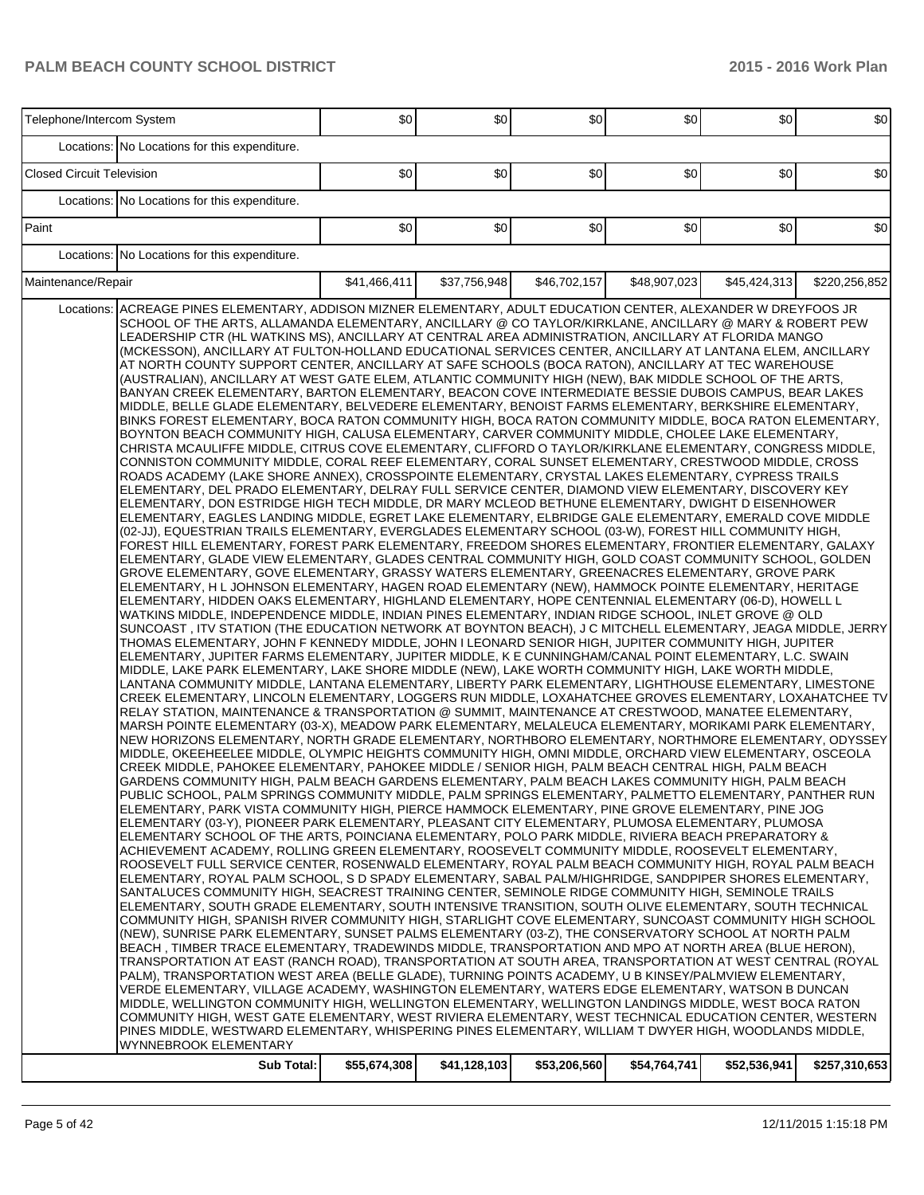| Item | | | | | | | |
|---|---|---|---|---|---|---|---|
| Telephone/Intercom System | | $0 | $0 | $0 | $0 | $0 | $0 |
| | Locations: | No Locations for this expenditure. | | | | | |
| Closed Circuit Television | | $0 | $0 | $0 | $0 | $0 | $0 |
| | Locations: | No Locations for this expenditure. | | | | | |
| Paint | | $0 | $0 | $0 | $0 | $0 | $0 |
| | Locations: | No Locations for this expenditure. | | | | | |
| Maintenance/Repair | | $41,466,411 | $37,756,948 | $46,702,157 | $48,907,023 | $45,424,313 | $220,256,852 |
| | Locations: | ACREAGE PINES ELEMENTARY, ADDISON MIZNER ELEMENTARY, ADULT EDUCATION CENTER, ALEXANDER W DREYFOOS JR SCHOOL OF THE ARTS, ALLAMANDA ELEMENTARY, ANCILLARY @ CO TAYLOR/KIRKLANE, ANCILLARY @ MARY & ROBERT PEW LEADERSHIP CTR (HL WATKINS MS), ANCILLARY AT CENTRAL AREA ADMINISTRATION, ANCILLARY AT FLORIDA MANGO (MCKESSON), ANCILLARY AT FULTON-HOLLAND EDUCATIONAL SERVICES CENTER, ANCILLARY AT LANTANA ELEM, ANCILLARY AT NORTH COUNTY SUPPORT CENTER, ANCILLARY AT SAFE SCHOOLS (BOCA RATON), ANCILLARY AT TEC WAREHOUSE (AUSTRALIAN), ANCILLARY AT WEST GATE ELEM, ATLANTIC COMMUNITY HIGH (NEW), BAK MIDDLE SCHOOL OF THE ARTS, BANYAN CREEK ELEMENTARY, BARTON ELEMENTARY, BEACON COVE INTERMEDIATE BESSIE DUBOIS CAMPUS, BEAR LAKES MIDDLE, BELLE GLADE ELEMENTARY, BELVEDERE ELEMENTARY, BENOIST FARMS ELEMENTARY, BERKSHIRE ELEMENTARY, BINKS FOREST ELEMENTARY, BOCA RATON COMMUNITY HIGH, BOCA RATON COMMUNITY MIDDLE, BOCA RATON ELEMENTARY, BOYNTON BEACH COMMUNITY HIGH, CALUSA ELEMENTARY, CARVER COMMUNITY MIDDLE, CHOLEE LAKE ELEMENTARY, CHRISTA MCAULIFFE MIDDLE, CITRUS COVE ELEMENTARY, CLIFFORD O TAYLOR/KIRKLANE ELEMENTARY, CONGRESS MIDDLE, CONNISTON COMMUNITY MIDDLE, CORAL REEF ELEMENTARY, CORAL SUNSET ELEMENTARY, CRESTWOOD MIDDLE, CROSS ROADS ACADEMY (LAKE SHORE ANNEX), CROSSPOINTE ELEMENTARY, CRYSTAL LAKES ELEMENTARY, CYPRESS TRAILS ELEMENTARY, DEL PRADO ELEMENTARY, DELRAY FULL SERVICE CENTER, DIAMOND VIEW ELEMENTARY, DISCOVERY KEY ELEMENTARY, DON ESTRIDGE HIGH TECH MIDDLE, DR MARY MCLEOD BETHUNE ELEMENTARY, DWIGHT D EISENHOWER ELEMENTARY, EAGLES LANDING MIDDLE, EGRET LAKE ELEMENTARY, ELBRIDGE GALE ELEMENTARY, EMERALD COVE MIDDLE (02-JJ), EQUESTRIAN TRAILS ELEMENTARY, EVERGLADES ELEMENTARY SCHOOL (03-W), FOREST HILL COMMUNITY HIGH, FOREST HILL ELEMENTARY, FOREST PARK ELEMENTARY, FREEDOM SHORES ELEMENTARY, FRONTIER ELEMENTARY, GALAXY ELEMENTARY, GLADE VIEW ELEMENTARY, GLADES CENTRAL COMMUNITY HIGH, GOLD COAST COMMUNITY SCHOOL, GOLDEN GROVE ELEMENTARY, GOVE ELEMENTARY, GRASSY WATERS ELEMENTARY, GREENACRES ELEMENTARY, GROVE PARK ELEMENTARY, H L JOHNSON ELEMENTARY, HAGEN ROAD ELEMENTARY (NEW), HAMMOCK POINTE ELEMENTARY, HERITAGE ELEMENTARY, HIDDEN OAKS ELEMENTARY, HIGHLAND ELEMENTARY, HOPE CENTENNIAL ELEMENTARY (06-D), HOWELL L WATKINS MIDDLE, INDEPENDENCE MIDDLE, INDIAN PINES ELEMENTARY, INDIAN RIDGE SCHOOL, INLET GROVE @ OLD SUNCOAST , ITV STATION (THE EDUCATION NETWORK AT BOYNTON BEACH), J C MITCHELL ELEMENTARY, JEAGA MIDDLE, JERRY THOMAS ELEMENTARY, JOHN F KENNEDY MIDDLE, JOHN I LEONARD SENIOR HIGH, JUPITER COMMUNITY HIGH, JUPITER ELEMENTARY, JUPITER FARMS ELEMENTARY, JUPITER MIDDLE, K E CUNNINGHAM/CANAL POINT ELEMENTARY, L.C. SWAIN MIDDLE, LAKE PARK ELEMENTARY, LAKE SHORE MIDDLE (NEW), LAKE WORTH COMMUNITY HIGH, LAKE WORTH MIDDLE, LANTANA COMMUNITY MIDDLE, LANTANA ELEMENTARY, LIBERTY PARK ELEMENTARY, LIGHTHOUSE ELEMENTARY, LIMESTONE CREEK ELEMENTARY, LINCOLN ELEMENTARY, LOGGERS RUN MIDDLE, LOXAHATCHEE GROVES ELEMENTARY, LOXAHATCHEE TV RELAY STATION, MAINTENANCE & TRANSPORTATION @ SUMMIT, MAINTENANCE AT CRESTWOOD, MANATEE ELEMENTARY, MARSH POINTE ELEMENTARY (03-X), MEADOW PARK ELEMENTARY, MELALEUCA ELEMENTARY, MORIKAMI PARK ELEMENTARY, NEW HORIZONS ELEMENTARY, NORTH GRADE ELEMENTARY, NORTHBORO ELEMENTARY, NORTHMORE ELEMENTARY, ODYSSEY MIDDLE, OKEEHEELEE MIDDLE, OLYMPIC HEIGHTS COMMUNITY HIGH, OMNI MIDDLE, ORCHARD VIEW ELEMENTARY, OSCEOLA CREEK MIDDLE, PAHOKEE ELEMENTARY, PAHOKEE MIDDLE / SENIOR HIGH, PALM BEACH CENTRAL HIGH, PALM BEACH GARDENS COMMUNITY HIGH, PALM BEACH GARDENS ELEMENTARY, PALM BEACH LAKES COMMUNITY HIGH, PALM BEACH PUBLIC SCHOOL, PALM SPRINGS COMMUNITY MIDDLE, PALM SPRINGS ELEMENTARY, PALMETTO ELEMENTARY, PANTHER RUN ELEMENTARY, PARK VISTA COMMUNITY HIGH, PIERCE HAMMOCK ELEMENTARY, PINE GROVE ELEMENTARY, PINE JOG ELEMENTARY (03-Y), PIONEER PARK ELEMENTARY, PLEASANT CITY ELEMENTARY, PLUMOSA ELEMENTARY, PLUMOSA ELEMENTARY SCHOOL OF THE ARTS, POINCIANA ELEMENTARY, POLO PARK MIDDLE, RIVIERA BEACH PREPARATORY & ACHIEVEMENT ACADEMY, ROLLING GREEN ELEMENTARY, ROOSEVELT COMMUNITY MIDDLE, ROOSEVELT ELEMENTARY, ROOSEVELT FULL SERVICE CENTER, ROSENWALD ELEMENTARY, ROYAL PALM BEACH COMMUNITY HIGH, ROYAL PALM BEACH ELEMENTARY, ROYAL PALM SCHOOL, S D SPADY ELEMENTARY, SABAL PALM/HIGHRIDGE, SANDPIPER SHORES ELEMENTARY, SANTALUCES COMMUNITY HIGH, SEACREST TRAINING CENTER, SEMINOLE RIDGE COMMUNITY HIGH, SEMINOLE TRAILS ELEMENTARY, SOUTH GRADE ELEMENTARY, SOUTH INTENSIVE TRANSITION, SOUTH OLIVE ELEMENTARY, SOUTH TECHNICAL COMMUNITY HIGH, SPANISH RIVER COMMUNITY HIGH, STARLIGHT COVE ELEMENTARY, SUNCOAST COMMUNITY HIGH SCHOOL (NEW), SUNRISE PARK ELEMENTARY, SUNSET PALMS ELEMENTARY (03-Z), THE CONSERVATORY SCHOOL AT NORTH PALM BEACH , TIMBER TRACE ELEMENTARY, TRADEWINDS MIDDLE, TRANSPORTATION AND MPO AT NORTH AREA (BLUE HERON), TRANSPORTATION AT EAST (RANCH ROAD), TRANSPORTATION AT SOUTH AREA, TRANSPORTATION AT WEST CENTRAL (ROYAL PALM), TRANSPORTATION WEST AREA (BELLE GLADE), TURNING POINTS ACADEMY, U B KINSEY/PALMVIEW ELEMENTARY, VERDE ELEMENTARY, VILLAGE ACADEMY, WASHINGTON ELEMENTARY, WATERS EDGE ELEMENTARY, WATSON B DUNCAN MIDDLE, WELLINGTON COMMUNITY HIGH, WELLINGTON ELEMENTARY, WELLINGTON LANDINGS MIDDLE, WEST BOCA RATON COMMUNITY HIGH, WEST GATE ELEMENTARY, WEST RIVIERA ELEMENTARY, WEST TECHNICAL EDUCATION CENTER, WESTERN PINES MIDDLE, WESTWARD ELEMENTARY, WHISPERING PINES ELEMENTARY, WILLIAM T DWYER HIGH, WOODLANDS MIDDLE, WYNNEBROOK ELEMENTARY | | | | | |
| | **Sub Total:** | **$55,674,308** | **$41,128,103** | **$53,206,560** | **$54,764,741** | **$52,536,941** | **$257,310,653** |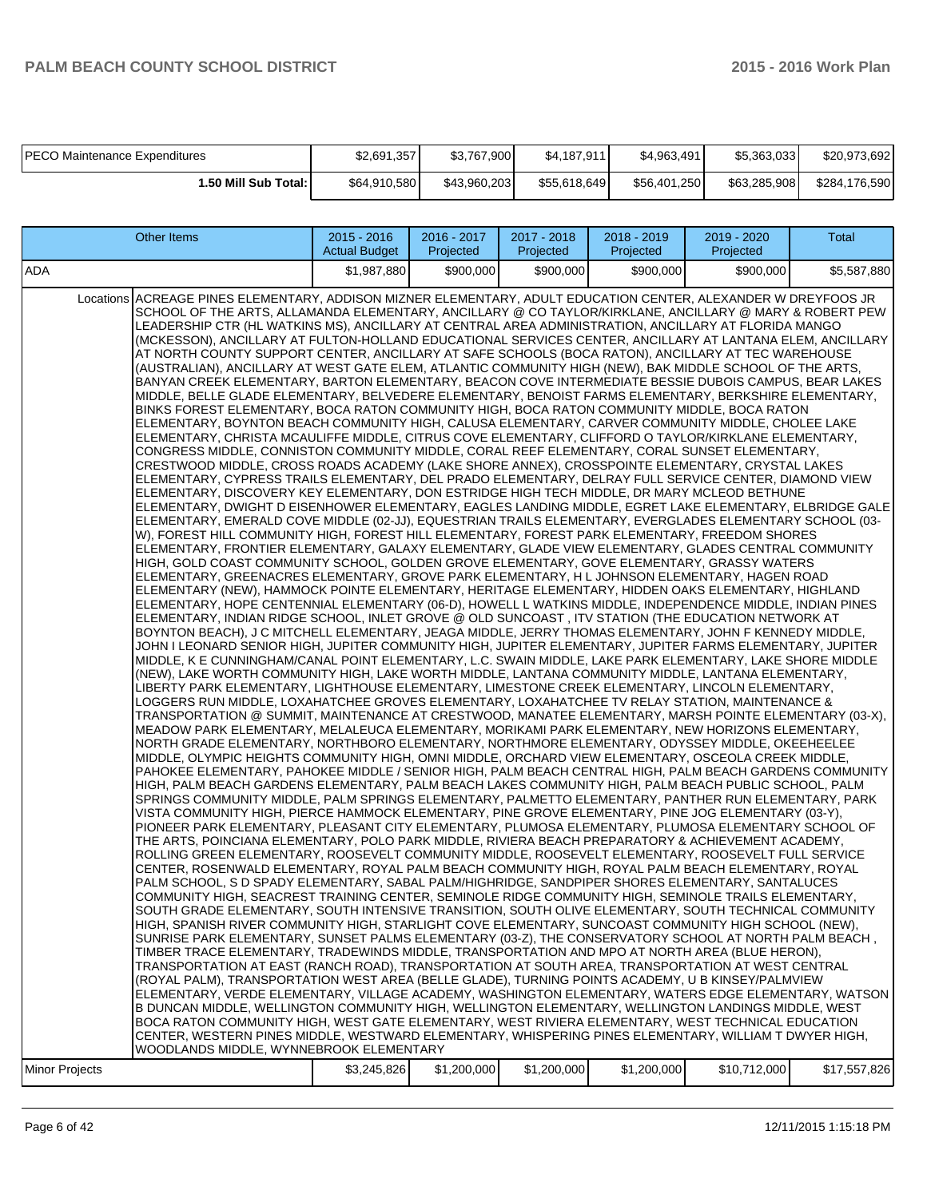| PECO Maintenance Expenditures | $2,691,357 | $3,767,900 | $4,187,911 | $4,963,491 | $5,363,033 | $20,973,692 |
|---|---|---|---|---|---|---|
| **1.50 Mill Sub Total:** | $64,910,580 | $43,960,203 | $55,618,649 | $56,401,250 | $63,285,908 | $284,176,590 |

| Other Items | | 2015 - 2016 Actual Budget | 2016 - 2017 Projected | 2017 - 2018 Projected | 2018 - 2019 Projected | 2019 - 2020 Projected | Total |
|---|---|---|---|---|---|---|---|
| ADA | | $1,987,880 | $900,000 | $900,000 | $900,000 | $900,000 | $5,587,880 |
| Locations | ACREAGE PINES ELEMENTARY, ADDISON MIZNER ELEMENTARY, ADULT EDUCATION CENTER, ALEXANDER W DREYFOOS JR SCHOOL OF THE ARTS, ALLAMANDA ELEMENTARY, ANCILLARY @ CO TAYLOR/KIRKLANE, ANCILLARY @ MARY & ROBERT PEW LEADERSHIP CTR (HL WATKINS MS), ANCILLARY AT CENTRAL AREA ADMINISTRATION, ANCILLARY AT FLORIDA MANGO (MCKESSON), ANCILLARY AT FULTON-HOLLAND EDUCATIONAL SERVICES CENTER, ANCILLARY AT LANTANA ELEM, ANCILLARY AT NORTH COUNTY SUPPORT CENTER, ANCILLARY AT SAFE SCHOOLS (BOCA RATON), ANCILLARY AT TEC WAREHOUSE (AUSTRALIAN), ANCILLARY AT WEST GATE ELEM, ATLANTIC COMMUNITY HIGH (NEW), BAK MIDDLE SCHOOL OF THE ARTS, BANYAN CREEK ELEMENTARY, BARTON ELEMENTARY, BEACON COVE INTERMEDIATE BESSIE DUBOIS CAMPUS, BEAR LAKES MIDDLE, BELLE GLADE ELEMENTARY, BELVEDERE ELEMENTARY, BENOIST FARMS ELEMENTARY, BERKSHIRE ELEMENTARY, BINKS FOREST ELEMENTARY, BOCA RATON COMMUNITY HIGH, BOCA RATON COMMUNITY MIDDLE, BOCA RATON ELEMENTARY, BOYNTON BEACH COMMUNITY HIGH, CALUSA ELEMENTARY, CARVER COMMUNITY MIDDLE, CHOLEE LAKE ELEMENTARY, CHRISTA MCAULIFFE MIDDLE, CITRUS COVE ELEMENTARY, CLIFFORD O TAYLOR/KIRKLANE ELEMENTARY, CONGRESS MIDDLE, CONNISTON COMMUNITY MIDDLE, CORAL REEF ELEMENTARY, CORAL SUNSET ELEMENTARY, CRESTWOOD MIDDLE, CROSS ROADS ACADEMY (LAKE SHORE ANNEX), CROSSPOINTE ELEMENTARY, CRYSTAL LAKES ELEMENTARY, CYPRESS TRAILS ELEMENTARY, DEL PRADO ELEMENTARY, DELRAY FULL SERVICE CENTER, DIAMOND VIEW ELEMENTARY, DISCOVERY KEY ELEMENTARY, DON ESTRIDGE HIGH TECH MIDDLE, DR MARY MCLEOD BETHUNE ELEMENTARY, DWIGHT D EISENHOWER ELEMENTARY, EAGLES LANDING MIDDLE, EGRET LAKE ELEMENTARY, ELBRIDGE GALE ELEMENTARY, EMERALD COVE MIDDLE (02-JJ), EQUESTRIAN TRAILS ELEMENTARY, EVERGLADES ELEMENTARY SCHOOL (03-W), FOREST HILL COMMUNITY HIGH, FOREST HILL ELEMENTARY, FOREST PARK ELEMENTARY, FREEDOM SHORES ELEMENTARY, FRONTIER ELEMENTARY, GALAXY ELEMENTARY, GLADE VIEW ELEMENTARY, GLADES CENTRAL COMMUNITY HIGH, GOLD COAST COMMUNITY SCHOOL, GOLDEN GROVE ELEMENTARY, GOVE ELEMENTARY, GRASSY WATERS ELEMENTARY, GREENACRES ELEMENTARY, GROVE PARK ELEMENTARY, H L JOHNSON ELEMENTARY, HAGEN ROAD ELEMENTARY (NEW), HAMMOCK POINTE ELEMENTARY, HERITAGE ELEMENTARY, HIDDEN OAKS ELEMENTARY, HIGHLAND ELEMENTARY, HOPE CENTENNIAL ELEMENTARY (06-D), HOWELL L WATKINS MIDDLE, INDEPENDENCE MIDDLE, INDIAN PINES ELEMENTARY, INDIAN RIDGE SCHOOL, INLET GROVE @ OLD SUNCOAST , ITV STATION (THE EDUCATION NETWORK AT BOYNTON BEACH), J C MITCHELL ELEMENTARY, JEAGA MIDDLE, JERRY THOMAS ELEMENTARY, JOHN F KENNEDY MIDDLE, JOHN I LEONARD SENIOR HIGH, JUPITER COMMUNITY HIGH, JUPITER ELEMENTARY, JUPITER FARMS ELEMENTARY, JUPITER MIDDLE, K E CUNNINGHAM/CANAL POINT ELEMENTARY, L.C. SWAIN MIDDLE, LAKE PARK ELEMENTARY, LAKE SHORE MIDDLE (NEW), LAKE WORTH COMMUNITY HIGH, LAKE WORTH MIDDLE, LANTANA COMMUNITY MIDDLE, LANTANA ELEMENTARY, LIBERTY PARK ELEMENTARY, LIGHTHOUSE ELEMENTARY, LIMESTONE CREEK ELEMENTARY, LINCOLN ELEMENTARY, LOGGERS RUN MIDDLE, LOXAHATCHEE GROVES ELEMENTARY, LOXAHATCHEE TV RELAY STATION, MAINTENANCE & TRANSPORTATION @ SUMMIT, MAINTENANCE AT CRESTWOOD, MANATEE ELEMENTARY, MARSH POINTE ELEMENTARY (03-X), MEADOW PARK ELEMENTARY, MELALEUCA ELEMENTARY, MORIKAMI PARK ELEMENTARY, NEW HORIZONS ELEMENTARY, NORTH GRADE ELEMENTARY, NORTHBORO ELEMENTARY, NORTHMORE ELEMENTARY, ODYSSEY MIDDLE, OKEEHEELEE MIDDLE, OLYMPIC HEIGHTS COMMUNITY HIGH, OMNI MIDDLE, ORCHARD VIEW ELEMENTARY, OSCEOLA CREEK MIDDLE, PAHOKEE ELEMENTARY, PAHOKEE MIDDLE / SENIOR HIGH, PALM BEACH CENTRAL HIGH, PALM BEACH GARDENS COMMUNITY HIGH, PALM BEACH GARDENS ELEMENTARY, PALM BEACH LAKES COMMUNITY HIGH, PALM BEACH PUBLIC SCHOOL, PALM SPRINGS COMMUNITY MIDDLE, PALM SPRINGS ELEMENTARY, PALMETTO ELEMENTARY, PANTHER RUN ELEMENTARY, PARK VISTA COMMUNITY HIGH, PIERCE HAMMOCK ELEMENTARY, PINE GROVE ELEMENTARY, PINE JOG ELEMENTARY (03-Y), PIONEER PARK ELEMENTARY, PLEASANT CITY ELEMENTARY, PLUMOSA ELEMENTARY, PLUMOSA ELEMENTARY SCHOOL OF THE ARTS, POINCIANA ELEMENTARY, POLO PARK MIDDLE, RIVIERA BEACH PREPARATORY & ACHIEVEMENT ACADEMY, ROLLING GREEN ELEMENTARY, ROOSEVELT COMMUNITY MIDDLE, ROOSEVELT ELEMENTARY, ROOSEVELT FULL SERVICE CENTER, ROSENWALD ELEMENTARY, ROYAL PALM BEACH COMMUNITY HIGH, ROYAL PALM BEACH ELEMENTARY, ROYAL PALM SCHOOL, S D SPADY ELEMENTARY, SABAL PALM/HIGHRIDGE, SANDPIPER SHORES ELEMENTARY, SANTALUCES COMMUNITY HIGH, SEACREST TRAINING CENTER, SEMINOLE RIDGE COMMUNITY HIGH, SEMINOLE TRAILS ELEMENTARY, SOUTH GRADE ELEMENTARY, SOUTH INTENSIVE TRANSITION, SOUTH OLIVE ELEMENTARY, SOUTH TECHNICAL COMMUNITY HIGH, SPANISH RIVER COMMUNITY HIGH, STARLIGHT COVE ELEMENTARY, SUNCOAST COMMUNITY HIGH SCHOOL (NEW), SUNRISE PARK ELEMENTARY, SUNSET PALMS ELEMENTARY (03-Z), THE CONSERVATORY SCHOOL AT NORTH PALM BEACH , TIMBER TRACE ELEMENTARY, TRADEWINDS MIDDLE, TRANSPORTATION AND MPO AT NORTH AREA (BLUE HERON), TRANSPORTATION AT EAST (RANCH ROAD), TRANSPORTATION AT SOUTH AREA, TRANSPORTATION AT WEST CENTRAL (ROYAL PALM), TRANSPORTATION WEST AREA (BELLE GLADE), TURNING POINTS ACADEMY, U B KINSEY/PALMVIEW ELEMENTARY, VERDE ELEMENTARY, VILLAGE ACADEMY, WASHINGTON ELEMENTARY, WATERS EDGE ELEMENTARY, WATSON B DUNCAN MIDDLE, WELLINGTON COMMUNITY HIGH, WELLINGTON ELEMENTARY, WELLINGTON LANDINGS MIDDLE, WEST BOCA RATON COMMUNITY HIGH, WEST GATE ELEMENTARY, WEST RIVIERA ELEMENTARY, WEST TECHNICAL EDUCATION CENTER, WESTERN PINES MIDDLE, WESTWARD ELEMENTARY, WHISPERING PINES ELEMENTARY, WILLIAM T DWYER HIGH, WOODLANDS MIDDLE, WYNNEBROOK ELEMENTARY | | | | | | |
| Minor Projects | | $3,245,826 | $1,200,000 | $1,200,000 | $1,200,000 | $10,712,000 | $17,557,826 |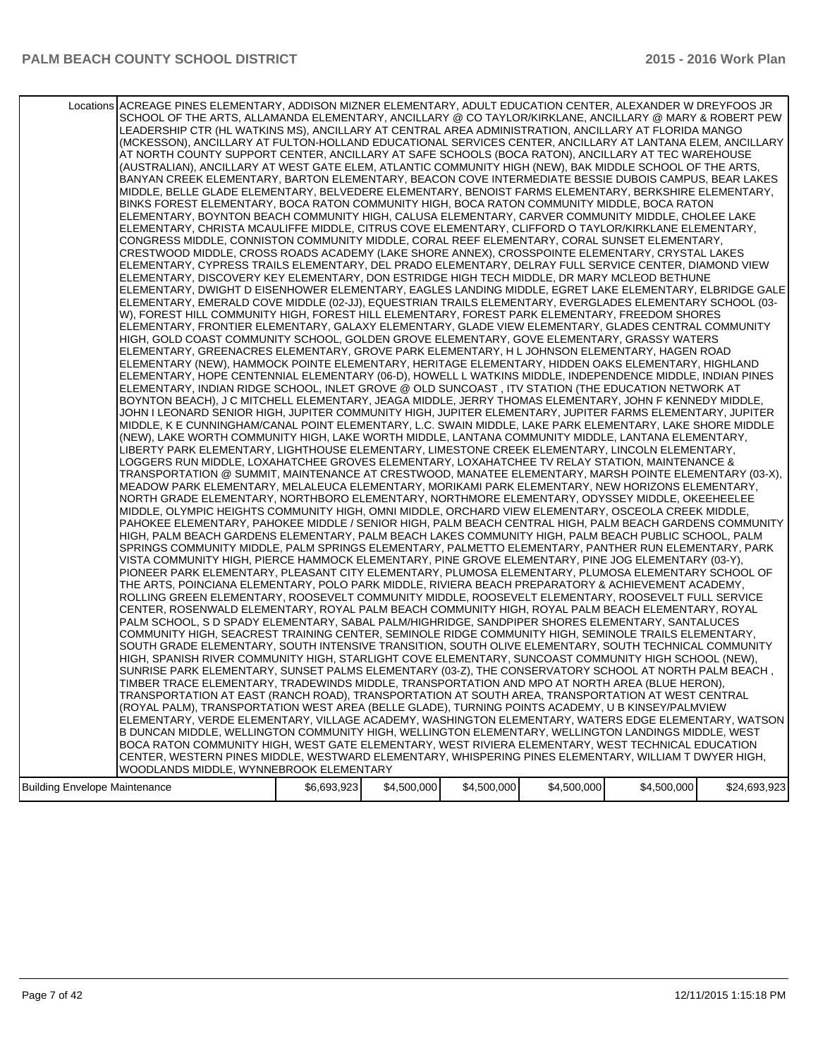| | | | | | | |
|---|---|---|---|---|---|---|
| Locations | ACREAGE PINES ELEMENTARY, ADDISON MIZNER ELEMENTARY, ADULT EDUCATION CENTER, ALEXANDER W DREYFOOS JR SCHOOL OF THE ARTS, ALLAMANDA ELEMENTARY, ANCILLARY @ CO TAYLOR/KIRKLANE, ANCILLARY @ MARY & ROBERT PEW LEADERSHIP CTR (HL WATKINS MS), ANCILLARY AT CENTRAL AREA ADMINISTRATION, ANCILLARY AT FLORIDA MANGO (MCKESSON), ANCILLARY AT FULTON-HOLLAND EDUCATIONAL SERVICES CENTER, ANCILLARY AT LANTANA ELEM, ANCILLARY AT NORTH COUNTY SUPPORT CENTER, ANCILLARY AT SAFE SCHOOLS (BOCA RATON), ANCILLARY AT TEC WAREHOUSE (AUSTRALIAN), ANCILLARY AT WEST GATE ELEM, ATLANTIC COMMUNITY HIGH (NEW), BAK MIDDLE SCHOOL OF THE ARTS, BANYAN CREEK ELEMENTARY, BARTON ELEMENTARY, BEACON COVE INTERMEDIATE BESSIE DUBOIS CAMPUS, BEAR LAKES MIDDLE, BELLE GLADE ELEMENTARY, BELVEDERE ELEMENTARY, BENOIST FARMS ELEMENTARY, BERKSHIRE ELEMENTARY, BINKS FOREST ELEMENTARY, BOCA RATON COMMUNITY HIGH, BOCA RATON COMMUNITY MIDDLE, BOCA RATON ELEMENTARY, BOYNTON BEACH COMMUNITY HIGH, CALUSA ELEMENTARY, CARVER COMMUNITY MIDDLE, CHOLEE LAKE ELEMENTARY, CHRISTA MCAULIFFE MIDDLE, CITRUS COVE ELEMENTARY, CLIFFORD O TAYLOR/KIRKLANE ELEMENTARY, CONGRESS MIDDLE, CONNISTON COMMUNITY MIDDLE, CORAL REEF ELEMENTARY, CORAL SUNSET ELEMENTARY, CRESTWOOD MIDDLE, CROSS ROADS ACADEMY (LAKE SHORE ANNEX), CROSSPOINTE ELEMENTARY, CRYSTAL LAKES ELEMENTARY, CYPRESS TRAILS ELEMENTARY, DEL PRADO ELEMENTARY, DELRAY FULL SERVICE CENTER, DIAMOND VIEW ELEMENTARY, DISCOVERY KEY ELEMENTARY, DON ESTRIDGE HIGH TECH MIDDLE, DR MARY MCLEOD BETHUNE ELEMENTARY, DWIGHT D EISENHOWER ELEMENTARY, EAGLES LANDING MIDDLE, EGRET LAKE ELEMENTARY, ELBRIDGE GALE ELEMENTARY, EMERALD COVE MIDDLE (02-JJ), EQUESTRIAN TRAILS ELEMENTARY, EVERGLADES ELEMENTARY SCHOOL (03-W), FOREST HILL COMMUNITY HIGH, FOREST HILL ELEMENTARY, FOREST PARK ELEMENTARY, FREEDOM SHORES ELEMENTARY, FRONTIER ELEMENTARY, GALAXY ELEMENTARY, GLADE VIEW ELEMENTARY, GLADES CENTRAL COMMUNITY HIGH, GOLD COAST COMMUNITY SCHOOL, GOLDEN GROVE ELEMENTARY, GOVE ELEMENTARY, GRASSY WATERS ELEMENTARY, GREENACRES ELEMENTARY, GROVE PARK ELEMENTARY, H L JOHNSON ELEMENTARY, HAGEN ROAD ELEMENTARY (NEW), HAMMOCK POINTE ELEMENTARY, HERITAGE ELEMENTARY, HIDDEN OAKS ELEMENTARY, HIGHLAND ELEMENTARY, HOPE CENTENNIAL ELEMENTARY (06-D), HOWELL L WATKINS MIDDLE, INDEPENDENCE MIDDLE, INDIAN PINES ELEMENTARY, INDIAN RIDGE SCHOOL, INLET GROVE @ OLD SUNCOAST , ITV STATION (THE EDUCATION NETWORK AT BOYNTON BEACH), J C MITCHELL ELEMENTARY, JEAGA MIDDLE, JERRY THOMAS ELEMENTARY, JOHN F KENNEDY MIDDLE, JOHN I LEONARD SENIOR HIGH, JUPITER COMMUNITY HIGH, JUPITER ELEMENTARY, JUPITER FARMS ELEMENTARY, JUPITER MIDDLE, K E CUNNINGHAM/CANAL POINT ELEMENTARY, L.C. SWAIN MIDDLE, LAKE PARK ELEMENTARY, LAKE SHORE MIDDLE (NEW), LAKE WORTH COMMUNITY HIGH, LAKE WORTH MIDDLE, LANTANA COMMUNITY MIDDLE, LANTANA ELEMENTARY, LIBERTY PARK ELEMENTARY, LIGHTHOUSE ELEMENTARY, LIMESTONE CREEK ELEMENTARY, LINCOLN ELEMENTARY, LOGGERS RUN MIDDLE, LOXAHATCHEE GROVES ELEMENTARY, LOXAHATCHEE TV RELAY STATION, MAINTENANCE & TRANSPORTATION @ SUMMIT, MAINTENANCE AT CRESTWOOD, MANATEE ELEMENTARY, MARSH POINTE ELEMENTARY (03-X), MEADOW PARK ELEMENTARY, MELALEUCA ELEMENTARY, MORIKAMI PARK ELEMENTARY, NEW HORIZONS ELEMENTARY, NORTH GRADE ELEMENTARY, NORTHBORO ELEMENTARY, NORTHMORE ELEMENTARY, ODYSSEY MIDDLE, OKEEHEELEE MIDDLE, OLYMPIC HEIGHTS COMMUNITY HIGH, OMNI MIDDLE, ORCHARD VIEW ELEMENTARY, OSCEOLA CREEK MIDDLE, PAHOKEE ELEMENTARY, PAHOKEE MIDDLE / SENIOR HIGH, PALM BEACH CENTRAL HIGH, PALM BEACH GARDENS COMMUNITY HIGH, PALM BEACH GARDENS ELEMENTARY, PALM BEACH LAKES COMMUNITY HIGH, PALM BEACH PUBLIC SCHOOL, PALM SPRINGS COMMUNITY MIDDLE, PALM SPRINGS ELEMENTARY, PALMETTO ELEMENTARY, PANTHER RUN ELEMENTARY, PARK VISTA COMMUNITY HIGH, PIERCE HAMMOCK ELEMENTARY, PINE GROVE ELEMENTARY, PINE JOG ELEMENTARY (03-Y), PIONEER PARK ELEMENTARY, PLEASANT CITY ELEMENTARY, PLUMOSA ELEMENTARY, PLUMOSA ELEMENTARY SCHOOL OF THE ARTS, POINCIANA ELEMENTARY, POLO PARK MIDDLE, RIVIERA BEACH PREPARATORY & ACHIEVEMENT ACADEMY, ROLLING GREEN ELEMENTARY, ROOSEVELT COMMUNITY MIDDLE, ROOSEVELT ELEMENTARY, ROOSEVELT FULL SERVICE CENTER, ROSENWALD ELEMENTARY, ROYAL PALM BEACH COMMUNITY HIGH, ROYAL PALM BEACH ELEMENTARY, ROYAL PALM SCHOOL, S D SPADY ELEMENTARY, SABAL PALM/HIGHRIDGE, SANDPIPER SHORES ELEMENTARY, SANTALUCES COMMUNITY HIGH, SEACREST TRAINING CENTER, SEMINOLE RIDGE COMMUNITY HIGH, SEMINOLE TRAILS ELEMENTARY, SOUTH GRADE ELEMENTARY, SOUTH INTENSIVE TRANSITION, SOUTH OLIVE ELEMENTARY, SOUTH TECHNICAL COMMUNITY HIGH, SPANISH RIVER COMMUNITY HIGH, STARLIGHT COVE ELEMENTARY, SUNCOAST COMMUNITY HIGH SCHOOL (NEW), SUNRISE PARK ELEMENTARY, SUNSET PALMS ELEMENTARY (03-Z), THE CONSERVATORY SCHOOL AT NORTH PALM BEACH , TIMBER TRACE ELEMENTARY, TRADEWINDS MIDDLE, TRANSPORTATION AND MPO AT NORTH AREA (BLUE HERON), TRANSPORTATION AT EAST (RANCH ROAD), TRANSPORTATION AT SOUTH AREA, TRANSPORTATION AT WEST CENTRAL (ROYAL PALM), TRANSPORTATION WEST AREA (BELLE GLADE), TURNING POINTS ACADEMY, U B KINSEY/PALMVIEW ELEMENTARY, VERDE ELEMENTARY, VILLAGE ACADEMY, WASHINGTON ELEMENTARY, WATERS EDGE ELEMENTARY, WATSON B DUNCAN MIDDLE, WELLINGTON COMMUNITY HIGH, WELLINGTON ELEMENTARY, WELLINGTON LANDINGS MIDDLE, WEST BOCA RATON COMMUNITY HIGH, WEST GATE ELEMENTARY, WEST RIVIERA ELEMENTARY, WEST TECHNICAL EDUCATION CENTER, WESTERN PINES MIDDLE, WESTWARD ELEMENTARY, WHISPERING PINES ELEMENTARY, WILLIAM T DWYER HIGH, WOODLANDS MIDDLE, WYNNEBROOK ELEMENTARY | | | | | |
| Building Envelope Maintenance | | $6,693,923 | $4,500,000 | $4,500,000 | $4,500,000 | $4,500,000 | $24,693,923 |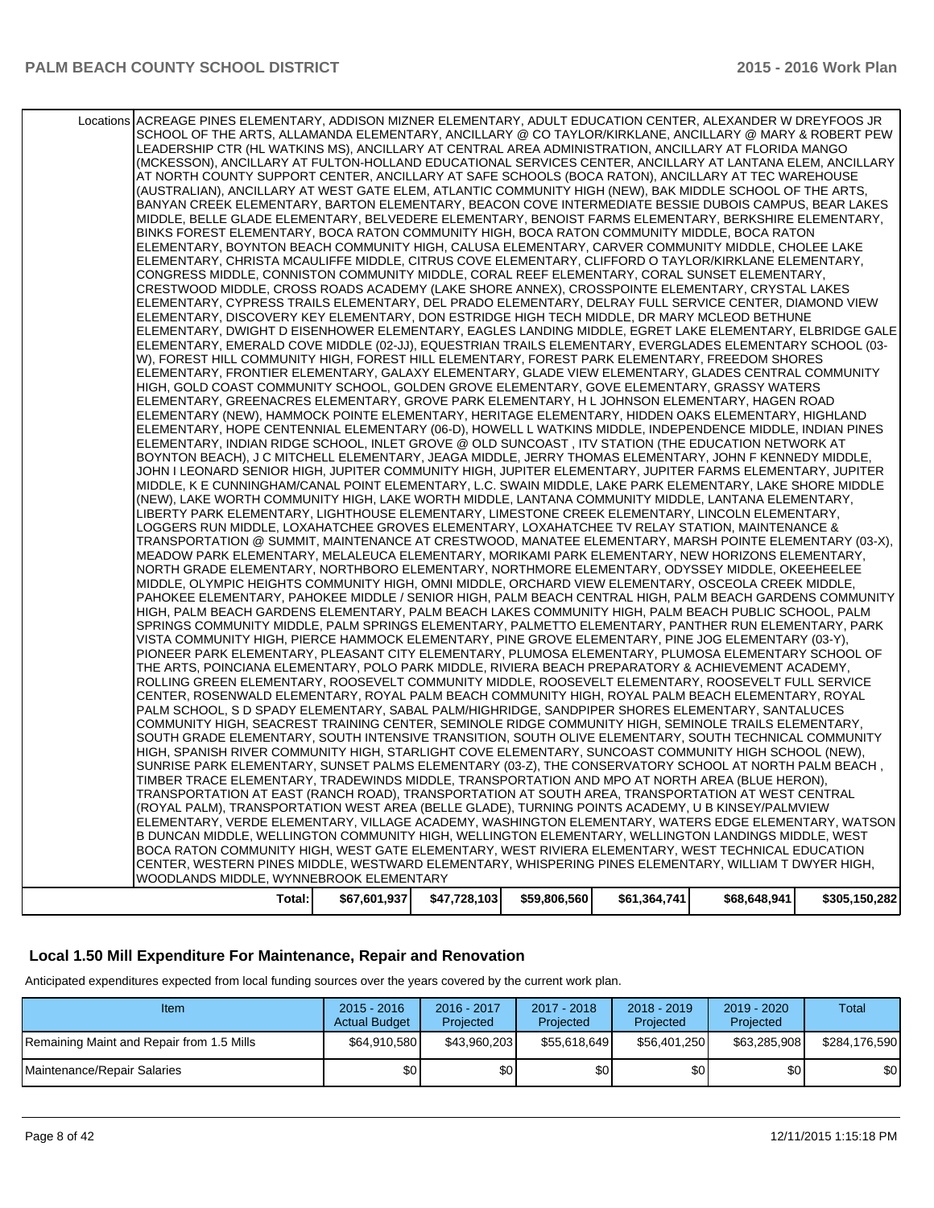| | | | | | | |
|---|---|---|---|---|---|---|
| Locations | ACREAGE PINES ELEMENTARY, ADDISON MIZNER ELEMENTARY, ADULT EDUCATION CENTER, ALEXANDER W DREYFOOS JR SCHOOL OF THE ARTS, ALLAMANDA ELEMENTARY, ANCILLARY @ CO TAYLOR/KIRKLANE, ANCILLARY @ MARY & ROBERT PEW LEADERSHIP CTR (HL WATKINS MS), ANCILLARY AT CENTRAL AREA ADMINISTRATION, ANCILLARY AT FLORIDA MANGO (MCKESSON), ANCILLARY AT FULTON-HOLLAND EDUCATIONAL SERVICES CENTER, ANCILLARY AT LANTANA ELEM, ANCILLARY AT NORTH COUNTY SUPPORT CENTER, ANCILLARY AT SAFE SCHOOLS (BOCA RATON), ANCILLARY AT TEC WAREHOUSE (AUSTRALIAN), ANCILLARY AT WEST GATE ELEM, ATLANTIC COMMUNITY HIGH (NEW), BAK MIDDLE SCHOOL OF THE ARTS, BANYAN CREEK ELEMENTARY, BARTON ELEMENTARY, BEACON COVE INTERMEDIATE BESSIE DUBOIS CAMPUS, BEAR LAKES MIDDLE, BELLE GLADE ELEMENTARY, BELVEDERE ELEMENTARY, BENOIST FARMS ELEMENTARY, BERKSHIRE ELEMENTARY, BINKS FOREST ELEMENTARY, BOCA RATON COMMUNITY HIGH, BOCA RATON COMMUNITY MIDDLE, BOCA RATON ELEMENTARY, BOYNTON BEACH COMMUNITY HIGH, CALUSA ELEMENTARY, CARVER COMMUNITY MIDDLE, CHOLEE LAKE ELEMENTARY, CHRISTA MCAULIFFE MIDDLE, CITRUS COVE ELEMENTARY, CLIFFORD O TAYLOR/KIRKLANE ELEMENTARY, CONGRESS MIDDLE, CONNISTON COMMUNITY MIDDLE, CORAL REEF ELEMENTARY, CORAL SUNSET ELEMENTARY, CRESTWOOD MIDDLE, CROSS ROADS ACADEMY (LAKE SHORE ANNEX), CROSSPOINTE ELEMENTARY, CRYSTAL LAKES ELEMENTARY, CYPRESS TRAILS ELEMENTARY, DEL PRADO ELEMENTARY, DELRAY FULL SERVICE CENTER, DIAMOND VIEW ELEMENTARY, DISCOVERY KEY ELEMENTARY, DON ESTRIDGE HIGH TECH MIDDLE, DR MARY MCLEOD BETHUNE ELEMENTARY, DWIGHT D EISENHOWER ELEMENTARY, EAGLES LANDING MIDDLE, EGRET LAKE ELEMENTARY, ELBRIDGE GALE ELEMENTARY, EMERALD COVE MIDDLE (02-JJ), EQUESTRIAN TRAILS ELEMENTARY, EVERGLADES ELEMENTARY SCHOOL (03-W), FOREST HILL COMMUNITY HIGH, FOREST HILL ELEMENTARY, FOREST PARK ELEMENTARY, FREEDOM SHORES ELEMENTARY, FRONTIER ELEMENTARY, GALAXY ELEMENTARY, GLADE VIEW ELEMENTARY, GLADES CENTRAL COMMUNITY HIGH, GOLD COAST COMMUNITY SCHOOL, GOLDEN GROVE ELEMENTARY, GOVE ELEMENTARY, GRASSY WATERS ELEMENTARY, GREENACRES ELEMENTARY, GROVE PARK ELEMENTARY, H L JOHNSON ELEMENTARY, HAGEN ROAD ELEMENTARY (NEW), HAMMOCK POINTE ELEMENTARY, HERITAGE ELEMENTARY, HIDDEN OAKS ELEMENTARY, HIGHLAND ELEMENTARY, HOPE CENTENNIAL ELEMENTARY (06-D), HOWELL L WATKINS MIDDLE, INDEPENDENCE MIDDLE, INDIAN PINES ELEMENTARY, INDIAN RIDGE SCHOOL, INLET GROVE @ OLD SUNCOAST , ITV STATION (THE EDUCATION NETWORK AT BOYNTON BEACH), J C MITCHELL ELEMENTARY, JEAGA MIDDLE, JERRY THOMAS ELEMENTARY, JOHN F KENNEDY MIDDLE, JOHN I LEONARD SENIOR HIGH, JUPITER COMMUNITY HIGH, JUPITER ELEMENTARY, JUPITER FARMS ELEMENTARY, JUPITER MIDDLE, K E CUNNINGHAM/CANAL POINT ELEMENTARY, L.C. SWAIN MIDDLE, LAKE PARK ELEMENTARY, LAKE SHORE MIDDLE (NEW), LAKE WORTH COMMUNITY HIGH, LAKE WORTH MIDDLE, LANTANA COMMUNITY MIDDLE, LANTANA ELEMENTARY, LIBERTY PARK ELEMENTARY, LIGHTHOUSE ELEMENTARY, LIMESTONE CREEK ELEMENTARY, LINCOLN ELEMENTARY, LOGGERS RUN MIDDLE, LOXAHATCHEE GROVES ELEMENTARY, LOXAHATCHEE TV RELAY STATION, MAINTENANCE & TRANSPORTATION @ SUMMIT, MAINTENANCE AT CRESTWOOD, MANATEE ELEMENTARY, MARSH POINTE ELEMENTARY (03-X), MEADOW PARK ELEMENTARY, MELALEUCA ELEMENTARY, MORIKAMI PARK ELEMENTARY, NEW HORIZONS ELEMENTARY, NORTH GRADE ELEMENTARY, NORTHBORO ELEMENTARY, NORTHMORE ELEMENTARY, ODYSSEY MIDDLE, OKEEHEELEE MIDDLE, OLYMPIC HEIGHTS COMMUNITY HIGH, OMNI MIDDLE, ORCHARD VIEW ELEMENTARY, OSCEOLA CREEK MIDDLE, PAHOKEE ELEMENTARY, PAHOKEE MIDDLE / SENIOR HIGH, PALM BEACH CENTRAL HIGH, PALM BEACH GARDENS COMMUNITY HIGH, PALM BEACH GARDENS ELEMENTARY, PALM BEACH LAKES COMMUNITY HIGH, PALM BEACH PUBLIC SCHOOL, PALM SPRINGS COMMUNITY MIDDLE, PALM SPRINGS ELEMENTARY, PALMETTO ELEMENTARY, PANTHER RUN ELEMENTARY, PARK VISTA COMMUNITY HIGH, PIERCE HAMMOCK ELEMENTARY, PINE GROVE ELEMENTARY, PINE JOG ELEMENTARY (03-Y), PIONEER PARK ELEMENTARY, PLEASANT CITY ELEMENTARY, PLUMOSA ELEMENTARY, PLUMOSA ELEMENTARY SCHOOL OF THE ARTS, POINCIANA ELEMENTARY, POLO PARK MIDDLE, RIVIERA BEACH PREPARATORY & ACHIEVEMENT ACADEMY, ROLLING GREEN ELEMENTARY, ROOSEVELT COMMUNITY MIDDLE, ROOSEVELT ELEMENTARY, ROOSEVELT FULL SERVICE CENTER, ROSENWALD ELEMENTARY, ROYAL PALM BEACH COMMUNITY HIGH, ROYAL PALM BEACH ELEMENTARY, ROYAL PALM SCHOOL, S D SPADY ELEMENTARY, SABAL PALM/HIGHRIDGE, SANDPIPER SHORES ELEMENTARY, SANTALUCES COMMUNITY HIGH, SEACREST TRAINING CENTER, SEMINOLE RIDGE COMMUNITY HIGH, SEMINOLE TRAILS ELEMENTARY, SOUTH GRADE ELEMENTARY, SOUTH INTENSIVE TRANSITION, SOUTH OLIVE ELEMENTARY, SOUTH TECHNICAL COMMUNITY HIGH, SPANISH RIVER COMMUNITY HIGH, STARLIGHT COVE ELEMENTARY, SUNCOAST COMMUNITY HIGH SCHOOL (NEW), SUNRISE PARK ELEMENTARY, SUNSET PALMS ELEMENTARY (03-Z), THE CONSERVATORY SCHOOL AT NORTH PALM BEACH , TIMBER TRACE ELEMENTARY, TRADEWINDS MIDDLE, TRANSPORTATION AND MPO AT NORTH AREA (BLUE HERON), TRANSPORTATION AT EAST (RANCH ROAD), TRANSPORTATION AT SOUTH AREA, TRANSPORTATION AT WEST CENTRAL (ROYAL PALM), TRANSPORTATION WEST AREA (BELLE GLADE), TURNING POINTS ACADEMY, U B KINSEY/PALMVIEW ELEMENTARY, VERDE ELEMENTARY, VILLAGE ACADEMY, WASHINGTON ELEMENTARY, WATERS EDGE ELEMENTARY, WATSON B DUNCAN MIDDLE, WELLINGTON COMMUNITY HIGH, WELLINGTON ELEMENTARY, WELLINGTON LANDINGS MIDDLE, WEST BOCA RATON COMMUNITY HIGH, WEST GATE ELEMENTARY, WEST RIVIERA ELEMENTARY, WEST TECHNICAL EDUCATION CENTER, WESTERN PINES MIDDLE, WESTWARD ELEMENTARY, WHISPERING PINES ELEMENTARY, WILLIAM T DWYER HIGH, WOODLANDS MIDDLE, WYNNEBROOK ELEMENTARY | | | | | |
| | Total: | $67,601,937 | $47,728,103 | $59,806,560 | $61,364,741 | $68,648,941 | $305,150,282 |

## Local 1.50 Mill Expenditure For Maintenance, Repair and Renovation

Anticipated expenditures expected from local funding sources over the years covered by the current work plan.

| Item | 2015 - 2016 Actual Budget | 2016 - 2017 Projected | 2017 - 2018 Projected | 2018 - 2019 Projected | 2019 - 2020 Projected | Total |
|---|---|---|---|---|---|---|
| Remaining Maint and Repair from 1.5 Mills | $64,910,580 | $43,960,203 | $55,618,649 | $56,401,250 | $63,285,908 | $284,176,590 |
| Maintenance/Repair Salaries | $0 | $0 | $0 | $0 | $0 | $0 |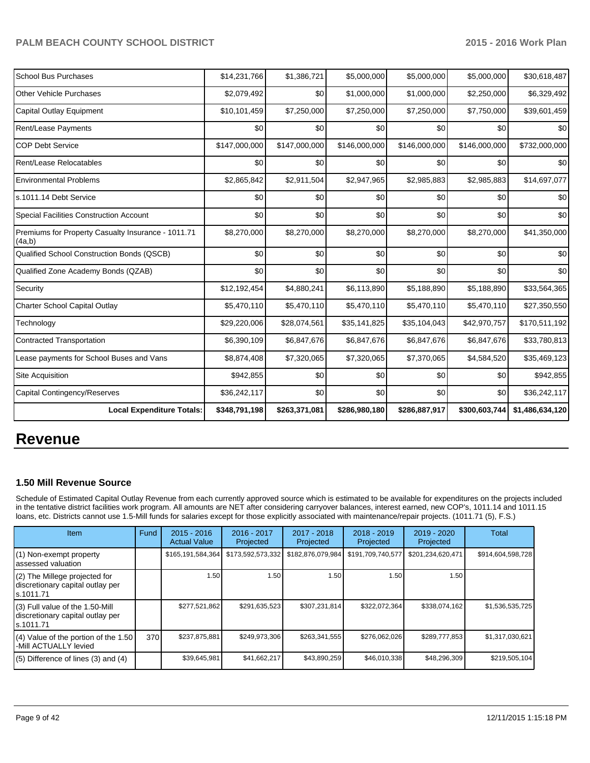| School Bus Purchases | $14,231,766 | $1,386,721 | $5,000,000 | $5,000,000 | $5,000,000 | $30,618,487 |
|---|---|---|---|---|---|---|
| Other Vehicle Purchases | $2,079,492 | $0 | $1,000,000 | $1,000,000 | $2,250,000 | $6,329,492 |
| Capital Outlay Equipment | $10,101,459 | $7,250,000 | $7,250,000 | $7,250,000 | $7,750,000 | $39,601,459 |
| Rent/Lease Payments | $0 | $0 | $0 | $0 | $0 | $0 |
| COP Debt Service | $147,000,000 | $147,000,000 | $146,000,000 | $146,000,000 | $146,000,000 | $732,000,000 |
| Rent/Lease Relocatables | $0 | $0 | $0 | $0 | $0 | $0 |
| Environmental Problems | $2,865,842 | $2,911,504 | $2,947,965 | $2,985,883 | $2,985,883 | $14,697,077 |
| s.1011.14 Debt Service | $0 | $0 | $0 | $0 | $0 | $0 |
| Special Facilities Construction Account | $0 | $0 | $0 | $0 | $0 | $0 |
| Premiums for Property Casualty Insurance - 1011.71 (4a,b) | $8,270,000 | $8,270,000 | $8,270,000 | $8,270,000 | $8,270,000 | $41,350,000 |
| Qualified School Construction Bonds (QSCB) | $0 | $0 | $0 | $0 | $0 | $0 |
| Qualified Zone Academy Bonds (QZAB) | $0 | $0 | $0 | $0 | $0 | $0 |
| Security | $12,192,454 | $4,880,241 | $6,113,890 | $5,188,890 | $5,188,890 | $33,564,365 |
| Charter School Capital Outlay | $5,470,110 | $5,470,110 | $5,470,110 | $5,470,110 | $5,470,110 | $27,350,550 |
| Technology | $29,220,006 | $28,074,561 | $35,141,825 | $35,104,043 | $42,970,757 | $170,511,192 |
| Contracted Transportation | $6,390,109 | $6,847,676 | $6,847,676 | $6,847,676 | $6,847,676 | $33,780,813 |
| Lease payments for School Buses and Vans | $8,874,408 | $7,320,065 | $7,320,065 | $7,370,065 | $4,584,520 | $35,469,123 |
| Site Acquisition | $942,855 | $0 | $0 | $0 | $0 | $942,855 |
| Capital Contingency/Reserves | $36,242,117 | $0 | $0 | $0 | $0 | $36,242,117 |
| **Local Expenditure Totals:** | **$348,791,198** | **$263,371,081** | **$286,980,180** | **$286,887,917** | **$300,603,744** | **$1,486,634,120** |

# Revenue

### 1.50 Mill Revenue Source

Schedule of Estimated Capital Outlay Revenue from each currently approved source which is estimated to be available for expenditures on the projects included in the tentative district facilities work program. All amounts are NET after considering carryover balances, interest earned, new COP's, 1011.14 and 1011.15 loans, etc. Districts cannot use 1.5-Mill funds for salaries except for those explicitly associated with maintenance/repair projects. (1011.71 (5), F.S.)

| Item | Fund | 2015 - 2016 Actual Value | 2016 - 2017 Projected | 2017 - 2018 Projected | 2018 - 2019 Projected | 2019 - 2020 Projected | Total |
|---|---|---|---|---|---|---|---|
| (1) Non-exempt property assessed valuation | | $165,191,584,364 | $173,592,573,332 | $182,876,079,984 | $191,709,740,577 | $201,234,620,471 | $914,604,598,728 |
| (2) The Millege projected for discretionary capital outlay per s.1011.71 | | 1.50 | 1.50 | 1.50 | 1.50 | 1.50 | |
| (3) Full value of the 1.50-Mill discretionary capital outlay per s.1011.71 | | $277,521,862 | $291,635,523 | $307,231,814 | $322,072,364 | $338,074,162 | $1,536,535,725 |
| (4) Value of the portion of the 1.50 -Mill ACTUALLY levied | 370 | $237,875,881 | $249,973,306 | $263,341,555 | $276,062,026 | $289,777,853 | $1,317,030,621 |
| (5) Difference of lines (3) and (4) | | $39,645,981 | $41,662,217 | $43,890,259 | $46,010,338 | $48,296,309 | $219,505,104 |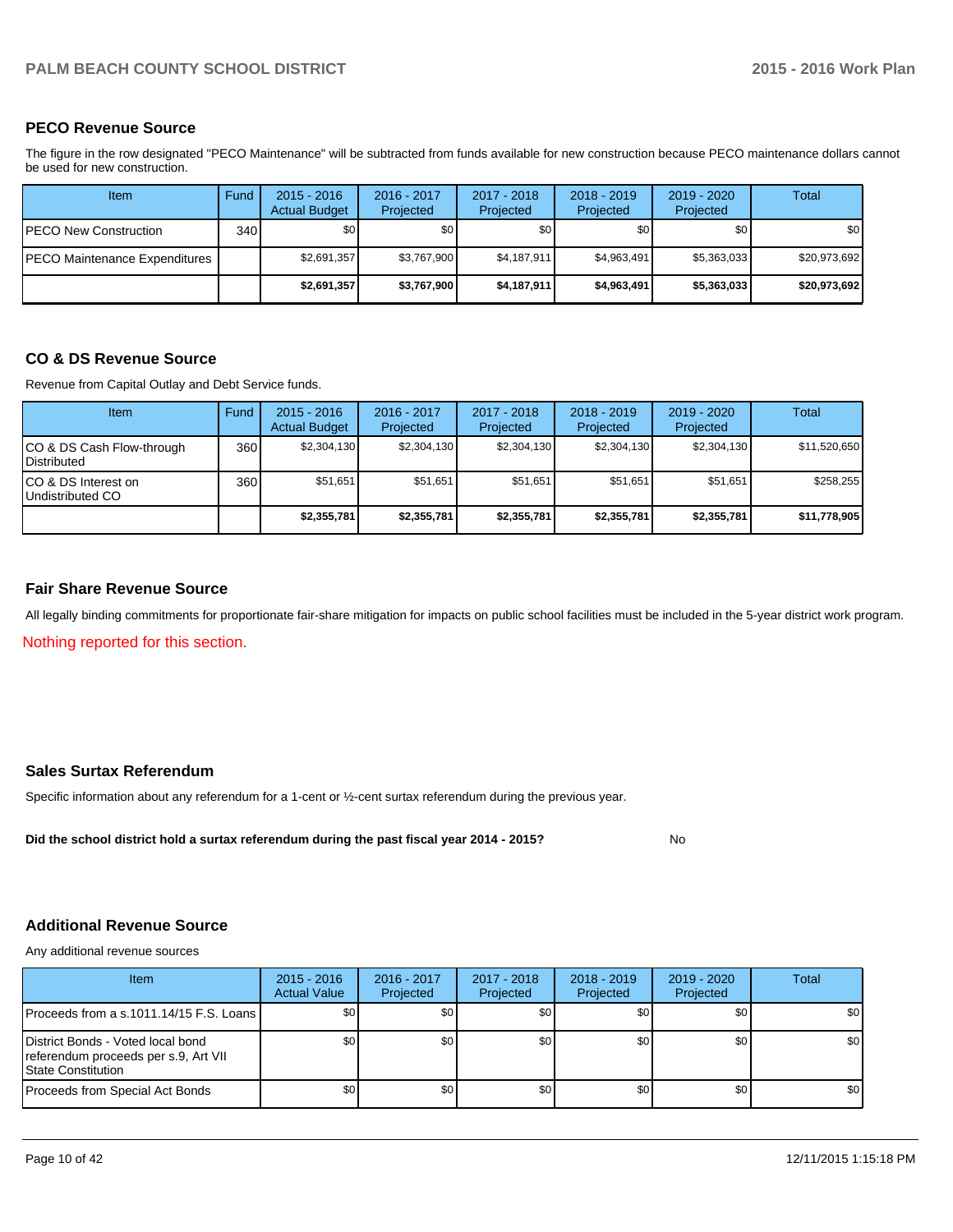### PECO Revenue Source

The figure in the row designated "PECO Maintenance" will be subtracted from funds available for new construction because PECO maintenance dollars cannot be used for new construction.

| Item | Fund | 2015 - 2016 Actual Budget | 2016 - 2017 Projected | 2017 - 2018 Projected | 2018 - 2019 Projected | 2019 - 2020 Projected | Total |
|---|---|---|---|---|---|---|---|
| PECO New Construction | 340 | $0 | $0 | $0 | $0 | $0 | $0 |
| PECO Maintenance Expenditures | | $2,691,357 | $3,767,900 | $4,187,911 | $4,963,491 | $5,363,033 | $20,973,692 |
| | | **$2,691,357** | **$3,767,900** | **$4,187,911** | **$4,963,491** | **$5,363,033** | **$20,973,692** |

### CO & DS Revenue Source

Revenue from Capital Outlay and Debt Service funds.

| Item | Fund | 2015 - 2016 Actual Budget | 2016 - 2017 Projected | 2017 - 2018 Projected | 2018 - 2019 Projected | 2019 - 2020 Projected | Total |
|---|---|---|---|---|---|---|---|
| CO & DS Cash Flow-through Distributed | 360 | $2,304,130 | $2,304,130 | $2,304,130 | $2,304,130 | $2,304,130 | $11,520,650 |
| CO & DS Interest on Undistributed CO | 360 | $51,651 | $51,651 | $51,651 | $51,651 | $51,651 | $258,255 |
| | | **$2,355,781** | **$2,355,781** | **$2,355,781** | **$2,355,781** | **$2,355,781** | **$11,778,905** |

### Fair Share Revenue Source

All legally binding commitments for proportionate fair-share mitigation for impacts on public school facilities must be included in the 5-year district work program.

Nothing reported for this section.

### Sales Surtax Referendum

Specific information about any referendum for a 1-cent or ½-cent surtax referendum during the previous year.

**Did the school district hold a surtax referendum during the past fiscal year 2014 - 2015?** No

### Additional Revenue Source

Any additional revenue sources

| Item | 2015 - 2016 Actual Value | 2016 - 2017 Projected | 2017 - 2018 Projected | 2018 - 2019 Projected | 2019 - 2020 Projected | Total |
|---|---|---|---|---|---|---|
| Proceeds from a s.1011.14/15 F.S. Loans | $0 | $0 | $0 | $0 | $0 | $0 |
| District Bonds - Voted local bond referendum proceeds per s.9, Art VII State Constitution | $0 | $0 | $0 | $0 | $0 | $0 |
| Proceeds from Special Act Bonds | $0 | $0 | $0 | $0 | $0 | $0 |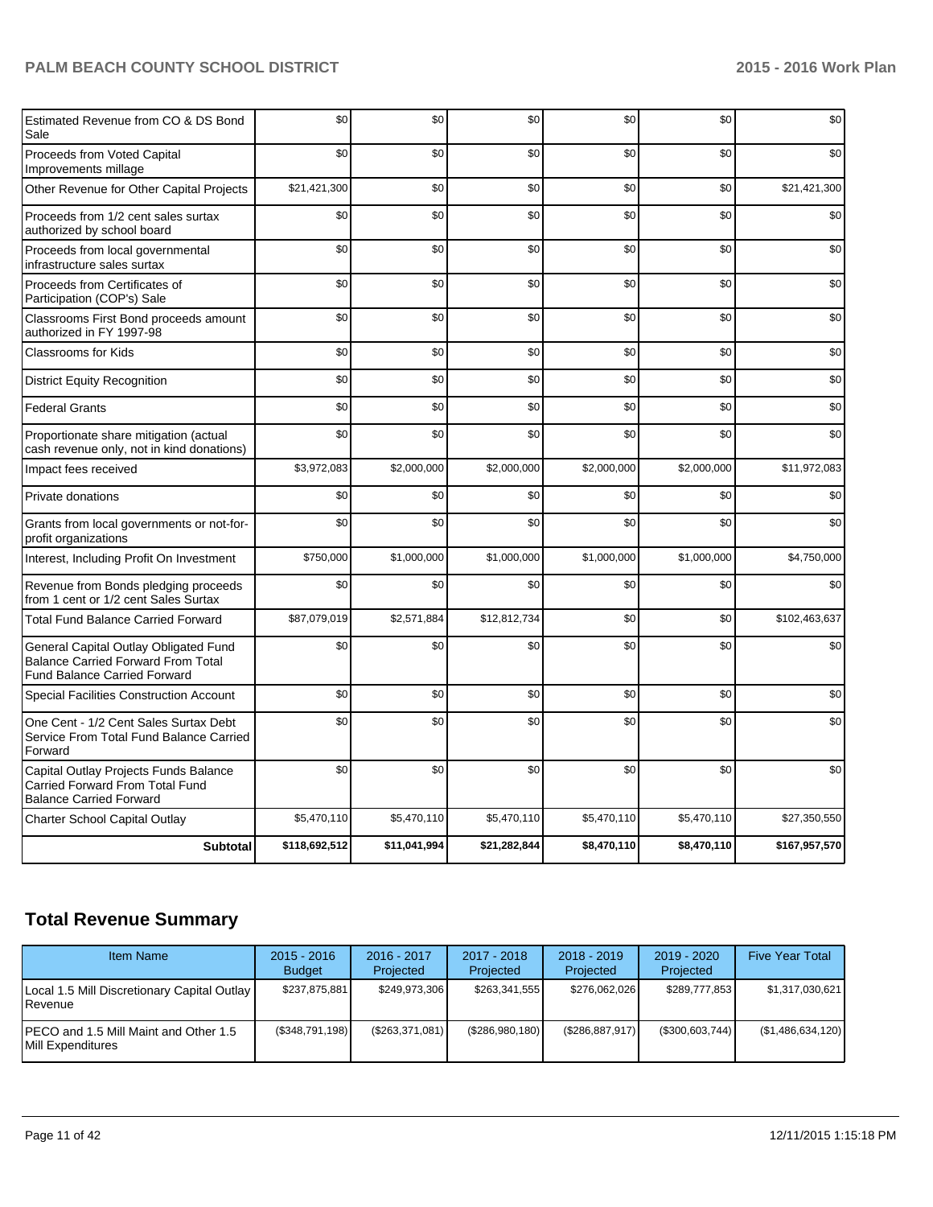| | | | | | | |
|---|---|---|---|---|---|---|
| Estimated Revenue from CO & DS Bond Sale | $0 | $0 | $0 | $0 | $0 | $0 |
| Proceeds from Voted Capital Improvements millage | $0 | $0 | $0 | $0 | $0 | $0 |
| Other Revenue for Other Capital Projects | $21,421,300 | $0 | $0 | $0 | $0 | $21,421,300 |
| Proceeds from 1/2 cent sales surtax authorized by school board | $0 | $0 | $0 | $0 | $0 | $0 |
| Proceeds from local governmental infrastructure sales surtax | $0 | $0 | $0 | $0 | $0 | $0 |
| Proceeds from Certificates of Participation (COP's) Sale | $0 | $0 | $0 | $0 | $0 | $0 |
| Classrooms First Bond proceeds amount authorized in FY 1997-98 | $0 | $0 | $0 | $0 | $0 | $0 |
| Classrooms for Kids | $0 | $0 | $0 | $0 | $0 | $0 |
| District Equity Recognition | $0 | $0 | $0 | $0 | $0 | $0 |
| Federal Grants | $0 | $0 | $0 | $0 | $0 | $0 |
| Proportionate share mitigation (actual cash revenue only, not in kind donations) | $0 | $0 | $0 | $0 | $0 | $0 |
| Impact fees received | $3,972,083 | $2,000,000 | $2,000,000 | $2,000,000 | $2,000,000 | $11,972,083 |
| Private donations | $0 | $0 | $0 | $0 | $0 | $0 |
| Grants from local governments or not-for-profit organizations | $0 | $0 | $0 | $0 | $0 | $0 |
| Interest, Including Profit On Investment | $750,000 | $1,000,000 | $1,000,000 | $1,000,000 | $1,000,000 | $4,750,000 |
| Revenue from Bonds pledging proceeds from 1 cent or 1/2 cent Sales Surtax | $0 | $0 | $0 | $0 | $0 | $0 |
| Total Fund Balance Carried Forward | $87,079,019 | $2,571,884 | $12,812,734 | $0 | $0 | $102,463,637 |
| General Capital Outlay Obligated Fund Balance Carried Forward From Total Fund Balance Carried Forward | $0 | $0 | $0 | $0 | $0 | $0 |
| Special Facilities Construction Account | $0 | $0 | $0 | $0 | $0 | $0 |
| One Cent - 1/2 Cent Sales Surtax Debt Service From Total Fund Balance Carried Forward | $0 | $0 | $0 | $0 | $0 | $0 |
| Capital Outlay Projects Funds Balance Carried Forward From Total Fund Balance Carried Forward | $0 | $0 | $0 | $0 | $0 | $0 |
| Charter School Capital Outlay | $5,470,110 | $5,470,110 | $5,470,110 | $5,470,110 | $5,470,110 | $27,350,550 |
| **Subtotal** | **$118,692,512** | **$11,041,994** | **$21,282,844** | **$8,470,110** | **$8,470,110** | **$167,957,570** |

## Total Revenue Summary

| Item Name | 2015 - 2016 Budget | 2016 - 2017 Projected | 2017 - 2018 Projected | 2018 - 2019 Projected | 2019 - 2020 Projected | Five Year Total |
|---|---|---|---|---|---|---|
| Local 1.5 Mill Discretionary Capital Outlay Revenue | $237,875,881 | $249,973,306 | $263,341,555 | $276,062,026 | $289,777,853 | $1,317,030,621 |
| PECO and 1.5 Mill Maint and Other 1.5 Mill Expenditures | ($348,791,198) | ($263,371,081) | ($286,980,180) | ($286,887,917) | ($300,603,744) | ($1,486,634,120) |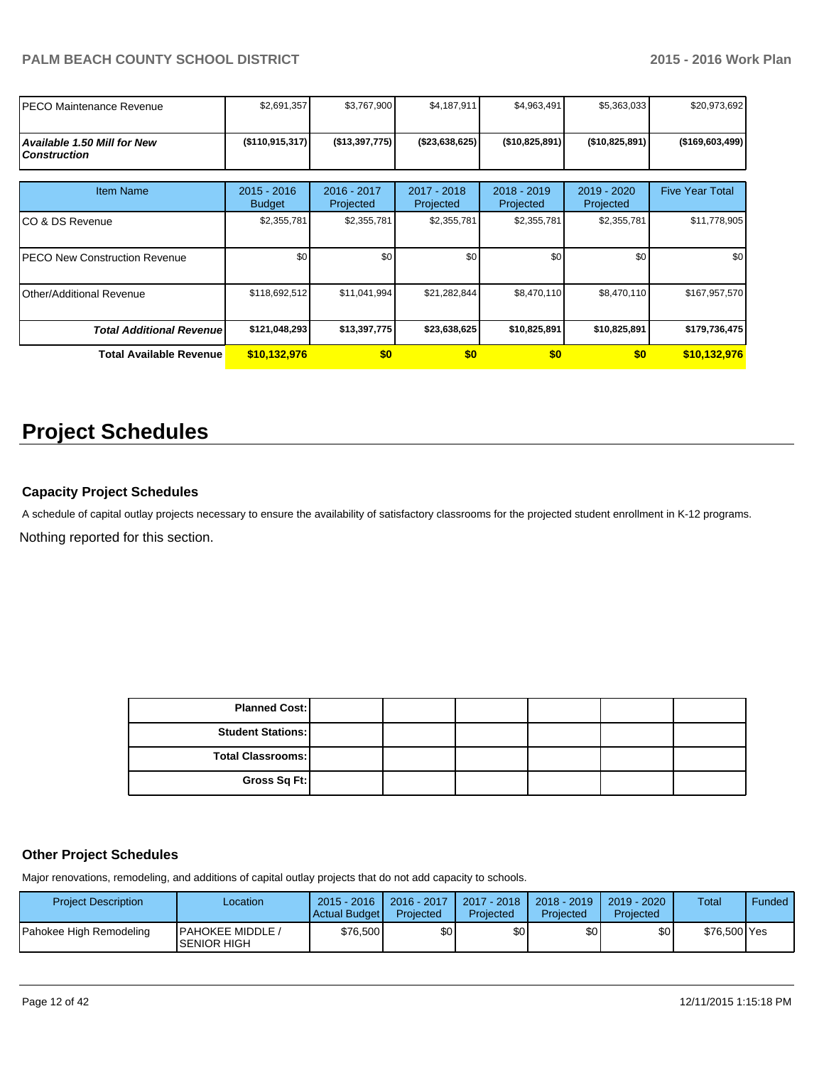| | | | | | | |
|---|---|---|---|---|---|---|
| PECO Maintenance Revenue | $2,691,357 | $3,767,900 | $4,187,911 | $4,963,491 | $5,363,033 | $20,973,692 |
| ***Available 1.50 Mill for New Construction*** | **($110,915,317)** | **($13,397,775)** | **($23,638,625)** | **($10,825,891)** | **($10,825,891)** | **($169,603,499)** |

| Item Name | 2015 - 2016 Budget | 2016 - 2017 Projected | 2017 - 2018 Projected | 2018 - 2019 Projected | 2019 - 2020 Projected | Five Year Total |
|---|---|---|---|---|---|---|
| CO & DS Revenue | $2,355,781 | $2,355,781 | $2,355,781 | $2,355,781 | $2,355,781 | $11,778,905 |
| PECO New Construction Revenue | $0 | $0 | $0 | $0 | $0 | $0 |
| Other/Additional Revenue | $118,692,512 | $11,041,994 | $21,282,844 | $8,470,110 | $8,470,110 | $167,957,570 |
| ***Total Additional Revenue*** | **$121,048,293** | **$13,397,775** | **$23,638,625** | **$10,825,891** | **$10,825,891** | **$179,736,475** |
| **Total Available Revenue** | **$10,132,976** | **$0** | **$0** | **$0** | **$0** | **$10,132,976** |

# Project Schedules

### Capacity Project Schedules

A schedule of capital outlay projects necessary to ensure the availability of satisfactory classrooms for the projected student enrollment in K-12 programs.

Nothing reported for this section.

| | | | | | |
|---|---|---|---|---|---|
| **Planned Cost:** | | | | | |
| **Student Stations:** | | | | | |
| **Total Classrooms:** | | | | | |
| **Gross Sq Ft:** | | | | | |

### Other Project Schedules

Major renovations, remodeling, and additions of capital outlay projects that do not add capacity to schools.

| Project Description | Location | 2015 - 2016 Actual Budget | 2016 - 2017 Projected | 2017 - 2018 Projected | 2018 - 2019 Projected | 2019 - 2020 Projected | Total | Funded |
|---|---|---|---|---|---|---|---|---|
| Pahokee High Remodeling | PAHOKEE MIDDLE / SENIOR HIGH | $76,500 | $0 | $0 | $0 | $0 | $76,500 | Yes |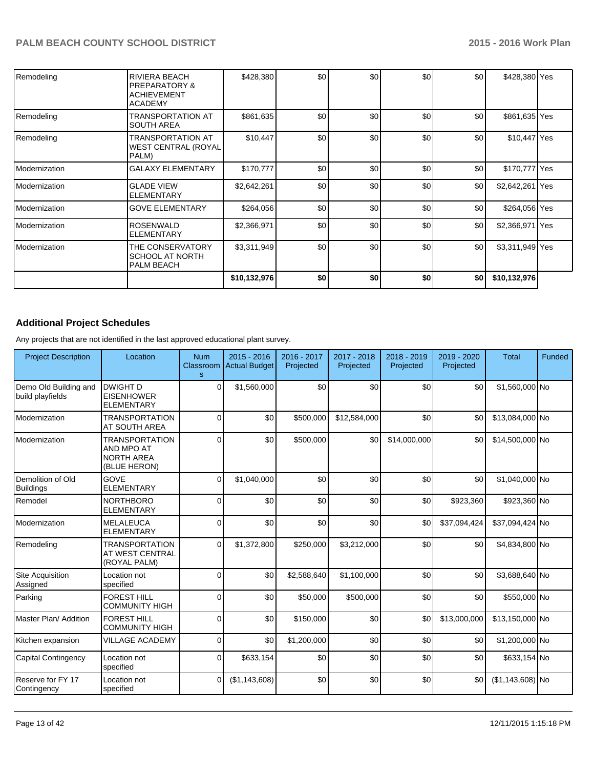| | | | | | | | | |
|---|---|---|---|---|---|---|---|---|
| Remodeling | RIVIERA BEACH PREPARATORY & ACHIEVEMENT ACADEMY | $428,380 | $0 | $0 | $0 | $0 | $428,380 | Yes |
| Remodeling | TRANSPORTATION AT SOUTH AREA | $861,635 | $0 | $0 | $0 | $0 | $861,635 | Yes |
| Remodeling | TRANSPORTATION AT WEST CENTRAL (ROYAL PALM) | $10,447 | $0 | $0 | $0 | $0 | $10,447 | Yes |
| Modernization | GALAXY ELEMENTARY | $170,777 | $0 | $0 | $0 | $0 | $170,777 | Yes |
| Modernization | GLADE VIEW ELEMENTARY | $2,642,261 | $0 | $0 | $0 | $0 | $2,642,261 | Yes |
| Modernization | GOVE ELEMENTARY | $264,056 | $0 | $0 | $0 | $0 | $264,056 | Yes |
| Modernization | ROSENWALD ELEMENTARY | $2,366,971 | $0 | $0 | $0 | $0 | $2,366,971 | Yes |
| Modernization | THE CONSERVATORY SCHOOL AT NORTH PALM BEACH | $3,311,949 | $0 | $0 | $0 | $0 | $3,311,949 | Yes |
| | | **$10,132,976** | **$0** | **$0** | **$0** | **$0** | **$10,132,976** | |

## Additional Project Schedules

Any projects that are not identified in the last approved educational plant survey.

| Project Description | Location | Num Classrooms | 2015 - 2016 Actual Budget | 2016 - 2017 Projected | 2017 - 2018 Projected | 2018 - 2019 Projected | 2019 - 2020 Projected | Total | Funded |
|---|---|---|---|---|---|---|---|---|---|
| Demo Old Building and build playfields | DWIGHT D EISENHOWER ELEMENTARY | 0 | $1,560,000 | $0 | $0 | $0 | $0 | $1,560,000 | No |
| Modernization | TRANSPORTATION AT SOUTH AREA | 0 | $0 | $500,000 | $12,584,000 | $0 | $0 | $13,084,000 | No |
| Modernization | TRANSPORTATION AND MPO AT NORTH AREA (BLUE HERON) | 0 | $0 | $500,000 | $0 | $14,000,000 | $0 | $14,500,000 | No |
| Demolition of Old Buildings | GOVE ELEMENTARY | 0 | $1,040,000 | $0 | $0 | $0 | $0 | $1,040,000 | No |
| Remodel | NORTHBORO ELEMENTARY | 0 | $0 | $0 | $0 | $0 | $923,360 | $923,360 | No |
| Modernization | MELALEUCA ELEMENTARY | 0 | $0 | $0 | $0 | $0 | $37,094,424 | $37,094,424 | No |
| Remodeling | TRANSPORTATION AT WEST CENTRAL (ROYAL PALM) | 0 | $1,372,800 | $250,000 | $3,212,000 | $0 | $0 | $4,834,800 | No |
| Site Acquisition Assigned | Location not specified | 0 | $0 | $2,588,640 | $1,100,000 | $0 | $0 | $3,688,640 | No |
| Parking | FOREST HILL COMMUNITY HIGH | 0 | $0 | $50,000 | $500,000 | $0 | $0 | $550,000 | No |
| Master Plan/ Addition | FOREST HILL COMMUNITY HIGH | 0 | $0 | $150,000 | $0 | $0 | $13,000,000 | $13,150,000 | No |
| Kitchen expansion | VILLAGE ACADEMY | 0 | $0 | $1,200,000 | $0 | $0 | $0 | $1,200,000 | No |
| Capital Contingency | Location not specified | 0 | $633,154 | $0 | $0 | $0 | $0 | $633,154 | No |
| Reserve for FY 17 Contingency | Location not specified | 0 | ($1,143,608) | $0 | $0 | $0 | $0 | ($1,143,608) | No |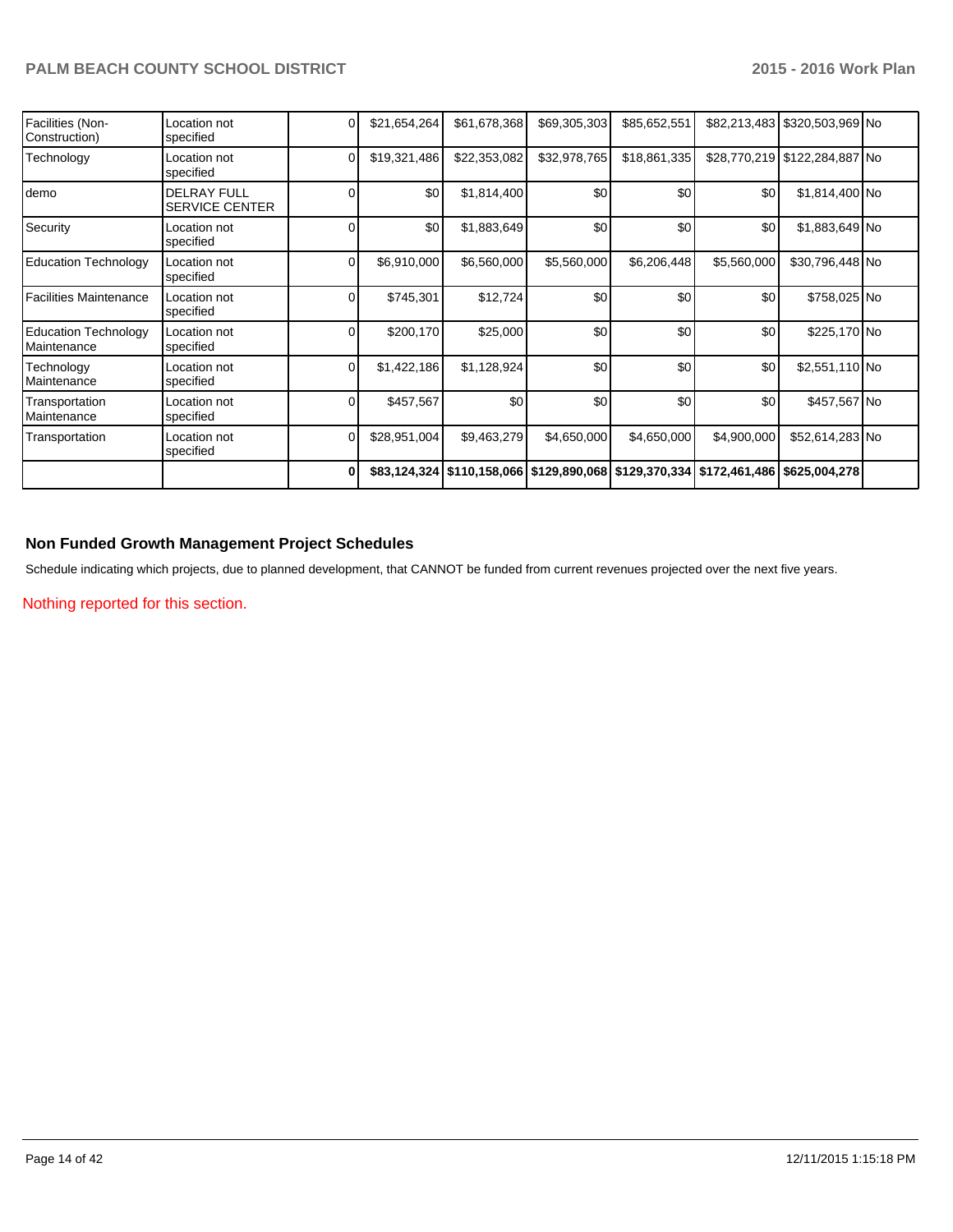| | | | | | | | | | |
|---|---|---|---|---|---|---|---|---|---|
| Facilities (Non-Construction) | Location not specified | 0 | $21,654,264 | $61,678,368 | $69,305,303 | $85,652,551 | $82,213,483 | $320,503,969 | No |
| Technology | Location not specified | 0 | $19,321,486 | $22,353,082 | $32,978,765 | $18,861,335 | $28,770,219 | $122,284,887 | No |
| demo | DELRAY FULL SERVICE CENTER | 0 | $0 | $1,814,400 | $0 | $0 | $0 | $1,814,400 | No |
| Security | Location not specified | 0 | $0 | $1,883,649 | $0 | $0 | $0 | $1,883,649 | No |
| Education Technology | Location not specified | 0 | $6,910,000 | $6,560,000 | $5,560,000 | $6,206,448 | $5,560,000 | $30,796,448 | No |
| Facilities Maintenance | Location not specified | 0 | $745,301 | $12,724 | $0 | $0 | $0 | $758,025 | No |
| Education Technology Maintenance | Location not specified | 0 | $200,170 | $25,000 | $0 | $0 | $0 | $225,170 | No |
| Technology Maintenance | Location not specified | 0 | $1,422,186 | $1,128,924 | $0 | $0 | $0 | $2,551,110 | No |
| Transportation Maintenance | Location not specified | 0 | $457,567 | $0 | $0 | $0 | $0 | $457,567 | No |
| Transportation | Location not specified | 0 | $28,951,004 | $9,463,279 | $4,650,000 | $4,650,000 | $4,900,000 | $52,614,283 | No |
| | | **0** | **$83,124,324** | **$110,158,066** | **$129,890,068** | **$129,370,334** | **$172,461,486** | **$625,004,278** | |

## Non Funded Growth Management Project Schedules

Schedule indicating which projects, due to planned development, that CANNOT be funded from current revenues projected over the next five years.

Nothing reported for this section.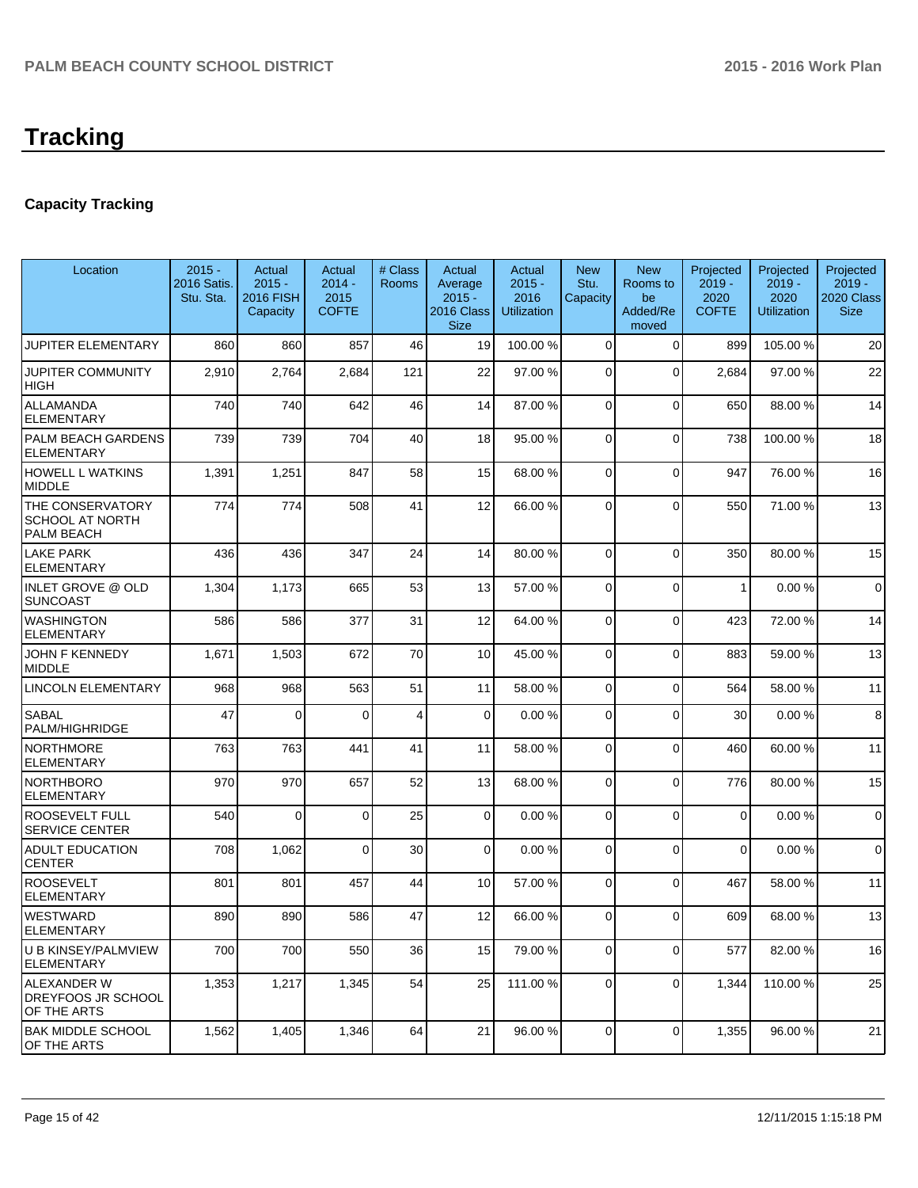# Tracking

## Capacity Tracking

| Location | 2015 - 2016 Satis. Stu. Sta. | Actual 2015 - 2016 FISH Capacity | Actual 2014 - 2015 COFTE | # Class Rooms | Actual Average 2015 - 2016 Class Size | Actual 2015 - 2016 Utilization | New Stu. Capacity | New Rooms to be Added/Removed | Projected 2019 - 2020 COFTE | Projected 2019 - 2020 Utilization | Projected 2019 - 2020 Class Size |
|---|---|---|---|---|---|---|---|---|---|---|---|
| JUPITER ELEMENTARY | 860 | 860 | 857 | 46 | 19 | 100.00 % | 0 | 0 | 899 | 105.00 % | 20 |
| JUPITER COMMUNITY HIGH | 2,910 | 2,764 | 2,684 | 121 | 22 | 97.00 % | 0 | 0 | 2,684 | 97.00 % | 22 |
| ALLAMANDA ELEMENTARY | 740 | 740 | 642 | 46 | 14 | 87.00 % | 0 | 0 | 650 | 88.00 % | 14 |
| PALM BEACH GARDENS ELEMENTARY | 739 | 739 | 704 | 40 | 18 | 95.00 % | 0 | 0 | 738 | 100.00 % | 18 |
| HOWELL L WATKINS MIDDLE | 1,391 | 1,251 | 847 | 58 | 15 | 68.00 % | 0 | 0 | 947 | 76.00 % | 16 |
| THE CONSERVATORY SCHOOL AT NORTH PALM BEACH | 774 | 774 | 508 | 41 | 12 | 66.00 % | 0 | 0 | 550 | 71.00 % | 13 |
| LAKE PARK ELEMENTARY | 436 | 436 | 347 | 24 | 14 | 80.00 % | 0 | 0 | 350 | 80.00 % | 15 |
| INLET GROVE @ OLD SUNCOAST | 1,304 | 1,173 | 665 | 53 | 13 | 57.00 % | 0 | 0 | 1 | 0.00 % | 0 |
| WASHINGTON ELEMENTARY | 586 | 586 | 377 | 31 | 12 | 64.00 % | 0 | 0 | 423 | 72.00 % | 14 |
| JOHN F KENNEDY MIDDLE | 1,671 | 1,503 | 672 | 70 | 10 | 45.00 % | 0 | 0 | 883 | 59.00 % | 13 |
| LINCOLN ELEMENTARY | 968 | 968 | 563 | 51 | 11 | 58.00 % | 0 | 0 | 564 | 58.00 % | 11 |
| SABAL PALM/HIGHRIDGE | 47 | 0 | 0 | 4 | 0 | 0.00 % | 0 | 0 | 30 | 0.00 % | 8 |
| NORTHMORE ELEMENTARY | 763 | 763 | 441 | 41 | 11 | 58.00 % | 0 | 0 | 460 | 60.00 % | 11 |
| NORTHBORO ELEMENTARY | 970 | 970 | 657 | 52 | 13 | 68.00 % | 0 | 0 | 776 | 80.00 % | 15 |
| ROOSEVELT FULL SERVICE CENTER | 540 | 0 | 0 | 25 | 0 | 0.00 % | 0 | 0 | 0 | 0.00 % | 0 |
| ADULT EDUCATION CENTER | 708 | 1,062 | 0 | 30 | 0 | 0.00 % | 0 | 0 | 0 | 0.00 % | 0 |
| ROOSEVELT ELEMENTARY | 801 | 801 | 457 | 44 | 10 | 57.00 % | 0 | 0 | 467 | 58.00 % | 11 |
| WESTWARD ELEMENTARY | 890 | 890 | 586 | 47 | 12 | 66.00 % | 0 | 0 | 609 | 68.00 % | 13 |
| U B KINSEY/PALMVIEW ELEMENTARY | 700 | 700 | 550 | 36 | 15 | 79.00 % | 0 | 0 | 577 | 82.00 % | 16 |
| ALEXANDER W DREYFOOS JR SCHOOL OF THE ARTS | 1,353 | 1,217 | 1,345 | 54 | 25 | 111.00 % | 0 | 0 | 1,344 | 110.00 % | 25 |
| BAK MIDDLE SCHOOL OF THE ARTS | 1,562 | 1,405 | 1,346 | 64 | 21 | 96.00 % | 0 | 0 | 1,355 | 96.00 % | 21 |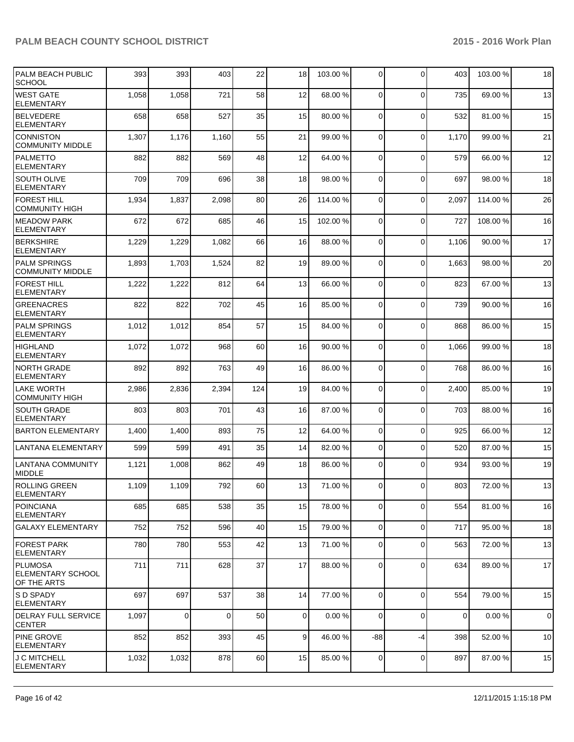| PALM BEACH PUBLIC SCHOOL | 393 | 393 | 403 | 22 | 18 | 103.00 % | 0 | 0 | 403 | 103.00 % | 18 |
|---|---|---|---|---|---|---|---|---|---|---|---|
| WEST GATE ELEMENTARY | 1,058 | 1,058 | 721 | 58 | 12 | 68.00 % | 0 | 0 | 735 | 69.00 % | 13 |
| BELVEDERE ELEMENTARY | 658 | 658 | 527 | 35 | 15 | 80.00 % | 0 | 0 | 532 | 81.00 % | 15 |
| CONNISTON COMMUNITY MIDDLE | 1,307 | 1,176 | 1,160 | 55 | 21 | 99.00 % | 0 | 0 | 1,170 | 99.00 % | 21 |
| PALMETTO ELEMENTARY | 882 | 882 | 569 | 48 | 12 | 64.00 % | 0 | 0 | 579 | 66.00 % | 12 |
| SOUTH OLIVE ELEMENTARY | 709 | 709 | 696 | 38 | 18 | 98.00 % | 0 | 0 | 697 | 98.00 % | 18 |
| FOREST HILL COMMUNITY HIGH | 1,934 | 1,837 | 2,098 | 80 | 26 | 114.00 % | 0 | 0 | 2,097 | 114.00 % | 26 |
| MEADOW PARK ELEMENTARY | 672 | 672 | 685 | 46 | 15 | 102.00 % | 0 | 0 | 727 | 108.00 % | 16 |
| BERKSHIRE ELEMENTARY | 1,229 | 1,229 | 1,082 | 66 | 16 | 88.00 % | 0 | 0 | 1,106 | 90.00 % | 17 |
| PALM SPRINGS COMMUNITY MIDDLE | 1,893 | 1,703 | 1,524 | 82 | 19 | 89.00 % | 0 | 0 | 1,663 | 98.00 % | 20 |
| FOREST HILL ELEMENTARY | 1,222 | 1,222 | 812 | 64 | 13 | 66.00 % | 0 | 0 | 823 | 67.00 % | 13 |
| GREENACRES ELEMENTARY | 822 | 822 | 702 | 45 | 16 | 85.00 % | 0 | 0 | 739 | 90.00 % | 16 |
| PALM SPRINGS ELEMENTARY | 1,012 | 1,012 | 854 | 57 | 15 | 84.00 % | 0 | 0 | 868 | 86.00 % | 15 |
| HIGHLAND ELEMENTARY | 1,072 | 1,072 | 968 | 60 | 16 | 90.00 % | 0 | 0 | 1,066 | 99.00 % | 18 |
| NORTH GRADE ELEMENTARY | 892 | 892 | 763 | 49 | 16 | 86.00 % | 0 | 0 | 768 | 86.00 % | 16 |
| LAKE WORTH COMMUNITY HIGH | 2,986 | 2,836 | 2,394 | 124 | 19 | 84.00 % | 0 | 0 | 2,400 | 85.00 % | 19 |
| SOUTH GRADE ELEMENTARY | 803 | 803 | 701 | 43 | 16 | 87.00 % | 0 | 0 | 703 | 88.00 % | 16 |
| BARTON ELEMENTARY | 1,400 | 1,400 | 893 | 75 | 12 | 64.00 % | 0 | 0 | 925 | 66.00 % | 12 |
| LANTANA ELEMENTARY | 599 | 599 | 491 | 35 | 14 | 82.00 % | 0 | 0 | 520 | 87.00 % | 15 |
| LANTANA COMMUNITY MIDDLE | 1,121 | 1,008 | 862 | 49 | 18 | 86.00 % | 0 | 0 | 934 | 93.00 % | 19 |
| ROLLING GREEN ELEMENTARY | 1,109 | 1,109 | 792 | 60 | 13 | 71.00 % | 0 | 0 | 803 | 72.00 % | 13 |
| POINCIANA ELEMENTARY | 685 | 685 | 538 | 35 | 15 | 78.00 % | 0 | 0 | 554 | 81.00 % | 16 |
| GALAXY ELEMENTARY | 752 | 752 | 596 | 40 | 15 | 79.00 % | 0 | 0 | 717 | 95.00 % | 18 |
| FOREST PARK ELEMENTARY | 780 | 780 | 553 | 42 | 13 | 71.00 % | 0 | 0 | 563 | 72.00 % | 13 |
| PLUMOSA ELEMENTARY SCHOOL OF THE ARTS | 711 | 711 | 628 | 37 | 17 | 88.00 % | 0 | 0 | 634 | 89.00 % | 17 |
| S D SPADY ELEMENTARY | 697 | 697 | 537 | 38 | 14 | 77.00 % | 0 | 0 | 554 | 79.00 % | 15 |
| DELRAY FULL SERVICE CENTER | 1,097 | 0 | 0 | 50 | 0 | 0.00 % | 0 | 0 | 0 | 0.00 % | 0 |
| PINE GROVE ELEMENTARY | 852 | 852 | 393 | 45 | 9 | 46.00 % | -88 | -4 | 398 | 52.00 % | 10 |
| J C MITCHELL ELEMENTARY | 1,032 | 1,032 | 878 | 60 | 15 | 85.00 % | 0 | 0 | 897 | 87.00 % | 15 |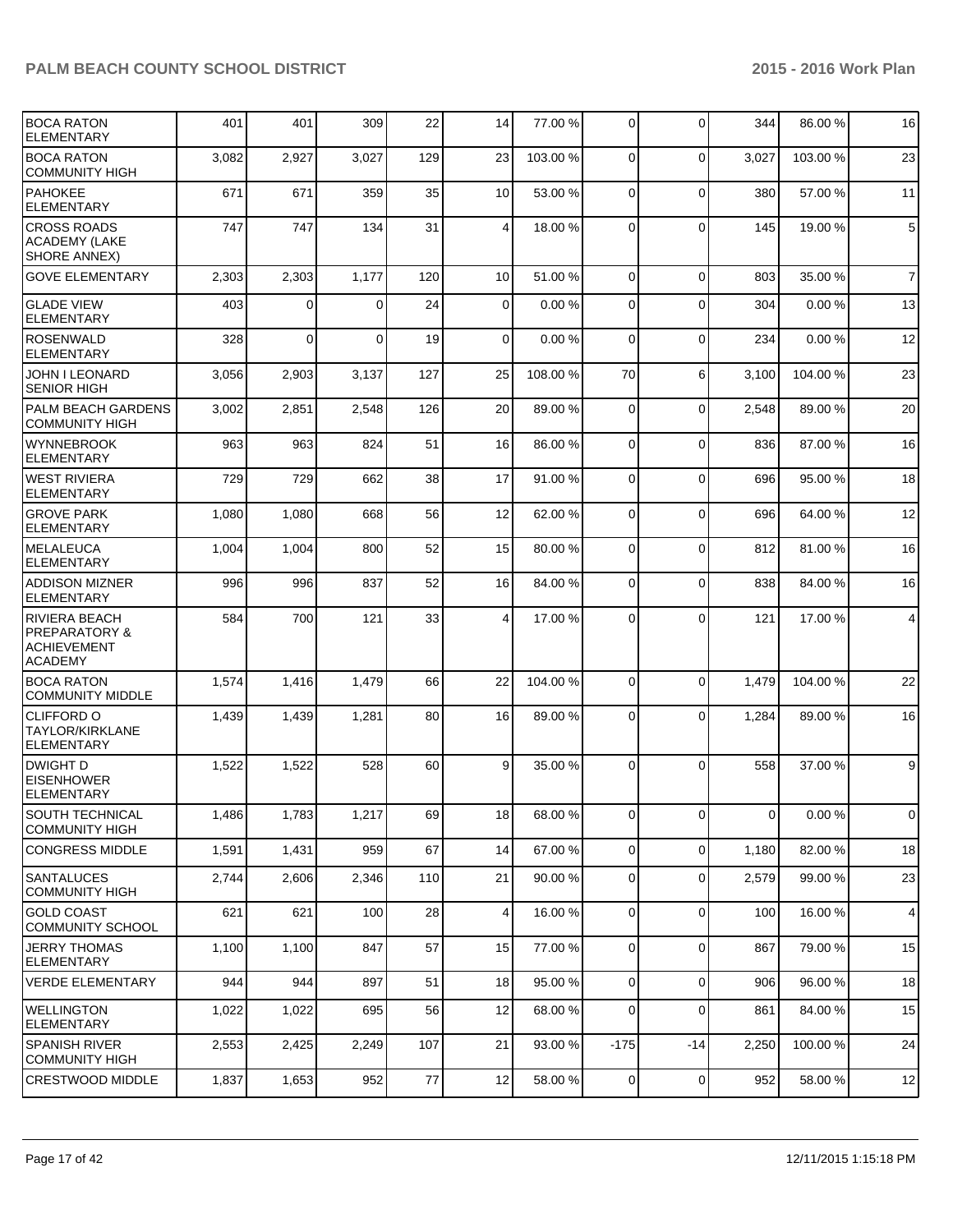| | | | | | | | | | | |
|---|---|---|---|---|---|---|---|---|---|---|
| BOCA RATON ELEMENTARY | 401 | 401 | 309 | 22 | 14 | 77.00 % | 0 | 0 | 344 | 86.00 % | 16 |
| BOCA RATON COMMUNITY HIGH | 3,082 | 2,927 | 3,027 | 129 | 23 | 103.00 % | 0 | 0 | 3,027 | 103.00 % | 23 |
| PAHOKEE ELEMENTARY | 671 | 671 | 359 | 35 | 10 | 53.00 % | 0 | 0 | 380 | 57.00 % | 11 |
| CROSS ROADS ACADEMY (LAKE SHORE ANNEX) | 747 | 747 | 134 | 31 | 4 | 18.00 % | 0 | 0 | 145 | 19.00 % | 5 |
| GOVE ELEMENTARY | 2,303 | 2,303 | 1,177 | 120 | 10 | 51.00 % | 0 | 0 | 803 | 35.00 % | 7 |
| GLADE VIEW ELEMENTARY | 403 | 0 | 0 | 24 | 0 | 0.00 % | 0 | 0 | 304 | 0.00 % | 13 |
| ROSENWALD ELEMENTARY | 328 | 0 | 0 | 19 | 0 | 0.00 % | 0 | 0 | 234 | 0.00 % | 12 |
| JOHN I LEONARD SENIOR HIGH | 3,056 | 2,903 | 3,137 | 127 | 25 | 108.00 % | 70 | 6 | 3,100 | 104.00 % | 23 |
| PALM BEACH GARDENS COMMUNITY HIGH | 3,002 | 2,851 | 2,548 | 126 | 20 | 89.00 % | 0 | 0 | 2,548 | 89.00 % | 20 |
| WYNNEBROOK ELEMENTARY | 963 | 963 | 824 | 51 | 16 | 86.00 % | 0 | 0 | 836 | 87.00 % | 16 |
| WEST RIVIERA ELEMENTARY | 729 | 729 | 662 | 38 | 17 | 91.00 % | 0 | 0 | 696 | 95.00 % | 18 |
| GROVE PARK ELEMENTARY | 1,080 | 1,080 | 668 | 56 | 12 | 62.00 % | 0 | 0 | 696 | 64.00 % | 12 |
| MELALEUCA ELEMENTARY | 1,004 | 1,004 | 800 | 52 | 15 | 80.00 % | 0 | 0 | 812 | 81.00 % | 16 |
| ADDISON MIZNER ELEMENTARY | 996 | 996 | 837 | 52 | 16 | 84.00 % | 0 | 0 | 838 | 84.00 % | 16 |
| RIVIERA BEACH PREPARATORY & ACHIEVEMENT ACADEMY | 584 | 700 | 121 | 33 | 4 | 17.00 % | 0 | 0 | 121 | 17.00 % | 4 |
| BOCA RATON COMMUNITY MIDDLE | 1,574 | 1,416 | 1,479 | 66 | 22 | 104.00 % | 0 | 0 | 1,479 | 104.00 % | 22 |
| CLIFFORD O TAYLOR/KIRKLANE ELEMENTARY | 1,439 | 1,439 | 1,281 | 80 | 16 | 89.00 % | 0 | 0 | 1,284 | 89.00 % | 16 |
| DWIGHT D EISENHOWER ELEMENTARY | 1,522 | 1,522 | 528 | 60 | 9 | 35.00 % | 0 | 0 | 558 | 37.00 % | 9 |
| SOUTH TECHNICAL COMMUNITY HIGH | 1,486 | 1,783 | 1,217 | 69 | 18 | 68.00 % | 0 | 0 | 0 | 0.00 % | 0 |
| CONGRESS MIDDLE | 1,591 | 1,431 | 959 | 67 | 14 | 67.00 % | 0 | 0 | 1,180 | 82.00 % | 18 |
| SANTALUCES COMMUNITY HIGH | 2,744 | 2,606 | 2,346 | 110 | 21 | 90.00 % | 0 | 0 | 2,579 | 99.00 % | 23 |
| GOLD COAST COMMUNITY SCHOOL | 621 | 621 | 100 | 28 | 4 | 16.00 % | 0 | 0 | 100 | 16.00 % | 4 |
| JERRY THOMAS ELEMENTARY | 1,100 | 1,100 | 847 | 57 | 15 | 77.00 % | 0 | 0 | 867 | 79.00 % | 15 |
| VERDE ELEMENTARY | 944 | 944 | 897 | 51 | 18 | 95.00 % | 0 | 0 | 906 | 96.00 % | 18 |
| WELLINGTON ELEMENTARY | 1,022 | 1,022 | 695 | 56 | 12 | 68.00 % | 0 | 0 | 861 | 84.00 % | 15 |
| SPANISH RIVER COMMUNITY HIGH | 2,553 | 2,425 | 2,249 | 107 | 21 | 93.00 % | -175 | -14 | 2,250 | 100.00 % | 24 |
| CRESTWOOD MIDDLE | 1,837 | 1,653 | 952 | 77 | 12 | 58.00 % | 0 | 0 | 952 | 58.00 % | 12 |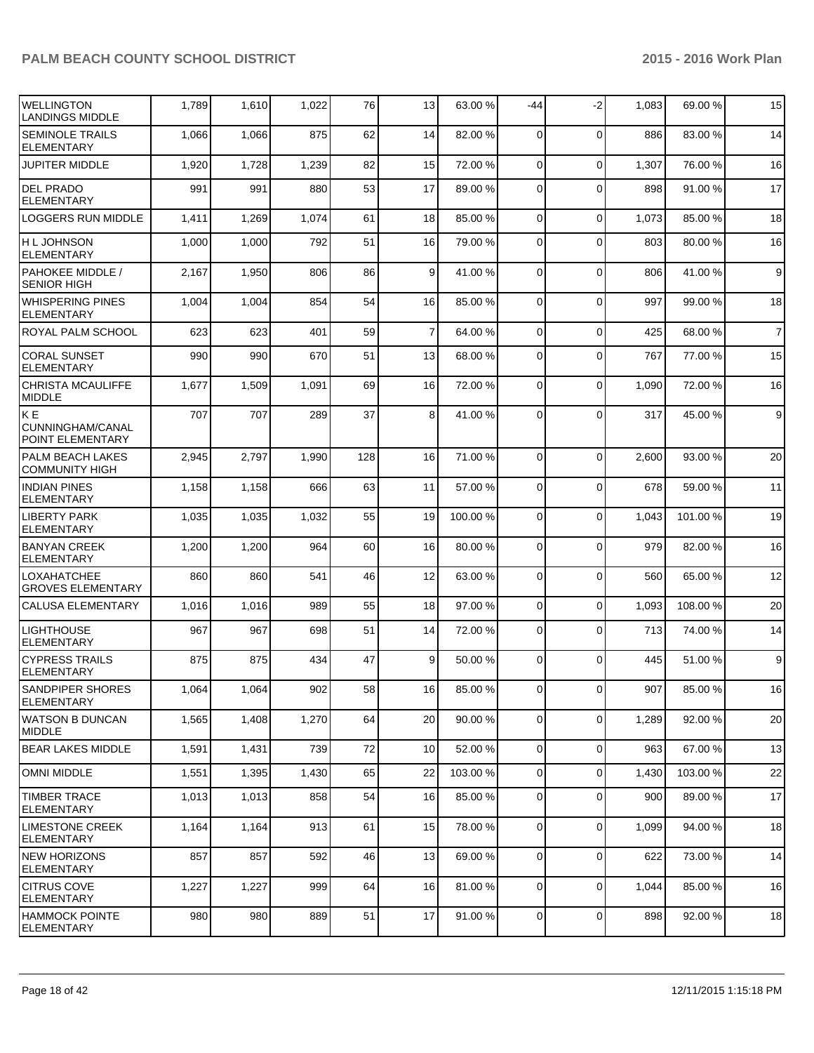| | | | | | | | | | | |
|---|---|---|---|---|---|---|---|---|---|---|
| WELLINGTON LANDINGS MIDDLE | 1,789 | 1,610 | 1,022 | 76 | 13 | 63.00 % | -44 | -2 | 1,083 | 69.00 % | 15 |
| SEMINOLE TRAILS ELEMENTARY | 1,066 | 1,066 | 875 | 62 | 14 | 82.00 % | 0 | 0 | 886 | 83.00 % | 14 |
| JUPITER MIDDLE | 1,920 | 1,728 | 1,239 | 82 | 15 | 72.00 % | 0 | 0 | 1,307 | 76.00 % | 16 |
| DEL PRADO ELEMENTARY | 991 | 991 | 880 | 53 | 17 | 89.00 % | 0 | 0 | 898 | 91.00 % | 17 |
| LOGGERS RUN MIDDLE | 1,411 | 1,269 | 1,074 | 61 | 18 | 85.00 % | 0 | 0 | 1,073 | 85.00 % | 18 |
| H L JOHNSON ELEMENTARY | 1,000 | 1,000 | 792 | 51 | 16 | 79.00 % | 0 | 0 | 803 | 80.00 % | 16 |
| PAHOKEE MIDDLE / SENIOR HIGH | 2,167 | 1,950 | 806 | 86 | 9 | 41.00 % | 0 | 0 | 806 | 41.00 % | 9 |
| WHISPERING PINES ELEMENTARY | 1,004 | 1,004 | 854 | 54 | 16 | 85.00 % | 0 | 0 | 997 | 99.00 % | 18 |
| ROYAL PALM SCHOOL | 623 | 623 | 401 | 59 | 7 | 64.00 % | 0 | 0 | 425 | 68.00 % | 7 |
| CORAL SUNSET ELEMENTARY | 990 | 990 | 670 | 51 | 13 | 68.00 % | 0 | 0 | 767 | 77.00 % | 15 |
| CHRISTA MCAULIFFE MIDDLE | 1,677 | 1,509 | 1,091 | 69 | 16 | 72.00 % | 0 | 0 | 1,090 | 72.00 % | 16 |
| K E CUNNINGHAM/CANAL POINT ELEMENTARY | 707 | 707 | 289 | 37 | 8 | 41.00 % | 0 | 0 | 317 | 45.00 % | 9 |
| PALM BEACH LAKES COMMUNITY HIGH | 2,945 | 2,797 | 1,990 | 128 | 16 | 71.00 % | 0 | 0 | 2,600 | 93.00 % | 20 |
| INDIAN PINES ELEMENTARY | 1,158 | 1,158 | 666 | 63 | 11 | 57.00 % | 0 | 0 | 678 | 59.00 % | 11 |
| LIBERTY PARK ELEMENTARY | 1,035 | 1,035 | 1,032 | 55 | 19 | 100.00 % | 0 | 0 | 1,043 | 101.00 % | 19 |
| BANYAN CREEK ELEMENTARY | 1,200 | 1,200 | 964 | 60 | 16 | 80.00 % | 0 | 0 | 979 | 82.00 % | 16 |
| LOXAHATCHEE GROVES ELEMENTARY | 860 | 860 | 541 | 46 | 12 | 63.00 % | 0 | 0 | 560 | 65.00 % | 12 |
| CALUSA ELEMENTARY | 1,016 | 1,016 | 989 | 55 | 18 | 97.00 % | 0 | 0 | 1,093 | 108.00 % | 20 |
| LIGHTHOUSE ELEMENTARY | 967 | 967 | 698 | 51 | 14 | 72.00 % | 0 | 0 | 713 | 74.00 % | 14 |
| CYPRESS TRAILS ELEMENTARY | 875 | 875 | 434 | 47 | 9 | 50.00 % | 0 | 0 | 445 | 51.00 % | 9 |
| SANDPIPER SHORES ELEMENTARY | 1,064 | 1,064 | 902 | 58 | 16 | 85.00 % | 0 | 0 | 907 | 85.00 % | 16 |
| WATSON B DUNCAN MIDDLE | 1,565 | 1,408 | 1,270 | 64 | 20 | 90.00 % | 0 | 0 | 1,289 | 92.00 % | 20 |
| BEAR LAKES MIDDLE | 1,591 | 1,431 | 739 | 72 | 10 | 52.00 % | 0 | 0 | 963 | 67.00 % | 13 |
| OMNI MIDDLE | 1,551 | 1,395 | 1,430 | 65 | 22 | 103.00 % | 0 | 0 | 1,430 | 103.00 % | 22 |
| TIMBER TRACE ELEMENTARY | 1,013 | 1,013 | 858 | 54 | 16 | 85.00 % | 0 | 0 | 900 | 89.00 % | 17 |
| LIMESTONE CREEK ELEMENTARY | 1,164 | 1,164 | 913 | 61 | 15 | 78.00 % | 0 | 0 | 1,099 | 94.00 % | 18 |
| NEW HORIZONS ELEMENTARY | 857 | 857 | 592 | 46 | 13 | 69.00 % | 0 | 0 | 622 | 73.00 % | 14 |
| CITRUS COVE ELEMENTARY | 1,227 | 1,227 | 999 | 64 | 16 | 81.00 % | 0 | 0 | 1,044 | 85.00 % | 16 |
| HAMMOCK POINTE ELEMENTARY | 980 | 980 | 889 | 51 | 17 | 91.00 % | 0 | 0 | 898 | 92.00 % | 18 |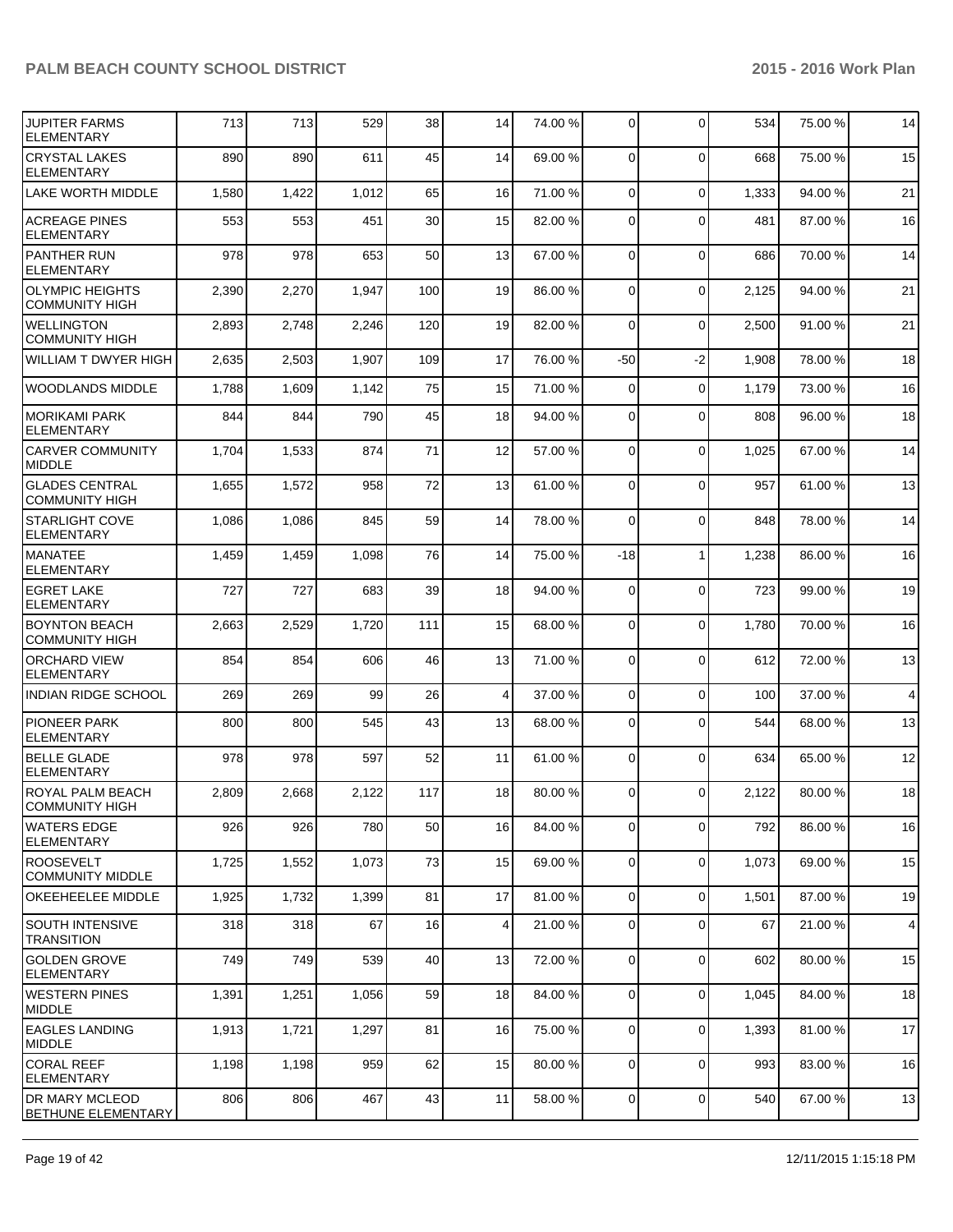| JUPITER FARMS ELEMENTARY | 713 | 713 | 529 | 38 | 14 | 74.00 % | 0 | 0 | 534 | 75.00 % | 14 |
|---|---|---|---|---|---|---|---|---|---|---|---|
| CRYSTAL LAKES ELEMENTARY | 890 | 890 | 611 | 45 | 14 | 69.00 % | 0 | 0 | 668 | 75.00 % | 15 |
| LAKE WORTH MIDDLE | 1,580 | 1,422 | 1,012 | 65 | 16 | 71.00 % | 0 | 0 | 1,333 | 94.00 % | 21 |
| ACREAGE PINES ELEMENTARY | 553 | 553 | 451 | 30 | 15 | 82.00 % | 0 | 0 | 481 | 87.00 % | 16 |
| PANTHER RUN ELEMENTARY | 978 | 978 | 653 | 50 | 13 | 67.00 % | 0 | 0 | 686 | 70.00 % | 14 |
| OLYMPIC HEIGHTS COMMUNITY HIGH | 2,390 | 2,270 | 1,947 | 100 | 19 | 86.00 % | 0 | 0 | 2,125 | 94.00 % | 21 |
| WELLINGTON COMMUNITY HIGH | 2,893 | 2,748 | 2,246 | 120 | 19 | 82.00 % | 0 | 0 | 2,500 | 91.00 % | 21 |
| WILLIAM T DWYER HIGH | 2,635 | 2,503 | 1,907 | 109 | 17 | 76.00 % | -50 | -2 | 1,908 | 78.00 % | 18 |
| WOODLANDS MIDDLE | 1,788 | 1,609 | 1,142 | 75 | 15 | 71.00 % | 0 | 0 | 1,179 | 73.00 % | 16 |
| MORIKAMI PARK ELEMENTARY | 844 | 844 | 790 | 45 | 18 | 94.00 % | 0 | 0 | 808 | 96.00 % | 18 |
| CARVER COMMUNITY MIDDLE | 1,704 | 1,533 | 874 | 71 | 12 | 57.00 % | 0 | 0 | 1,025 | 67.00 % | 14 |
| GLADES CENTRAL COMMUNITY HIGH | 1,655 | 1,572 | 958 | 72 | 13 | 61.00 % | 0 | 0 | 957 | 61.00 % | 13 |
| STARLIGHT COVE ELEMENTARY | 1,086 | 1,086 | 845 | 59 | 14 | 78.00 % | 0 | 0 | 848 | 78.00 % | 14 |
| MANATEE ELEMENTARY | 1,459 | 1,459 | 1,098 | 76 | 14 | 75.00 % | -18 | 1 | 1,238 | 86.00 % | 16 |
| EGRET LAKE ELEMENTARY | 727 | 727 | 683 | 39 | 18 | 94.00 % | 0 | 0 | 723 | 99.00 % | 19 |
| BOYNTON BEACH COMMUNITY HIGH | 2,663 | 2,529 | 1,720 | 111 | 15 | 68.00 % | 0 | 0 | 1,780 | 70.00 % | 16 |
| ORCHARD VIEW ELEMENTARY | 854 | 854 | 606 | 46 | 13 | 71.00 % | 0 | 0 | 612 | 72.00 % | 13 |
| INDIAN RIDGE SCHOOL | 269 | 269 | 99 | 26 | 4 | 37.00 % | 0 | 0 | 100 | 37.00 % | 4 |
| PIONEER PARK ELEMENTARY | 800 | 800 | 545 | 43 | 13 | 68.00 % | 0 | 0 | 544 | 68.00 % | 13 |
| BELLE GLADE ELEMENTARY | 978 | 978 | 597 | 52 | 11 | 61.00 % | 0 | 0 | 634 | 65.00 % | 12 |
| ROYAL PALM BEACH COMMUNITY HIGH | 2,809 | 2,668 | 2,122 | 117 | 18 | 80.00 % | 0 | 0 | 2,122 | 80.00 % | 18 |
| WATERS EDGE ELEMENTARY | 926 | 926 | 780 | 50 | 16 | 84.00 % | 0 | 0 | 792 | 86.00 % | 16 |
| ROOSEVELT COMMUNITY MIDDLE | 1,725 | 1,552 | 1,073 | 73 | 15 | 69.00 % | 0 | 0 | 1,073 | 69.00 % | 15 |
| OKEEHEELEE MIDDLE | 1,925 | 1,732 | 1,399 | 81 | 17 | 81.00 % | 0 | 0 | 1,501 | 87.00 % | 19 |
| SOUTH INTENSIVE TRANSITION | 318 | 318 | 67 | 16 | 4 | 21.00 % | 0 | 0 | 67 | 21.00 % | 4 |
| GOLDEN GROVE ELEMENTARY | 749 | 749 | 539 | 40 | 13 | 72.00 % | 0 | 0 | 602 | 80.00 % | 15 |
| WESTERN PINES MIDDLE | 1,391 | 1,251 | 1,056 | 59 | 18 | 84.00 % | 0 | 0 | 1,045 | 84.00 % | 18 |
| EAGLES LANDING MIDDLE | 1,913 | 1,721 | 1,297 | 81 | 16 | 75.00 % | 0 | 0 | 1,393 | 81.00 % | 17 |
| CORAL REEF ELEMENTARY | 1,198 | 1,198 | 959 | 62 | 15 | 80.00 % | 0 | 0 | 993 | 83.00 % | 16 |
| DR MARY MCLEOD BETHUNE ELEMENTARY | 806 | 806 | 467 | 43 | 11 | 58.00 % | 0 | 0 | 540 | 67.00 % | 13 |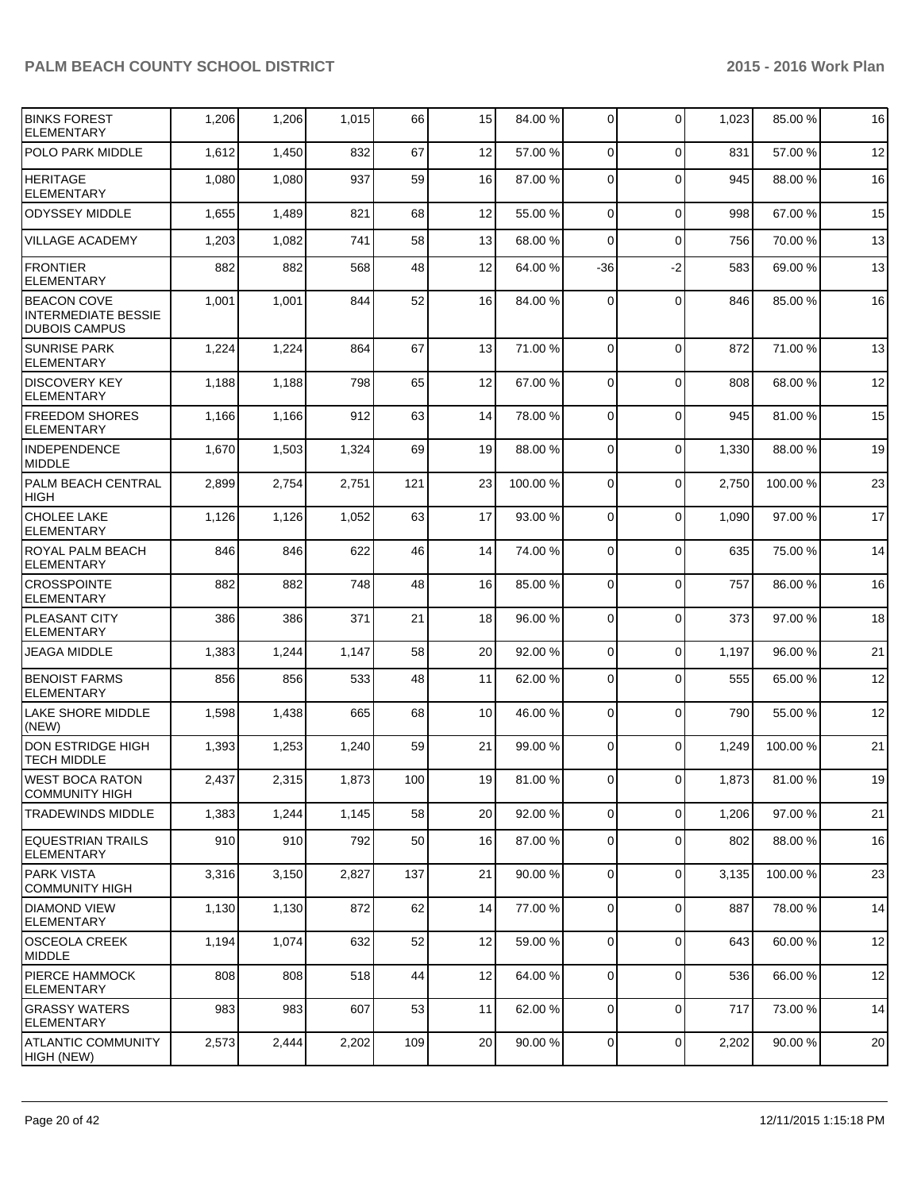| BINKS FOREST ELEMENTARY | 1,206 | 1,206 | 1,015 | 66 | 15 | 84.00 % | 0 | 0 | 1,023 | 85.00 % | 16 |
|---|---|---|---|---|---|---|---|---|---|---|---|
| POLO PARK MIDDLE | 1,612 | 1,450 | 832 | 67 | 12 | 57.00 % | 0 | 0 | 831 | 57.00 % | 12 |
| HERITAGE ELEMENTARY | 1,080 | 1,080 | 937 | 59 | 16 | 87.00 % | 0 | 0 | 945 | 88.00 % | 16 |
| ODYSSEY MIDDLE | 1,655 | 1,489 | 821 | 68 | 12 | 55.00 % | 0 | 0 | 998 | 67.00 % | 15 |
| VILLAGE ACADEMY | 1,203 | 1,082 | 741 | 58 | 13 | 68.00 % | 0 | 0 | 756 | 70.00 % | 13 |
| FRONTIER ELEMENTARY | 882 | 882 | 568 | 48 | 12 | 64.00 % | -36 | -2 | 583 | 69.00 % | 13 |
| BEACON COVE INTERMEDIATE BESSIE DUBOIS CAMPUS | 1,001 | 1,001 | 844 | 52 | 16 | 84.00 % | 0 | 0 | 846 | 85.00 % | 16 |
| SUNRISE PARK ELEMENTARY | 1,224 | 1,224 | 864 | 67 | 13 | 71.00 % | 0 | 0 | 872 | 71.00 % | 13 |
| DISCOVERY KEY ELEMENTARY | 1,188 | 1,188 | 798 | 65 | 12 | 67.00 % | 0 | 0 | 808 | 68.00 % | 12 |
| FREEDOM SHORES ELEMENTARY | 1,166 | 1,166 | 912 | 63 | 14 | 78.00 % | 0 | 0 | 945 | 81.00 % | 15 |
| INDEPENDENCE MIDDLE | 1,670 | 1,503 | 1,324 | 69 | 19 | 88.00 % | 0 | 0 | 1,330 | 88.00 % | 19 |
| PALM BEACH CENTRAL HIGH | 2,899 | 2,754 | 2,751 | 121 | 23 | 100.00 % | 0 | 0 | 2,750 | 100.00 % | 23 |
| CHOLEE LAKE ELEMENTARY | 1,126 | 1,126 | 1,052 | 63 | 17 | 93.00 % | 0 | 0 | 1,090 | 97.00 % | 17 |
| ROYAL PALM BEACH ELEMENTARY | 846 | 846 | 622 | 46 | 14 | 74.00 % | 0 | 0 | 635 | 75.00 % | 14 |
| CROSSPOINTE ELEMENTARY | 882 | 882 | 748 | 48 | 16 | 85.00 % | 0 | 0 | 757 | 86.00 % | 16 |
| PLEASANT CITY ELEMENTARY | 386 | 386 | 371 | 21 | 18 | 96.00 % | 0 | 0 | 373 | 97.00 % | 18 |
| JEAGA MIDDLE | 1,383 | 1,244 | 1,147 | 58 | 20 | 92.00 % | 0 | 0 | 1,197 | 96.00 % | 21 |
| BENOIST FARMS ELEMENTARY | 856 | 856 | 533 | 48 | 11 | 62.00 % | 0 | 0 | 555 | 65.00 % | 12 |
| LAKE SHORE MIDDLE (NEW) | 1,598 | 1,438 | 665 | 68 | 10 | 46.00 % | 0 | 0 | 790 | 55.00 % | 12 |
| DON ESTRIDGE HIGH TECH MIDDLE | 1,393 | 1,253 | 1,240 | 59 | 21 | 99.00 % | 0 | 0 | 1,249 | 100.00 % | 21 |
| WEST BOCA RATON COMMUNITY HIGH | 2,437 | 2,315 | 1,873 | 100 | 19 | 81.00 % | 0 | 0 | 1,873 | 81.00 % | 19 |
| TRADEWINDS MIDDLE | 1,383 | 1,244 | 1,145 | 58 | 20 | 92.00 % | 0 | 0 | 1,206 | 97.00 % | 21 |
| EQUESTRIAN TRAILS ELEMENTARY | 910 | 910 | 792 | 50 | 16 | 87.00 % | 0 | 0 | 802 | 88.00 % | 16 |
| PARK VISTA COMMUNITY HIGH | 3,316 | 3,150 | 2,827 | 137 | 21 | 90.00 % | 0 | 0 | 3,135 | 100.00 % | 23 |
| DIAMOND VIEW ELEMENTARY | 1,130 | 1,130 | 872 | 62 | 14 | 77.00 % | 0 | 0 | 887 | 78.00 % | 14 |
| OSCEOLA CREEK MIDDLE | 1,194 | 1,074 | 632 | 52 | 12 | 59.00 % | 0 | 0 | 643 | 60.00 % | 12 |
| PIERCE HAMMOCK ELEMENTARY | 808 | 808 | 518 | 44 | 12 | 64.00 % | 0 | 0 | 536 | 66.00 % | 12 |
| GRASSY WATERS ELEMENTARY | 983 | 983 | 607 | 53 | 11 | 62.00 % | 0 | 0 | 717 | 73.00 % | 14 |
| ATLANTIC COMMUNITY HIGH (NEW) | 2,573 | 2,444 | 2,202 | 109 | 20 | 90.00 % | 0 | 0 | 2,202 | 90.00 % | 20 |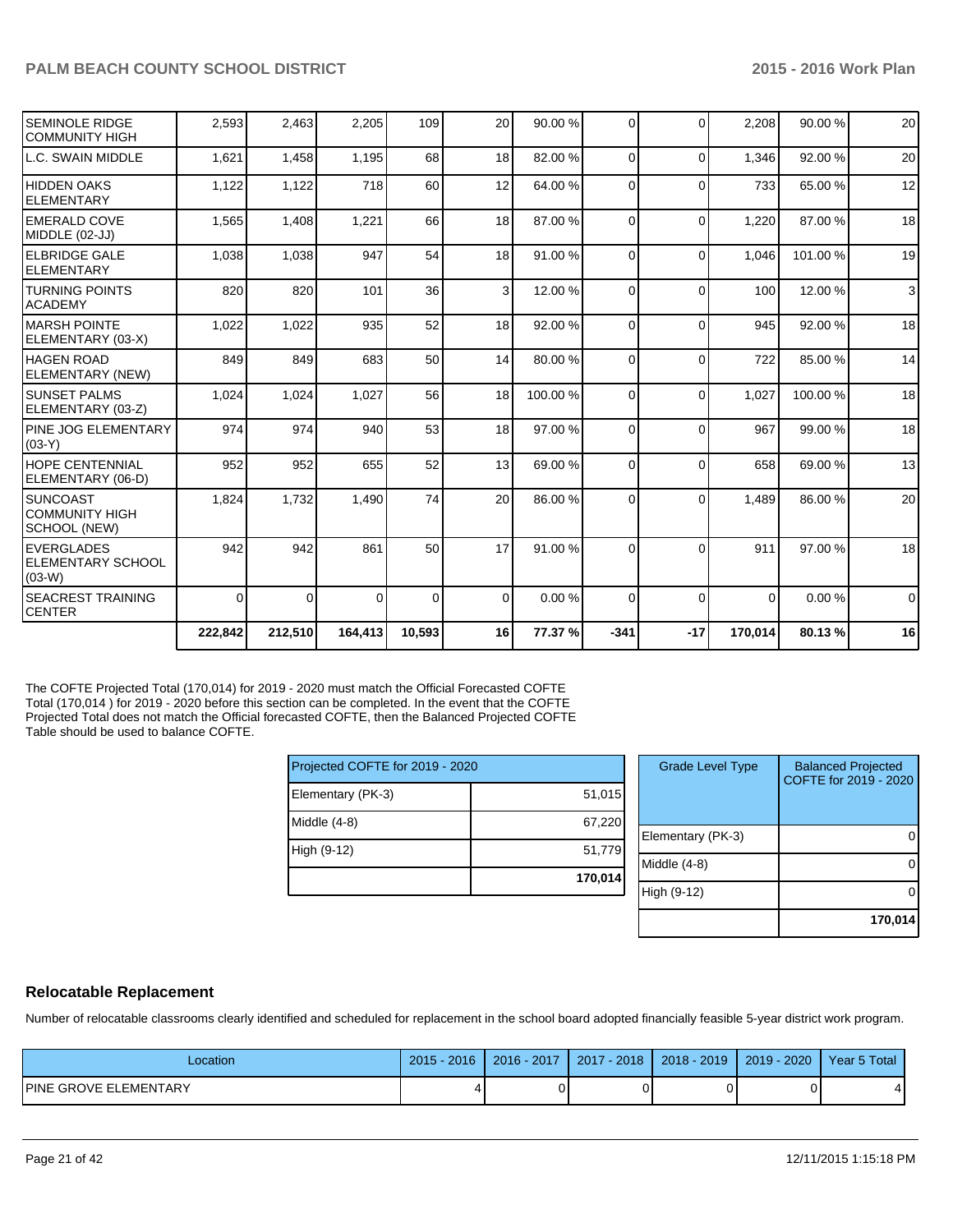| | | | | | | | | | | | |
|---|---|---|---|---|---|---|---|---|---|---|---|
| SEMINOLE RIDGE COMMUNITY HIGH | 2,593 | 2,463 | 2,205 | 109 | 20 | 90.00 % | 0 | 0 | 2,208 | 90.00 % | 20 |
| L.C. SWAIN MIDDLE | 1,621 | 1,458 | 1,195 | 68 | 18 | 82.00 % | 0 | 0 | 1,346 | 92.00 % | 20 |
| HIDDEN OAKS ELEMENTARY | 1,122 | 1,122 | 718 | 60 | 12 | 64.00 % | 0 | 0 | 733 | 65.00 % | 12 |
| EMERALD COVE MIDDLE (02-JJ) | 1,565 | 1,408 | 1,221 | 66 | 18 | 87.00 % | 0 | 0 | 1,220 | 87.00 % | 18 |
| ELBRIDGE GALE ELEMENTARY | 1,038 | 1,038 | 947 | 54 | 18 | 91.00 % | 0 | 0 | 1,046 | 101.00 % | 19 |
| TURNING POINTS ACADEMY | 820 | 820 | 101 | 36 | 3 | 12.00 % | 0 | 0 | 100 | 12.00 % | 3 |
| MARSH POINTE ELEMENTARY (03-X) | 1,022 | 1,022 | 935 | 52 | 18 | 92.00 % | 0 | 0 | 945 | 92.00 % | 18 |
| HAGEN ROAD ELEMENTARY (NEW) | 849 | 849 | 683 | 50 | 14 | 80.00 % | 0 | 0 | 722 | 85.00 % | 14 |
| SUNSET PALMS ELEMENTARY (03-Z) | 1,024 | 1,024 | 1,027 | 56 | 18 | 100.00 % | 0 | 0 | 1,027 | 100.00 % | 18 |
| PINE JOG ELEMENTARY (03-Y) | 974 | 974 | 940 | 53 | 18 | 97.00 % | 0 | 0 | 967 | 99.00 % | 18 |
| HOPE CENTENNIAL ELEMENTARY (06-D) | 952 | 952 | 655 | 52 | 13 | 69.00 % | 0 | 0 | 658 | 69.00 % | 13 |
| SUNCOAST COMMUNITY HIGH SCHOOL (NEW) | 1,824 | 1,732 | 1,490 | 74 | 20 | 86.00 % | 0 | 0 | 1,489 | 86.00 % | 20 |
| EVERGLADES ELEMENTARY SCHOOL (03-W) | 942 | 942 | 861 | 50 | 17 | 91.00 % | 0 | 0 | 911 | 97.00 % | 18 |
| SEACREST TRAINING CENTER | 0 | 0 | 0 | 0 | 0 | 0.00 % | 0 | 0 | 0 | 0.00 % | 0 |
| | **222,842** | **212,510** | **164,413** | **10,593** | **16** | **77.37 %** | **-341** | **-17** | **170,014** | **80.13 %** | **16** |

The COFTE Projected Total (170,014) for 2019 - 2020 must match the Official Forecasted COFTE Total (170,014 ) for 2019 - 2020 before this section can be completed. In the event that the COFTE Projected Total does not match the Official forecasted COFTE, then the Balanced Projected COFTE Table should be used to balance COFTE.

| Projected COFTE for 2019 - 2020 | |
|---|---|
| Elementary (PK-3) | 51,015 |
| Middle (4-8) | 67,220 |
| High (9-12) | 51,779 |
| | **170,014** |

| Grade Level Type | Balanced Projected COFTE for 2019 - 2020 |
|---|---|
| Elementary (PK-3) | 0 |
| Middle (4-8) | 0 |
| High (9-12) | 0 |
| | **170,014** |

## Relocatable Replacement

Number of relocatable classrooms clearly identified and scheduled for replacement in the school board adopted financially feasible 5-year district work program.

| Location | 2015 - 2016 | 2016 - 2017 | 2017 - 2018 | 2018 - 2019 | 2019 - 2020 | Year 5 Total |
|---|---|---|---|---|---|---|
| PINE GROVE ELEMENTARY | 4 | 0 | 0 | 0 | 0 | 4 |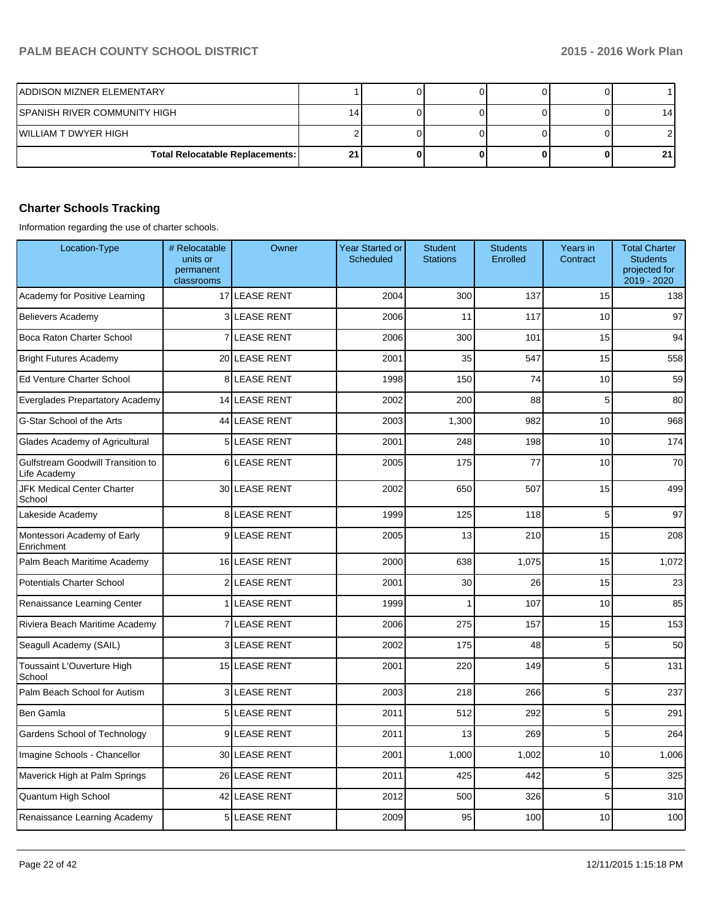| | | | | | | |
|---|---|---|---|---|---|---|
| ADDISON MIZNER ELEMENTARY | 1 | 0 | 0 | 0 | 0 | 1 |
| SPANISH RIVER COMMUNITY HIGH | 14 | 0 | 0 | 0 | 0 | 14 |
| WILLIAM T DWYER HIGH | 2 | 0 | 0 | 0 | 0 | 2 |
| **Total Relocatable Replacements:** | **21** | **0** | **0** | **0** | **0** | **21** |

### Charter Schools Tracking

Information regarding the use of charter schools.

| Location-Type | # Relocatable units or permanent classrooms | Owner | Year Started or Scheduled | Student Stations | Students Enrolled | Years in Contract | Total Charter Students projected for 2019 - 2020 |
|---|---|---|---|---|---|---|---|
| Academy for Positive Learning | 17 | LEASE RENT | 2004 | 300 | 137 | 15 | 138 |
| Believers Academy | 3 | LEASE RENT | 2006 | 11 | 117 | 10 | 97 |
| Boca Raton Charter School | 7 | LEASE RENT | 2006 | 300 | 101 | 15 | 94 |
| Bright Futures Academy | 20 | LEASE RENT | 2001 | 35 | 547 | 15 | 558 |
| Ed Venture Charter School | 8 | LEASE RENT | 1998 | 150 | 74 | 10 | 59 |
| Everglades Prepartatory Academy | 14 | LEASE RENT | 2002 | 200 | 88 | 5 | 80 |
| G-Star School of the Arts | 44 | LEASE RENT | 2003 | 1,300 | 982 | 10 | 968 |
| Glades Academy of Agricultural | 5 | LEASE RENT | 2001 | 248 | 198 | 10 | 174 |
| Gulfstream Goodwill Transition to Life Academy | 6 | LEASE RENT | 2005 | 175 | 77 | 10 | 70 |
| JFK Medical Center Charter School | 30 | LEASE RENT | 2002 | 650 | 507 | 15 | 499 |
| Lakeside Academy | 8 | LEASE RENT | 1999 | 125 | 118 | 5 | 97 |
| Montessori Academy of Early Enrichment | 9 | LEASE RENT | 2005 | 13 | 210 | 15 | 208 |
| Palm Beach Maritime Academy | 16 | LEASE RENT | 2000 | 638 | 1,075 | 15 | 1,072 |
| Potentials Charter School | 2 | LEASE RENT | 2001 | 30 | 26 | 15 | 23 |
| Renaissance Learning Center | 1 | LEASE RENT | 1999 | 1 | 107 | 10 | 85 |
| Riviera Beach Maritime Academy | 7 | LEASE RENT | 2006 | 275 | 157 | 15 | 153 |
| Seagull Academy (SAIL) | 3 | LEASE RENT | 2002 | 175 | 48 | 5 | 50 |
| Toussaint L'Ouverture High School | 15 | LEASE RENT | 2001 | 220 | 149 | 5 | 131 |
| Palm Beach School for Autism | 3 | LEASE RENT | 2003 | 218 | 266 | 5 | 237 |
| Ben Gamla | 5 | LEASE RENT | 2011 | 512 | 292 | 5 | 291 |
| Gardens School of Technology | 9 | LEASE RENT | 2011 | 13 | 269 | 5 | 264 |
| Imagine Schools - Chancellor | 30 | LEASE RENT | 2001 | 1,000 | 1,002 | 10 | 1,006 |
| Maverick High at Palm Springs | 26 | LEASE RENT | 2011 | 425 | 442 | 5 | 325 |
| Quantum High School | 42 | LEASE RENT | 2012 | 500 | 326 | 5 | 310 |
| Renaissance Learning Academy | 5 | LEASE RENT | 2009 | 95 | 100 | 10 | 100 |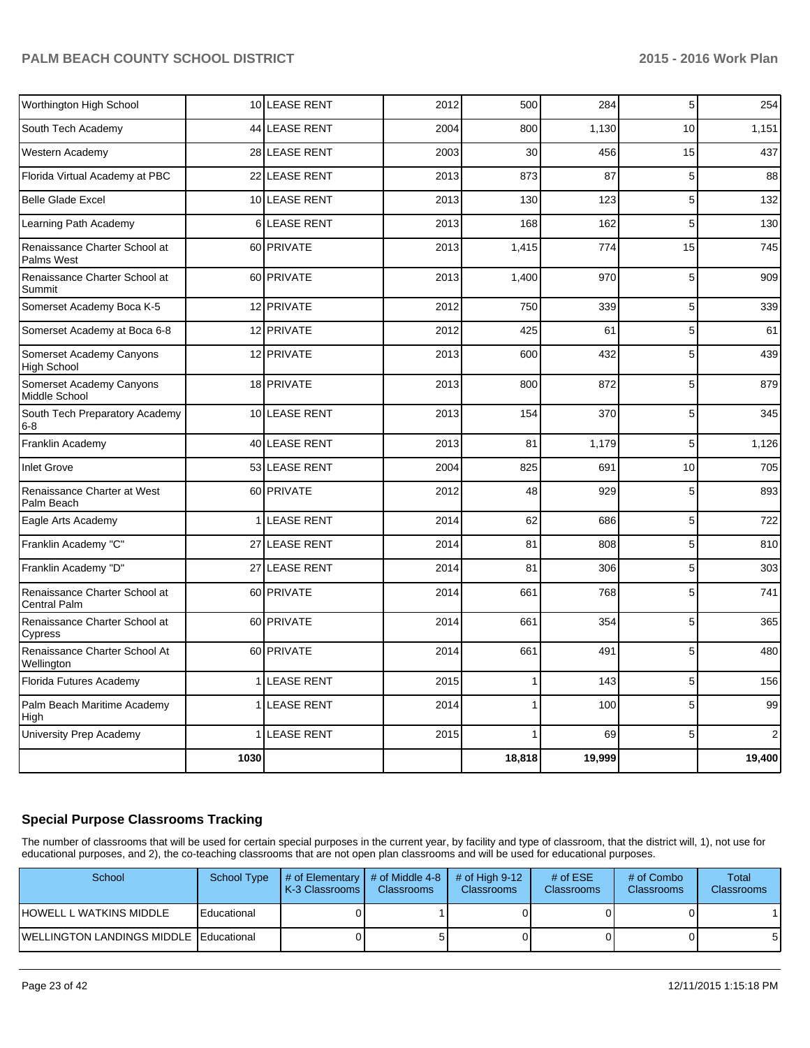| | | | | | | | |
|---|---|---|---|---|---|---|---|
| Worthington High School | 10 | LEASE RENT | 2012 | 500 | 284 | 5 | 254 |
| South Tech Academy | 44 | LEASE RENT | 2004 | 800 | 1,130 | 10 | 1,151 |
| Western Academy | 28 | LEASE RENT | 2003 | 30 | 456 | 15 | 437 |
| Florida Virtual Academy at PBC | 22 | LEASE RENT | 2013 | 873 | 87 | 5 | 88 |
| Belle Glade Excel | 10 | LEASE RENT | 2013 | 130 | 123 | 5 | 132 |
| Learning Path Academy | 6 | LEASE RENT | 2013 | 168 | 162 | 5 | 130 |
| Renaissance Charter School at Palms West | 60 | PRIVATE | 2013 | 1,415 | 774 | 15 | 745 |
| Renaissance Charter School at Summit | 60 | PRIVATE | 2013 | 1,400 | 970 | 5 | 909 |
| Somerset Academy Boca K-5 | 12 | PRIVATE | 2012 | 750 | 339 | 5 | 339 |
| Somerset Academy at Boca 6-8 | 12 | PRIVATE | 2012 | 425 | 61 | 5 | 61 |
| Somerset Academy Canyons High School | 12 | PRIVATE | 2013 | 600 | 432 | 5 | 439 |
| Somerset Academy Canyons Middle School | 18 | PRIVATE | 2013 | 800 | 872 | 5 | 879 |
| South Tech Preparatory Academy 6-8 | 10 | LEASE RENT | 2013 | 154 | 370 | 5 | 345 |
| Franklin Academy | 40 | LEASE RENT | 2013 | 81 | 1,179 | 5 | 1,126 |
| Inlet Grove | 53 | LEASE RENT | 2004 | 825 | 691 | 10 | 705 |
| Renaissance Charter at West Palm Beach | 60 | PRIVATE | 2012 | 48 | 929 | 5 | 893 |
| Eagle Arts Academy | 1 | LEASE RENT | 2014 | 62 | 686 | 5 | 722 |
| Franklin Academy "C" | 27 | LEASE RENT | 2014 | 81 | 808 | 5 | 810 |
| Franklin Academy "D" | 27 | LEASE RENT | 2014 | 81 | 306 | 5 | 303 |
| Renaissance Charter School at Central Palm | 60 | PRIVATE | 2014 | 661 | 768 | 5 | 741 |
| Renaissance Charter School at Cypress | 60 | PRIVATE | 2014 | 661 | 354 | 5 | 365 |
| Renaissance Charter School At Wellington | 60 | PRIVATE | 2014 | 661 | 491 | 5 | 480 |
| Florida Futures Academy | 1 | LEASE RENT | 2015 | 1 | 143 | 5 | 156 |
| Palm Beach Maritime Academy High | 1 | LEASE RENT | 2014 | 1 | 100 | 5 | 99 |
| University Prep Academy | 1 | LEASE RENT | 2015 | 1 | 69 | 5 | 2 |
| | **1030** | | | **18,818** | **19,999** | | **19,400** |

## Special Purpose Classrooms Tracking

The number of classrooms that will be used for certain special purposes in the current year, by facility and type of classroom, that the district will, 1), not use for educational purposes, and 2), the co-teaching classrooms that are not open plan classrooms and will be used for educational purposes.

| School | School Type | # of Elementary K-3 Classrooms | # of Middle 4-8 Classrooms | # of High 9-12 Classrooms | # of ESE Classrooms | # of Combo Classrooms | Total Classrooms |
|---|---|---|---|---|---|---|---|
| HOWELL L WATKINS MIDDLE | Educational | 0 | 1 | 0 | 0 | 0 | 1 |
| WELLINGTON LANDINGS MIDDLE | Educational | 0 | 5 | 0 | 0 | 0 | 5 |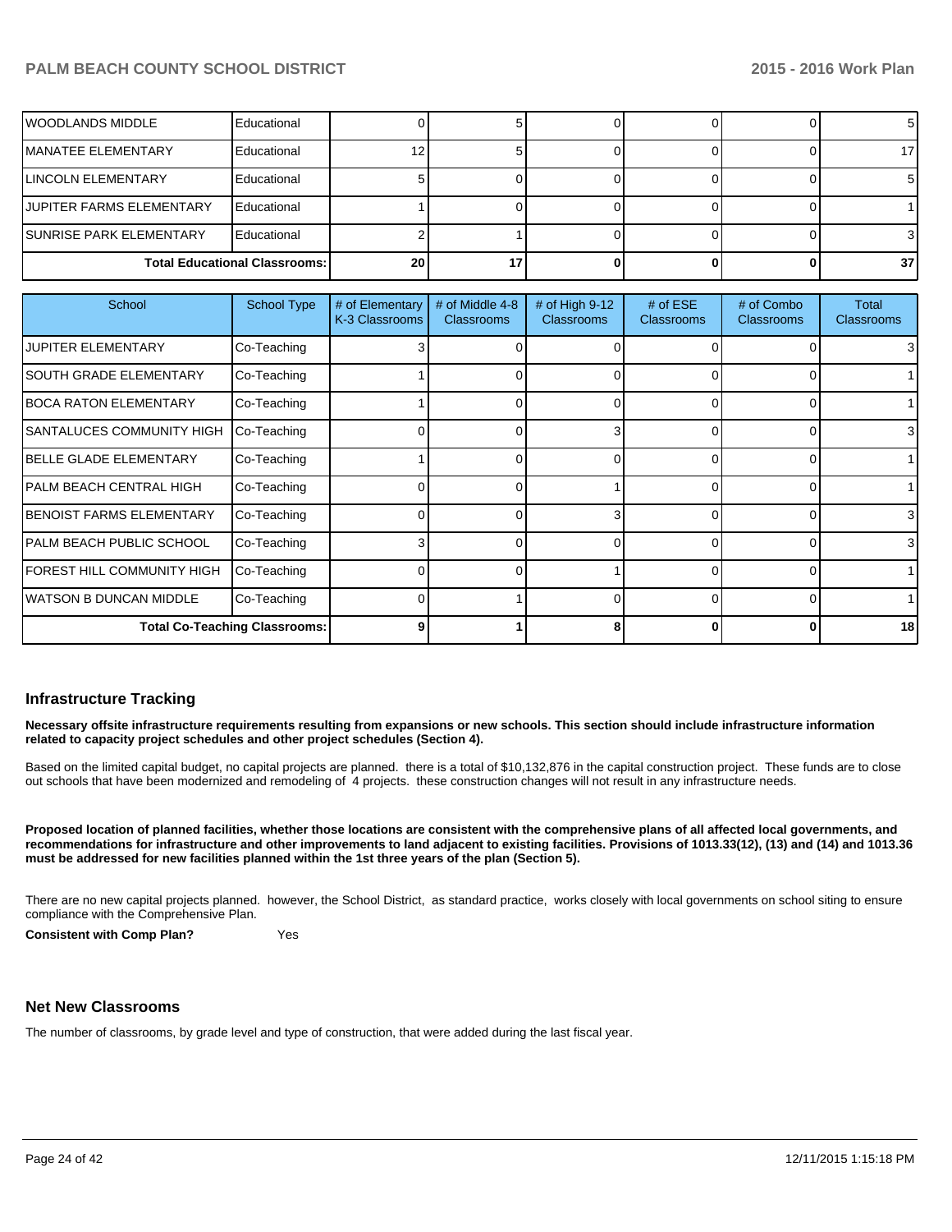| School | School Type | # of Elementary K-3 Classrooms | # of Middle 4-8 Classrooms | # of High 9-12 Classrooms | # of ESE Classrooms | # of Combo Classrooms | Total Classrooms |
|---|---|---|---|---|---|---|---|
| WOODLANDS MIDDLE | Educational | 0 | 5 | 0 | 0 | 0 | 5 |
| MANATEE ELEMENTARY | Educational | 12 | 5 | 0 | 0 | 0 | 17 |
| LINCOLN ELEMENTARY | Educational | 5 | 0 | 0 | 0 | 0 | 5 |
| JUPITER FARMS ELEMENTARY | Educational | 1 | 0 | 0 | 0 | 0 | 1 |
| SUNRISE PARK ELEMENTARY | Educational | 2 | 1 | 0 | 0 | 0 | 3 |
| **Total Educational Classrooms:** | | **20** | **17** | **0** | **0** | **0** | **37** |

| School | School Type | # of Elementary K-3 Classrooms | # of Middle 4-8 Classrooms | # of High 9-12 Classrooms | # of ESE Classrooms | # of Combo Classrooms | Total Classrooms |
|---|---|---|---|---|---|---|---|
| JUPITER ELEMENTARY | Co-Teaching | 3 | 0 | 0 | 0 | 0 | 3 |
| SOUTH GRADE ELEMENTARY | Co-Teaching | 1 | 0 | 0 | 0 | 0 | 1 |
| BOCA RATON ELEMENTARY | Co-Teaching | 1 | 0 | 0 | 0 | 0 | 1 |
| SANTALUCES COMMUNITY HIGH | Co-Teaching | 0 | 0 | 3 | 0 | 0 | 3 |
| BELLE GLADE ELEMENTARY | Co-Teaching | 1 | 0 | 0 | 0 | 0 | 1 |
| PALM BEACH CENTRAL HIGH | Co-Teaching | 0 | 0 | 1 | 0 | 0 | 1 |
| BENOIST FARMS ELEMENTARY | Co-Teaching | 0 | 0 | 3 | 0 | 0 | 3 |
| PALM BEACH PUBLIC SCHOOL | Co-Teaching | 3 | 0 | 0 | 0 | 0 | 3 |
| FOREST HILL COMMUNITY HIGH | Co-Teaching | 0 | 0 | 1 | 0 | 0 | 1 |
| WATSON B DUNCAN MIDDLE | Co-Teaching | 0 | 1 | 0 | 0 | 0 | 1 |
| **Total Co-Teaching Classrooms:** | | **9** | **1** | **8** | **0** | **0** | **18** |

## Infrastructure Tracking

**Necessary offsite infrastructure requirements resulting from expansions or new schools. This section should include infrastructure information related to capacity project schedules and other project schedules (Section 4).**

Based on the limited capital budget, no capital projects are planned. there is a total of $10,132,876 in the capital construction project. These funds are to close out schools that have been modernized and remodeling of 4 projects. these construction changes will not result in any infrastructure needs.

**Proposed location of planned facilities, whether those locations are consistent with the comprehensive plans of all affected local governments, and recommendations for infrastructure and other improvements to land adjacent to existing facilities. Provisions of 1013.33(12), (13) and (14) and 1013.36 must be addressed for new facilities planned within the 1st three years of the plan (Section 5).**

There are no new capital projects planned. however, the School District, as standard practice, works closely with local governments on school siting to ensure compliance with the Comprehensive Plan.

**Consistent with Comp Plan?** Yes

## Net New Classrooms

The number of classrooms, by grade level and type of construction, that were added during the last fiscal year.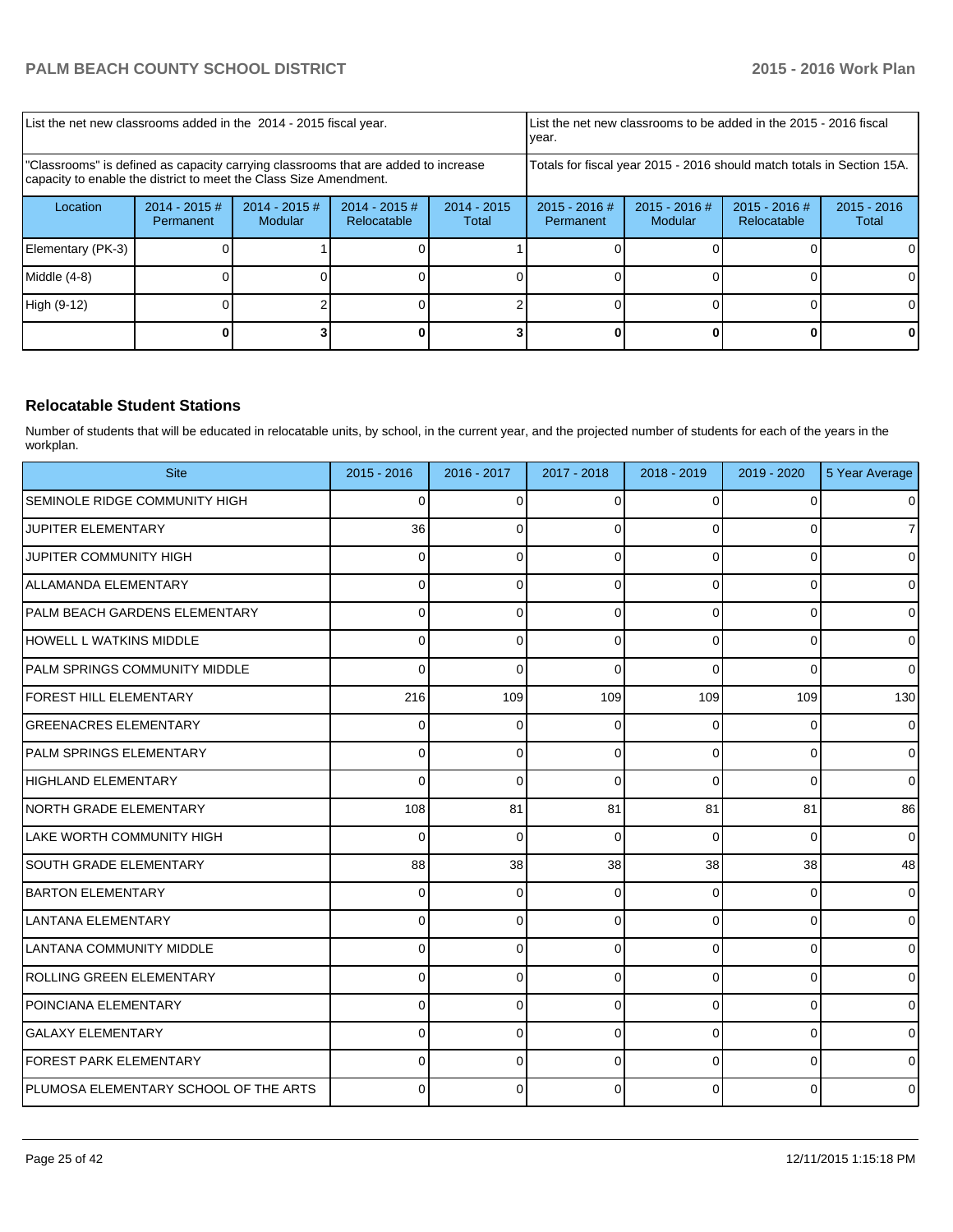| List the net new classrooms added in the 2014 - 2015 fiscal year. | | | | | List the net new classrooms to be added in the 2015 - 2016 fiscal year. | | | |
|---|---|---|---|---|---|---|---|---|
| "Classrooms" is defined as capacity carrying classrooms that are added to increase capacity to enable the district to meet the Class Size Amendment. | | | | | Totals for fiscal year 2015 - 2016 should match totals in Section 15A. | | | |
| Location | 2014 - 2015 # Permanent | 2014 - 2015 # Modular | 2014 - 2015 # Relocatable | 2014 - 2015 Total | 2015 - 2016 # Permanent | 2015 - 2016 # Modular | 2015 - 2016 # Relocatable | 2015 - 2016 Total |
| Elementary (PK-3) | 0 | 1 | 0 | 1 | 0 | 0 | 0 | 0 |
| Middle (4-8) | 0 | 0 | 0 | 0 | 0 | 0 | 0 | 0 |
| High (9-12) | 0 | 2 | 0 | 2 | 0 | 0 | 0 | 0 |
| | **0** | **3** | **0** | **3** | **0** | **0** | **0** | **0** |

## Relocatable Student Stations

Number of students that will be educated in relocatable units, by school, in the current year, and the projected number of students for each of the years in the workplan.

| Site | 2015 - 2016 | 2016 - 2017 | 2017 - 2018 | 2018 - 2019 | 2019 - 2020 | 5 Year Average |
|---|---|---|---|---|---|---|
| SEMINOLE RIDGE COMMUNITY HIGH | 0 | 0 | 0 | 0 | 0 | 0 |
| JUPITER ELEMENTARY | 36 | 0 | 0 | 0 | 0 | 7 |
| JUPITER COMMUNITY HIGH | 0 | 0 | 0 | 0 | 0 | 0 |
| ALLAMANDA ELEMENTARY | 0 | 0 | 0 | 0 | 0 | 0 |
| PALM BEACH GARDENS ELEMENTARY | 0 | 0 | 0 | 0 | 0 | 0 |
| HOWELL L WATKINS MIDDLE | 0 | 0 | 0 | 0 | 0 | 0 |
| PALM SPRINGS COMMUNITY MIDDLE | 0 | 0 | 0 | 0 | 0 | 0 |
| FOREST HILL ELEMENTARY | 216 | 109 | 109 | 109 | 109 | 130 |
| GREENACRES ELEMENTARY | 0 | 0 | 0 | 0 | 0 | 0 |
| PALM SPRINGS ELEMENTARY | 0 | 0 | 0 | 0 | 0 | 0 |
| HIGHLAND ELEMENTARY | 0 | 0 | 0 | 0 | 0 | 0 |
| NORTH GRADE ELEMENTARY | 108 | 81 | 81 | 81 | 81 | 86 |
| LAKE WORTH COMMUNITY HIGH | 0 | 0 | 0 | 0 | 0 | 0 |
| SOUTH GRADE ELEMENTARY | 88 | 38 | 38 | 38 | 38 | 48 |
| BARTON ELEMENTARY | 0 | 0 | 0 | 0 | 0 | 0 |
| LANTANA ELEMENTARY | 0 | 0 | 0 | 0 | 0 | 0 |
| LANTANA COMMUNITY MIDDLE | 0 | 0 | 0 | 0 | 0 | 0 |
| ROLLING GREEN ELEMENTARY | 0 | 0 | 0 | 0 | 0 | 0 |
| POINCIANA ELEMENTARY | 0 | 0 | 0 | 0 | 0 | 0 |
| GALAXY ELEMENTARY | 0 | 0 | 0 | 0 | 0 | 0 |
| FOREST PARK ELEMENTARY | 0 | 0 | 0 | 0 | 0 | 0 |
| PLUMOSA ELEMENTARY SCHOOL OF THE ARTS | 0 | 0 | 0 | 0 | 0 | 0 |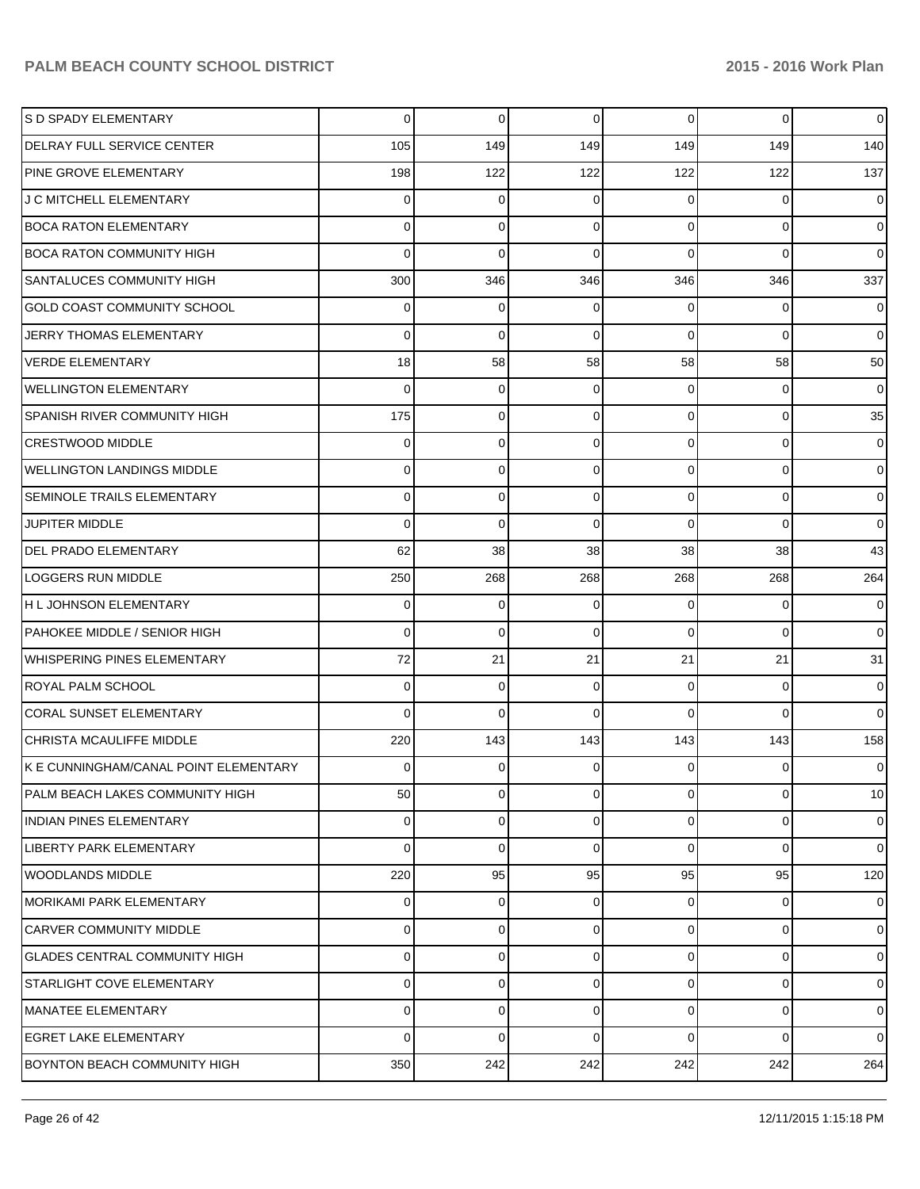| | | | | | | |
|---|---|---|---|---|---|---|
| S D SPADY ELEMENTARY | 0 | 0 | 0 | 0 | 0 | 0 |
| DELRAY FULL SERVICE CENTER | 105 | 149 | 149 | 149 | 149 | 140 |
| PINE GROVE ELEMENTARY | 198 | 122 | 122 | 122 | 122 | 137 |
| J C MITCHELL ELEMENTARY | 0 | 0 | 0 | 0 | 0 | 0 |
| BOCA RATON ELEMENTARY | 0 | 0 | 0 | 0 | 0 | 0 |
| BOCA RATON COMMUNITY HIGH | 0 | 0 | 0 | 0 | 0 | 0 |
| SANTALUCES COMMUNITY HIGH | 300 | 346 | 346 | 346 | 346 | 337 |
| GOLD COAST COMMUNITY SCHOOL | 0 | 0 | 0 | 0 | 0 | 0 |
| JERRY THOMAS ELEMENTARY | 0 | 0 | 0 | 0 | 0 | 0 |
| VERDE ELEMENTARY | 18 | 58 | 58 | 58 | 58 | 50 |
| WELLINGTON ELEMENTARY | 0 | 0 | 0 | 0 | 0 | 0 |
| SPANISH RIVER COMMUNITY HIGH | 175 | 0 | 0 | 0 | 0 | 35 |
| CRESTWOOD MIDDLE | 0 | 0 | 0 | 0 | 0 | 0 |
| WELLINGTON LANDINGS MIDDLE | 0 | 0 | 0 | 0 | 0 | 0 |
| SEMINOLE TRAILS ELEMENTARY | 0 | 0 | 0 | 0 | 0 | 0 |
| JUPITER MIDDLE | 0 | 0 | 0 | 0 | 0 | 0 |
| DEL PRADO ELEMENTARY | 62 | 38 | 38 | 38 | 38 | 43 |
| LOGGERS RUN MIDDLE | 250 | 268 | 268 | 268 | 268 | 264 |
| H L JOHNSON ELEMENTARY | 0 | 0 | 0 | 0 | 0 | 0 |
| PAHOKEE MIDDLE / SENIOR HIGH | 0 | 0 | 0 | 0 | 0 | 0 |
| WHISPERING PINES ELEMENTARY | 72 | 21 | 21 | 21 | 21 | 31 |
| ROYAL PALM SCHOOL | 0 | 0 | 0 | 0 | 0 | 0 |
| CORAL SUNSET ELEMENTARY | 0 | 0 | 0 | 0 | 0 | 0 |
| CHRISTA MCAULIFFE MIDDLE | 220 | 143 | 143 | 143 | 143 | 158 |
| K E CUNNINGHAM/CANAL POINT ELEMENTARY | 0 | 0 | 0 | 0 | 0 | 0 |
| PALM BEACH LAKES COMMUNITY HIGH | 50 | 0 | 0 | 0 | 0 | 10 |
| INDIAN PINES ELEMENTARY | 0 | 0 | 0 | 0 | 0 | 0 |
| LIBERTY PARK ELEMENTARY | 0 | 0 | 0 | 0 | 0 | 0 |
| WOODLANDS MIDDLE | 220 | 95 | 95 | 95 | 95 | 120 |
| MORIKAMI PARK ELEMENTARY | 0 | 0 | 0 | 0 | 0 | 0 |
| CARVER COMMUNITY MIDDLE | 0 | 0 | 0 | 0 | 0 | 0 |
| GLADES CENTRAL COMMUNITY HIGH | 0 | 0 | 0 | 0 | 0 | 0 |
| STARLIGHT COVE ELEMENTARY | 0 | 0 | 0 | 0 | 0 | 0 |
| MANATEE ELEMENTARY | 0 | 0 | 0 | 0 | 0 | 0 |
| EGRET LAKE ELEMENTARY | 0 | 0 | 0 | 0 | 0 | 0 |
| BOYNTON BEACH COMMUNITY HIGH | 350 | 242 | 242 | 242 | 242 | 264 |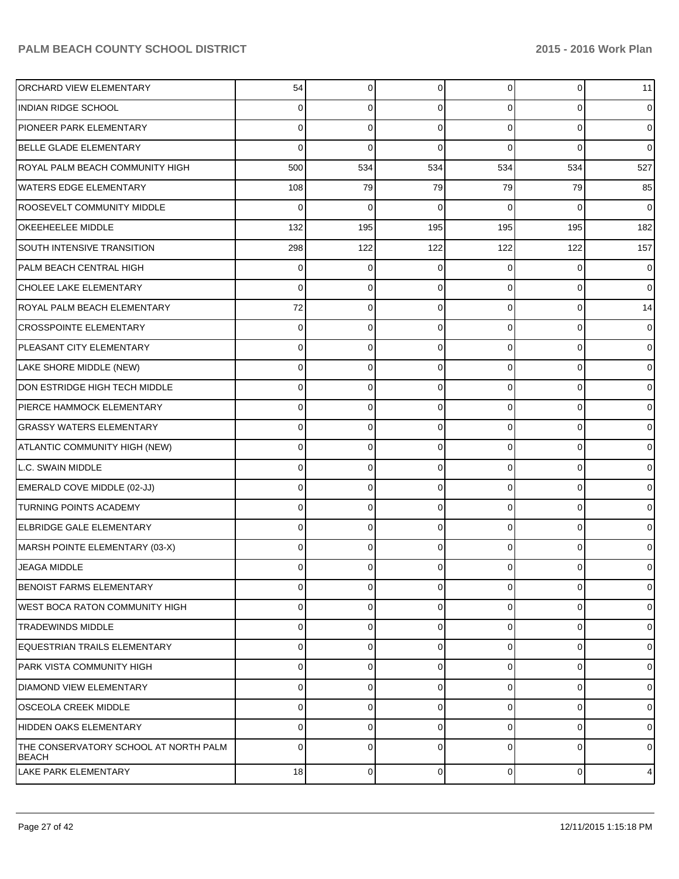| | | | | | | |
|---|---|---|---|---|---|---|
| ORCHARD VIEW ELEMENTARY | 54 | 0 | 0 | 0 | 0 | 11 |
| INDIAN RIDGE SCHOOL | 0 | 0 | 0 | 0 | 0 | 0 |
| PIONEER PARK ELEMENTARY | 0 | 0 | 0 | 0 | 0 | 0 |
| BELLE GLADE ELEMENTARY | 0 | 0 | 0 | 0 | 0 | 0 |
| ROYAL PALM BEACH COMMUNITY HIGH | 500 | 534 | 534 | 534 | 534 | 527 |
| WATERS EDGE ELEMENTARY | 108 | 79 | 79 | 79 | 79 | 85 |
| ROOSEVELT COMMUNITY MIDDLE | 0 | 0 | 0 | 0 | 0 | 0 |
| OKEEHEELEE MIDDLE | 132 | 195 | 195 | 195 | 195 | 182 |
| SOUTH INTENSIVE TRANSITION | 298 | 122 | 122 | 122 | 122 | 157 |
| PALM BEACH CENTRAL HIGH | 0 | 0 | 0 | 0 | 0 | 0 |
| CHOLEE LAKE ELEMENTARY | 0 | 0 | 0 | 0 | 0 | 0 |
| ROYAL PALM BEACH ELEMENTARY | 72 | 0 | 0 | 0 | 0 | 14 |
| CROSSPOINTE ELEMENTARY | 0 | 0 | 0 | 0 | 0 | 0 |
| PLEASANT CITY ELEMENTARY | 0 | 0 | 0 | 0 | 0 | 0 |
| LAKE SHORE MIDDLE (NEW) | 0 | 0 | 0 | 0 | 0 | 0 |
| DON ESTRIDGE HIGH TECH MIDDLE | 0 | 0 | 0 | 0 | 0 | 0 |
| PIERCE HAMMOCK ELEMENTARY | 0 | 0 | 0 | 0 | 0 | 0 |
| GRASSY WATERS ELEMENTARY | 0 | 0 | 0 | 0 | 0 | 0 |
| ATLANTIC COMMUNITY HIGH (NEW) | 0 | 0 | 0 | 0 | 0 | 0 |
| L.C. SWAIN MIDDLE | 0 | 0 | 0 | 0 | 0 | 0 |
| EMERALD COVE MIDDLE (02-JJ) | 0 | 0 | 0 | 0 | 0 | 0 |
| TURNING POINTS ACADEMY | 0 | 0 | 0 | 0 | 0 | 0 |
| ELBRIDGE GALE ELEMENTARY | 0 | 0 | 0 | 0 | 0 | 0 |
| MARSH POINTE ELEMENTARY (03-X) | 0 | 0 | 0 | 0 | 0 | 0 |
| JEAGA MIDDLE | 0 | 0 | 0 | 0 | 0 | 0 |
| BENOIST FARMS ELEMENTARY | 0 | 0 | 0 | 0 | 0 | 0 |
| WEST BOCA RATON COMMUNITY HIGH | 0 | 0 | 0 | 0 | 0 | 0 |
| TRADEWINDS MIDDLE | 0 | 0 | 0 | 0 | 0 | 0 |
| EQUESTRIAN TRAILS ELEMENTARY | 0 | 0 | 0 | 0 | 0 | 0 |
| PARK VISTA COMMUNITY HIGH | 0 | 0 | 0 | 0 | 0 | 0 |
| DIAMOND VIEW ELEMENTARY | 0 | 0 | 0 | 0 | 0 | 0 |
| OSCEOLA CREEK MIDDLE | 0 | 0 | 0 | 0 | 0 | 0 |
| HIDDEN OAKS ELEMENTARY | 0 | 0 | 0 | 0 | 0 | 0 |
| THE CONSERVATORY SCHOOL AT NORTH PALM BEACH | 0 | 0 | 0 | 0 | 0 | 0 |
| LAKE PARK ELEMENTARY | 18 | 0 | 0 | 0 | 0 | 4 |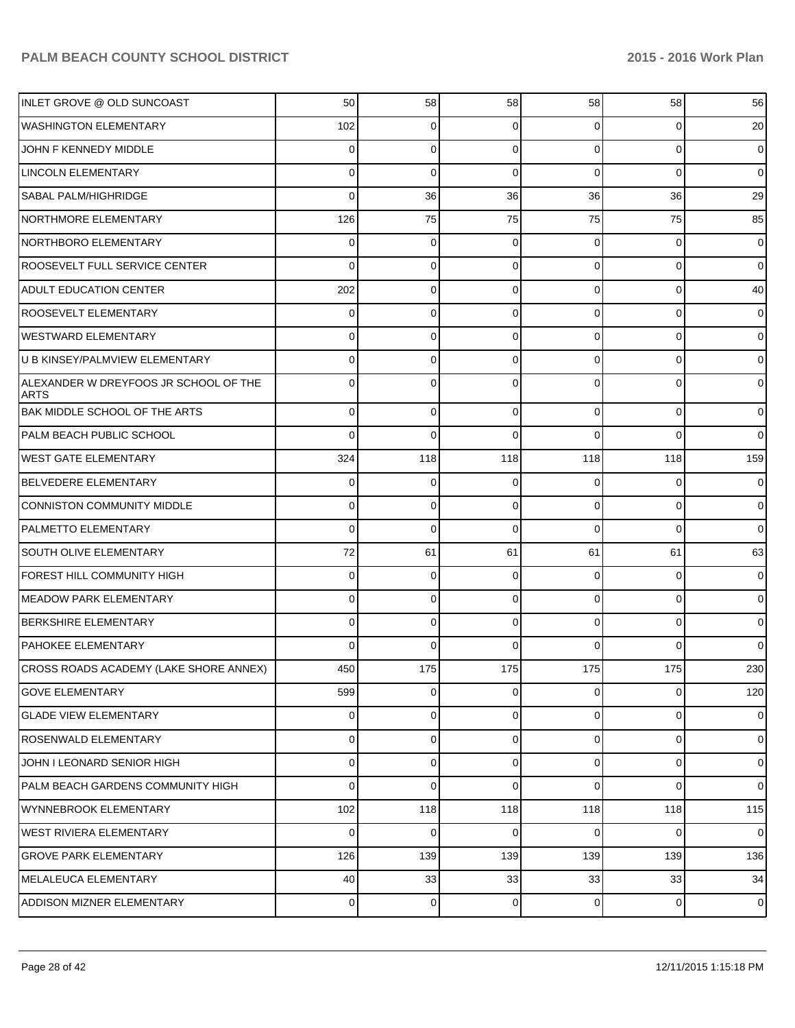| | | | | | | |
|---|---|---|---|---|---|---|
| INLET GROVE @ OLD SUNCOAST | 50 | 58 | 58 | 58 | 58 | 56 |
| WASHINGTON ELEMENTARY | 102 | 0 | 0 | 0 | 0 | 20 |
| JOHN F KENNEDY MIDDLE | 0 | 0 | 0 | 0 | 0 | 0 |
| LINCOLN ELEMENTARY | 0 | 0 | 0 | 0 | 0 | 0 |
| SABAL PALM/HIGHRIDGE | 0 | 36 | 36 | 36 | 36 | 29 |
| NORTHMORE ELEMENTARY | 126 | 75 | 75 | 75 | 75 | 85 |
| NORTHBORO ELEMENTARY | 0 | 0 | 0 | 0 | 0 | 0 |
| ROOSEVELT FULL SERVICE CENTER | 0 | 0 | 0 | 0 | 0 | 0 |
| ADULT EDUCATION CENTER | 202 | 0 | 0 | 0 | 0 | 40 |
| ROOSEVELT ELEMENTARY | 0 | 0 | 0 | 0 | 0 | 0 |
| WESTWARD ELEMENTARY | 0 | 0 | 0 | 0 | 0 | 0 |
| U B KINSEY/PALMVIEW ELEMENTARY | 0 | 0 | 0 | 0 | 0 | 0 |
| ALEXANDER W DREYFOOS JR SCHOOL OF THE ARTS | 0 | 0 | 0 | 0 | 0 | 0 |
| BAK MIDDLE SCHOOL OF THE ARTS | 0 | 0 | 0 | 0 | 0 | 0 |
| PALM BEACH PUBLIC SCHOOL | 0 | 0 | 0 | 0 | 0 | 0 |
| WEST GATE ELEMENTARY | 324 | 118 | 118 | 118 | 118 | 159 |
| BELVEDERE ELEMENTARY | 0 | 0 | 0 | 0 | 0 | 0 |
| CONNISTON COMMUNITY MIDDLE | 0 | 0 | 0 | 0 | 0 | 0 |
| PALMETTO ELEMENTARY | 0 | 0 | 0 | 0 | 0 | 0 |
| SOUTH OLIVE ELEMENTARY | 72 | 61 | 61 | 61 | 61 | 63 |
| FOREST HILL COMMUNITY HIGH | 0 | 0 | 0 | 0 | 0 | 0 |
| MEADOW PARK ELEMENTARY | 0 | 0 | 0 | 0 | 0 | 0 |
| BERKSHIRE ELEMENTARY | 0 | 0 | 0 | 0 | 0 | 0 |
| PAHOKEE ELEMENTARY | 0 | 0 | 0 | 0 | 0 | 0 |
| CROSS ROADS ACADEMY (LAKE SHORE ANNEX) | 450 | 175 | 175 | 175 | 175 | 230 |
| GOVE ELEMENTARY | 599 | 0 | 0 | 0 | 0 | 120 |
| GLADE VIEW ELEMENTARY | 0 | 0 | 0 | 0 | 0 | 0 |
| ROSENWALD ELEMENTARY | 0 | 0 | 0 | 0 | 0 | 0 |
| JOHN I LEONARD SENIOR HIGH | 0 | 0 | 0 | 0 | 0 | 0 |
| PALM BEACH GARDENS COMMUNITY HIGH | 0 | 0 | 0 | 0 | 0 | 0 |
| WYNNEBROOK ELEMENTARY | 102 | 118 | 118 | 118 | 118 | 115 |
| WEST RIVIERA ELEMENTARY | 0 | 0 | 0 | 0 | 0 | 0 |
| GROVE PARK ELEMENTARY | 126 | 139 | 139 | 139 | 139 | 136 |
| MELALEUCA ELEMENTARY | 40 | 33 | 33 | 33 | 33 | 34 |
| ADDISON MIZNER ELEMENTARY | 0 | 0 | 0 | 0 | 0 | 0 |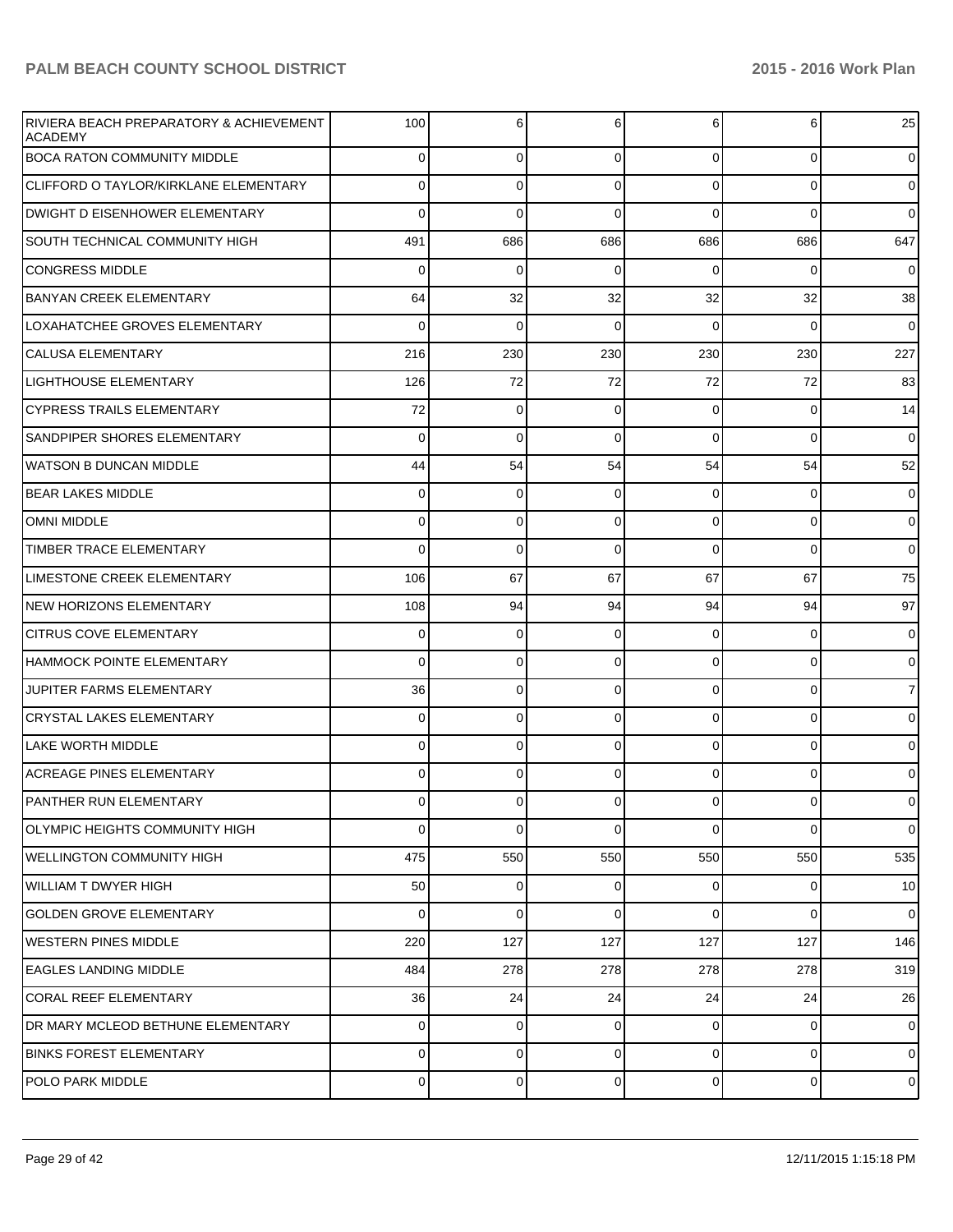| | | | | | | |
|---|---|---|---|---|---|---|
| RIVIERA BEACH PREPARATORY & ACHIEVEMENT ACADEMY | 100 | 6 | 6 | 6 | 6 | 25 |
| BOCA RATON COMMUNITY MIDDLE | 0 | 0 | 0 | 0 | 0 | 0 |
| CLIFFORD O TAYLOR/KIRKLANE ELEMENTARY | 0 | 0 | 0 | 0 | 0 | 0 |
| DWIGHT D EISENHOWER ELEMENTARY | 0 | 0 | 0 | 0 | 0 | 0 |
| SOUTH TECHNICAL COMMUNITY HIGH | 491 | 686 | 686 | 686 | 686 | 647 |
| CONGRESS MIDDLE | 0 | 0 | 0 | 0 | 0 | 0 |
| BANYAN CREEK ELEMENTARY | 64 | 32 | 32 | 32 | 32 | 38 |
| LOXAHATCHEE GROVES ELEMENTARY | 0 | 0 | 0 | 0 | 0 | 0 |
| CALUSA ELEMENTARY | 216 | 230 | 230 | 230 | 230 | 227 |
| LIGHTHOUSE ELEMENTARY | 126 | 72 | 72 | 72 | 72 | 83 |
| CYPRESS TRAILS ELEMENTARY | 72 | 0 | 0 | 0 | 0 | 14 |
| SANDPIPER SHORES ELEMENTARY | 0 | 0 | 0 | 0 | 0 | 0 |
| WATSON B DUNCAN MIDDLE | 44 | 54 | 54 | 54 | 54 | 52 |
| BEAR LAKES MIDDLE | 0 | 0 | 0 | 0 | 0 | 0 |
| OMNI MIDDLE | 0 | 0 | 0 | 0 | 0 | 0 |
| TIMBER TRACE ELEMENTARY | 0 | 0 | 0 | 0 | 0 | 0 |
| LIMESTONE CREEK ELEMENTARY | 106 | 67 | 67 | 67 | 67 | 75 |
| NEW HORIZONS ELEMENTARY | 108 | 94 | 94 | 94 | 94 | 97 |
| CITRUS COVE ELEMENTARY | 0 | 0 | 0 | 0 | 0 | 0 |
| HAMMOCK POINTE ELEMENTARY | 0 | 0 | 0 | 0 | 0 | 0 |
| JUPITER FARMS ELEMENTARY | 36 | 0 | 0 | 0 | 0 | 7 |
| CRYSTAL LAKES ELEMENTARY | 0 | 0 | 0 | 0 | 0 | 0 |
| LAKE WORTH MIDDLE | 0 | 0 | 0 | 0 | 0 | 0 |
| ACREAGE PINES ELEMENTARY | 0 | 0 | 0 | 0 | 0 | 0 |
| PANTHER RUN ELEMENTARY | 0 | 0 | 0 | 0 | 0 | 0 |
| OLYMPIC HEIGHTS COMMUNITY HIGH | 0 | 0 | 0 | 0 | 0 | 0 |
| WELLINGTON COMMUNITY HIGH | 475 | 550 | 550 | 550 | 550 | 535 |
| WILLIAM T DWYER HIGH | 50 | 0 | 0 | 0 | 0 | 10 |
| GOLDEN GROVE ELEMENTARY | 0 | 0 | 0 | 0 | 0 | 0 |
| WESTERN PINES MIDDLE | 220 | 127 | 127 | 127 | 127 | 146 |
| EAGLES LANDING MIDDLE | 484 | 278 | 278 | 278 | 278 | 319 |
| CORAL REEF ELEMENTARY | 36 | 24 | 24 | 24 | 24 | 26 |
| DR MARY MCLEOD BETHUNE ELEMENTARY | 0 | 0 | 0 | 0 | 0 | 0 |
| BINKS FOREST ELEMENTARY | 0 | 0 | 0 | 0 | 0 | 0 |
| POLO PARK MIDDLE | 0 | 0 | 0 | 0 | 0 | 0 |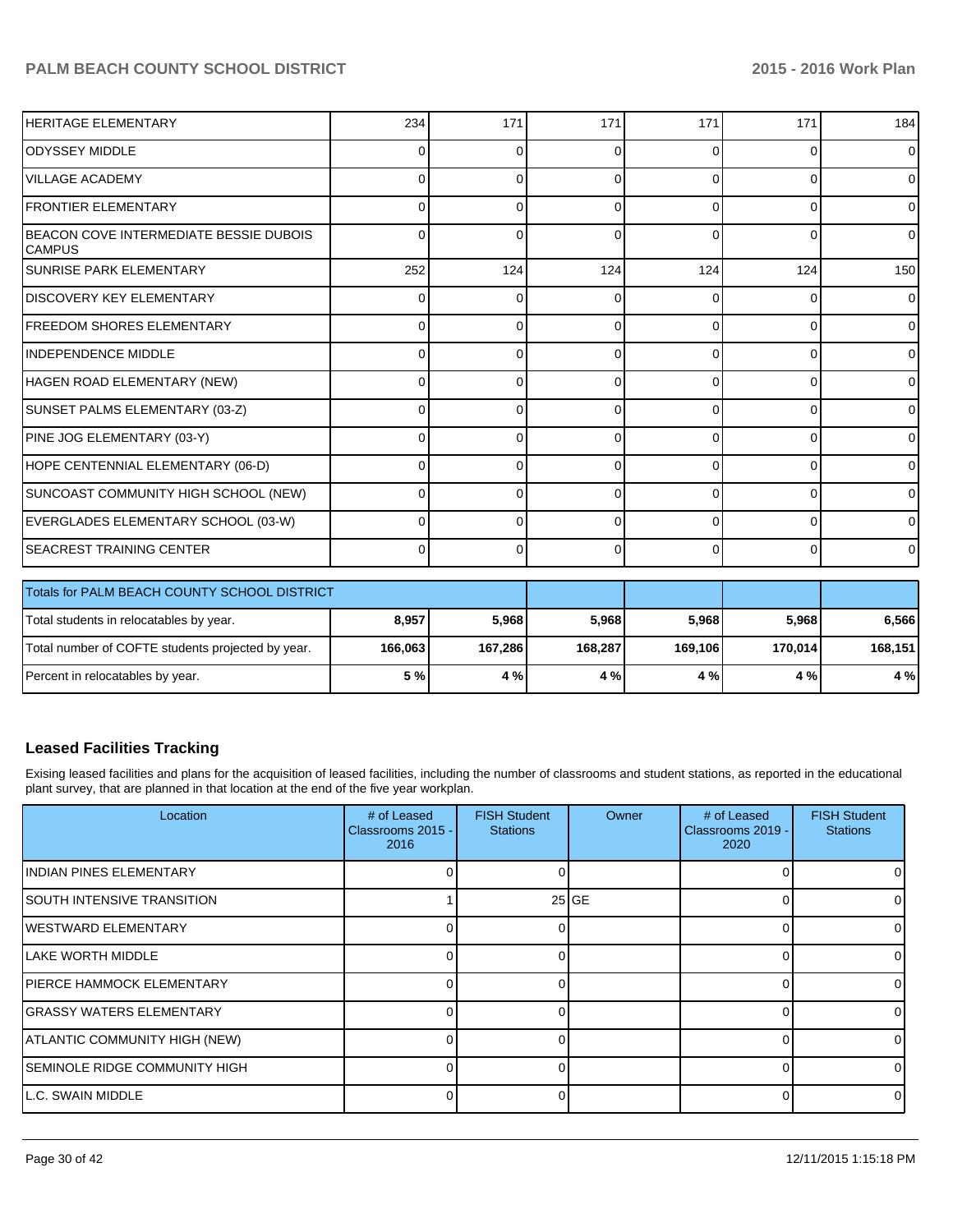| | | | | | | |
|---|---|---|---|---|---|---|
| HERITAGE ELEMENTARY | 234 | 171 | 171 | 171 | 171 | 184 |
| ODYSSEY MIDDLE | 0 | 0 | 0 | 0 | 0 | 0 |
| VILLAGE ACADEMY | 0 | 0 | 0 | 0 | 0 | 0 |
| FRONTIER ELEMENTARY | 0 | 0 | 0 | 0 | 0 | 0 |
| BEACON COVE INTERMEDIATE BESSIE DUBOIS CAMPUS | 0 | 0 | 0 | 0 | 0 | 0 |
| SUNRISE PARK ELEMENTARY | 252 | 124 | 124 | 124 | 124 | 150 |
| DISCOVERY KEY ELEMENTARY | 0 | 0 | 0 | 0 | 0 | 0 |
| FREEDOM SHORES ELEMENTARY | 0 | 0 | 0 | 0 | 0 | 0 |
| INDEPENDENCE MIDDLE | 0 | 0 | 0 | 0 | 0 | 0 |
| HAGEN ROAD ELEMENTARY (NEW) | 0 | 0 | 0 | 0 | 0 | 0 |
| SUNSET PALMS ELEMENTARY (03-Z) | 0 | 0 | 0 | 0 | 0 | 0 |
| PINE JOG ELEMENTARY (03-Y) | 0 | 0 | 0 | 0 | 0 | 0 |
| HOPE CENTENNIAL ELEMENTARY (06-D) | 0 | 0 | 0 | 0 | 0 | 0 |
| SUNCOAST COMMUNITY HIGH SCHOOL (NEW) | 0 | 0 | 0 | 0 | 0 | 0 |
| EVERGLADES ELEMENTARY SCHOOL (03-W) | 0 | 0 | 0 | 0 | 0 | 0 |
| SEACREST TRAINING CENTER | 0 | 0 | 0 | 0 | 0 | 0 |

| Totals for PALM BEACH COUNTY SCHOOL DISTRICT | | | | | | |
|---|---|---|---|---|---|---|
| Total students in relocatables by year. | **8,957** | **5,968** | **5,968** | **5,968** | **5,968** | **6,566** |
| Total number of COFTE students projected by year. | **166,063** | **167,286** | **168,287** | **169,106** | **170,014** | **168,151** |
| Percent in relocatables by year. | **5 %** | **4 %** | **4 %** | **4 %** | **4 %** | **4 %** |

## Leased Facilities Tracking

Exising leased facilities and plans for the acquisition of leased facilities, including the number of classrooms and student stations, as reported in the educational plant survey, that are planned in that location at the end of the five year workplan.

| Location | # of Leased Classrooms 2015 - 2016 | FISH Student Stations | Owner | # of Leased Classrooms 2019 - 2020 | FISH Student Stations |
|---|---|---|---|---|---|
| INDIAN PINES ELEMENTARY | 0 | 0 | | 0 | 0 |
| SOUTH INTENSIVE TRANSITION | 1 | 25 | GE | 0 | 0 |
| WESTWARD ELEMENTARY | 0 | 0 | | 0 | 0 |
| LAKE WORTH MIDDLE | 0 | 0 | | 0 | 0 |
| PIERCE HAMMOCK ELEMENTARY | 0 | 0 | | 0 | 0 |
| GRASSY WATERS ELEMENTARY | 0 | 0 | | 0 | 0 |
| ATLANTIC COMMUNITY HIGH (NEW) | 0 | 0 | | 0 | 0 |
| SEMINOLE RIDGE COMMUNITY HIGH | 0 | 0 | | 0 | 0 |
| L.C. SWAIN MIDDLE | 0 | 0 | | 0 | 0 |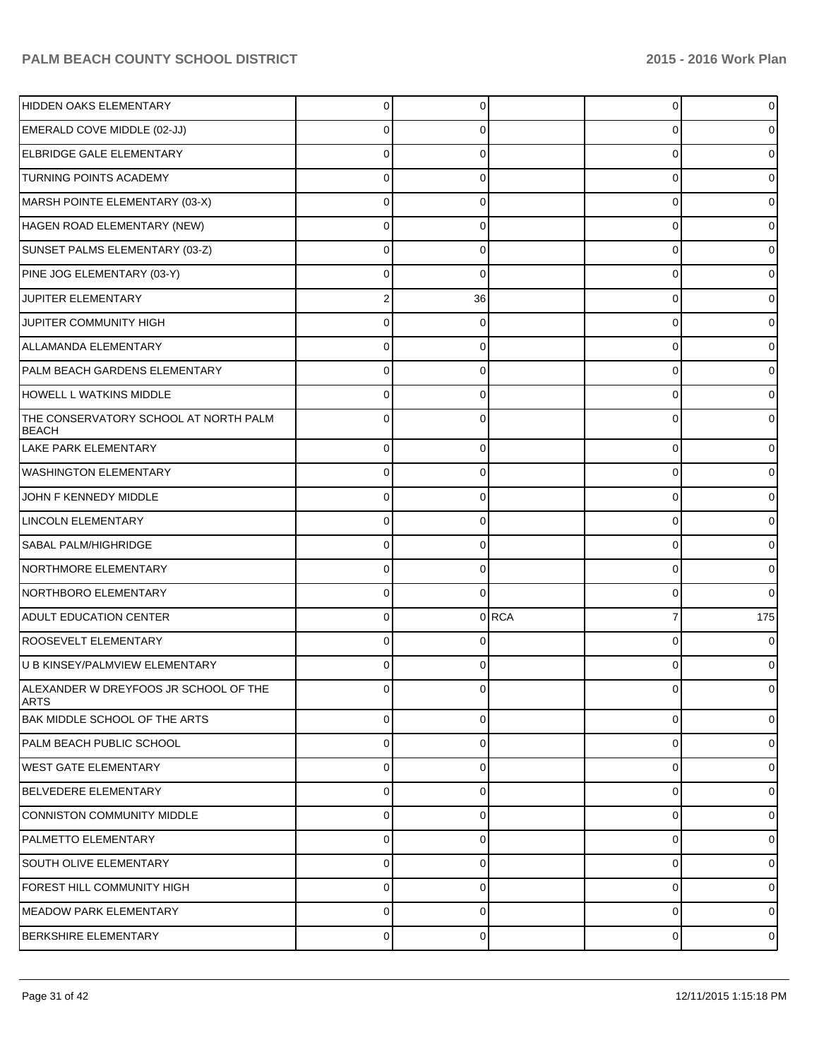| | | | | | |
|---|---|---|---|---|---|
| HIDDEN OAKS ELEMENTARY | 0 | 0 | | 0 | 0 |
| EMERALD COVE MIDDLE (02-JJ) | 0 | 0 | | 0 | 0 |
| ELBRIDGE GALE ELEMENTARY | 0 | 0 | | 0 | 0 |
| TURNING POINTS ACADEMY | 0 | 0 | | 0 | 0 |
| MARSH POINTE ELEMENTARY (03-X) | 0 | 0 | | 0 | 0 |
| HAGEN ROAD ELEMENTARY (NEW) | 0 | 0 | | 0 | 0 |
| SUNSET PALMS ELEMENTARY (03-Z) | 0 | 0 | | 0 | 0 |
| PINE JOG ELEMENTARY (03-Y) | 0 | 0 | | 0 | 0 |
| JUPITER ELEMENTARY | 2 | 36 | | 0 | 0 |
| JUPITER COMMUNITY HIGH | 0 | 0 | | 0 | 0 |
| ALLAMANDA ELEMENTARY | 0 | 0 | | 0 | 0 |
| PALM BEACH GARDENS ELEMENTARY | 0 | 0 | | 0 | 0 |
| HOWELL L WATKINS MIDDLE | 0 | 0 | | 0 | 0 |
| THE CONSERVATORY SCHOOL AT NORTH PALM BEACH | 0 | 0 | | 0 | 0 |
| LAKE PARK ELEMENTARY | 0 | 0 | | 0 | 0 |
| WASHINGTON ELEMENTARY | 0 | 0 | | 0 | 0 |
| JOHN F KENNEDY MIDDLE | 0 | 0 | | 0 | 0 |
| LINCOLN ELEMENTARY | 0 | 0 | | 0 | 0 |
| SABAL PALM/HIGHRIDGE | 0 | 0 | | 0 | 0 |
| NORTHMORE ELEMENTARY | 0 | 0 | | 0 | 0 |
| NORTHBORO ELEMENTARY | 0 | 0 | | 0 | 0 |
| ADULT EDUCATION CENTER | 0 | 0 | RCA | 7 | 175 |
| ROOSEVELT ELEMENTARY | 0 | 0 | | 0 | 0 |
| U B KINSEY/PALMVIEW ELEMENTARY | 0 | 0 | | 0 | 0 |
| ALEXANDER W DREYFOOS JR SCHOOL OF THE ARTS | 0 | 0 | | 0 | 0 |
| BAK MIDDLE SCHOOL OF THE ARTS | 0 | 0 | | 0 | 0 |
| PALM BEACH PUBLIC SCHOOL | 0 | 0 | | 0 | 0 |
| WEST GATE ELEMENTARY | 0 | 0 | | 0 | 0 |
| BELVEDERE ELEMENTARY | 0 | 0 | | 0 | 0 |
| CONNISTON COMMUNITY MIDDLE | 0 | 0 | | 0 | 0 |
| PALMETTO ELEMENTARY | 0 | 0 | | 0 | 0 |
| SOUTH OLIVE ELEMENTARY | 0 | 0 | | 0 | 0 |
| FOREST HILL COMMUNITY HIGH | 0 | 0 | | 0 | 0 |
| MEADOW PARK ELEMENTARY | 0 | 0 | | 0 | 0 |
| BERKSHIRE ELEMENTARY | 0 | 0 | | 0 | 0 |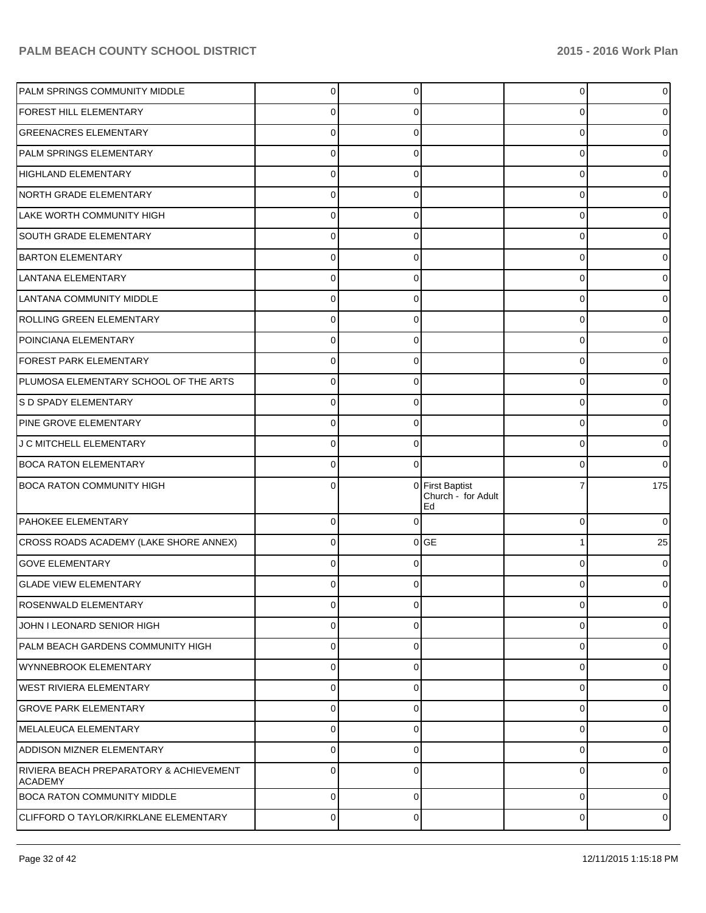| | | | | | |
|---|---|---|---|---|---|
| PALM SPRINGS COMMUNITY MIDDLE | 0 | 0 | | 0 | 0 |
| FOREST HILL ELEMENTARY | 0 | 0 | | 0 | 0 |
| GREENACRES ELEMENTARY | 0 | 0 | | 0 | 0 |
| PALM SPRINGS ELEMENTARY | 0 | 0 | | 0 | 0 |
| HIGHLAND ELEMENTARY | 0 | 0 | | 0 | 0 |
| NORTH GRADE ELEMENTARY | 0 | 0 | | 0 | 0 |
| LAKE WORTH COMMUNITY HIGH | 0 | 0 | | 0 | 0 |
| SOUTH GRADE ELEMENTARY | 0 | 0 | | 0 | 0 |
| BARTON ELEMENTARY | 0 | 0 | | 0 | 0 |
| LANTANA ELEMENTARY | 0 | 0 | | 0 | 0 |
| LANTANA COMMUNITY MIDDLE | 0 | 0 | | 0 | 0 |
| ROLLING GREEN ELEMENTARY | 0 | 0 | | 0 | 0 |
| POINCIANA ELEMENTARY | 0 | 0 | | 0 | 0 |
| FOREST PARK ELEMENTARY | 0 | 0 | | 0 | 0 |
| PLUMOSA ELEMENTARY SCHOOL OF THE ARTS | 0 | 0 | | 0 | 0 |
| S D SPADY ELEMENTARY | 0 | 0 | | 0 | 0 |
| PINE GROVE ELEMENTARY | 0 | 0 | | 0 | 0 |
| J C MITCHELL ELEMENTARY | 0 | 0 | | 0 | 0 |
| BOCA RATON ELEMENTARY | 0 | 0 | | 0 | 0 |
| BOCA RATON COMMUNITY HIGH | 0 | 0 | First Baptist Church - for Adult Ed | 7 | 175 |
| PAHOKEE ELEMENTARY | 0 | 0 | | 0 | 0 |
| CROSS ROADS ACADEMY (LAKE SHORE ANNEX) | 0 | 0 | GE | 1 | 25 |
| GOVE ELEMENTARY | 0 | 0 | | 0 | 0 |
| GLADE VIEW ELEMENTARY | 0 | 0 | | 0 | 0 |
| ROSENWALD ELEMENTARY | 0 | 0 | | 0 | 0 |
| JOHN I LEONARD SENIOR HIGH | 0 | 0 | | 0 | 0 |
| PALM BEACH GARDENS COMMUNITY HIGH | 0 | 0 | | 0 | 0 |
| WYNNEBROOK ELEMENTARY | 0 | 0 | | 0 | 0 |
| WEST RIVIERA ELEMENTARY | 0 | 0 | | 0 | 0 |
| GROVE PARK ELEMENTARY | 0 | 0 | | 0 | 0 |
| MELALEUCA ELEMENTARY | 0 | 0 | | 0 | 0 |
| ADDISON MIZNER ELEMENTARY | 0 | 0 | | 0 | 0 |
| RIVIERA BEACH PREPARATORY & ACHIEVEMENT ACADEMY | 0 | 0 | | 0 | 0 |
| BOCA RATON COMMUNITY MIDDLE | 0 | 0 | | 0 | 0 |
| CLIFFORD O TAYLOR/KIRKLANE ELEMENTARY | 0 | 0 | | 0 | 0 |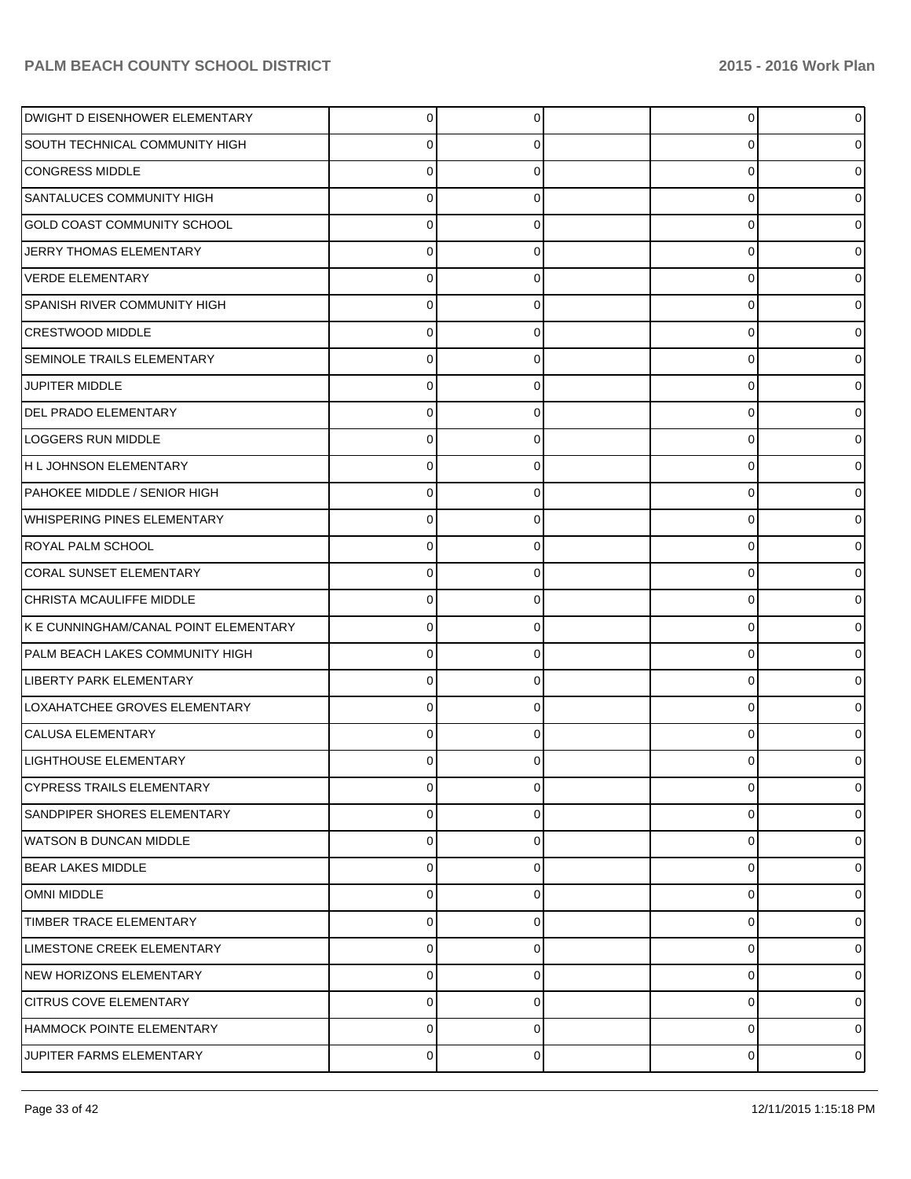| | | | | | |
|---|---|---|---|---|---|
| DWIGHT D EISENHOWER ELEMENTARY | 0 | 0 | | 0 | 0 |
| SOUTH TECHNICAL COMMUNITY HIGH | 0 | 0 | | 0 | 0 |
| CONGRESS MIDDLE | 0 | 0 | | 0 | 0 |
| SANTALUCES COMMUNITY HIGH | 0 | 0 | | 0 | 0 |
| GOLD COAST COMMUNITY SCHOOL | 0 | 0 | | 0 | 0 |
| JERRY THOMAS ELEMENTARY | 0 | 0 | | 0 | 0 |
| VERDE ELEMENTARY | 0 | 0 | | 0 | 0 |
| SPANISH RIVER COMMUNITY HIGH | 0 | 0 | | 0 | 0 |
| CRESTWOOD MIDDLE | 0 | 0 | | 0 | 0 |
| SEMINOLE TRAILS ELEMENTARY | 0 | 0 | | 0 | 0 |
| JUPITER MIDDLE | 0 | 0 | | 0 | 0 |
| DEL PRADO ELEMENTARY | 0 | 0 | | 0 | 0 |
| LOGGERS RUN MIDDLE | 0 | 0 | | 0 | 0 |
| H L JOHNSON ELEMENTARY | 0 | 0 | | 0 | 0 |
| PAHOKEE MIDDLE / SENIOR HIGH | 0 | 0 | | 0 | 0 |
| WHISPERING PINES ELEMENTARY | 0 | 0 | | 0 | 0 |
| ROYAL PALM SCHOOL | 0 | 0 | | 0 | 0 |
| CORAL SUNSET ELEMENTARY | 0 | 0 | | 0 | 0 |
| CHRISTA MCAULIFFE MIDDLE | 0 | 0 | | 0 | 0 |
| K E CUNNINGHAM/CANAL POINT ELEMENTARY | 0 | 0 | | 0 | 0 |
| PALM BEACH LAKES COMMUNITY HIGH | 0 | 0 | | 0 | 0 |
| LIBERTY PARK ELEMENTARY | 0 | 0 | | 0 | 0 |
| LOXAHATCHEE GROVES ELEMENTARY | 0 | 0 | | 0 | 0 |
| CALUSA ELEMENTARY | 0 | 0 | | 0 | 0 |
| LIGHTHOUSE ELEMENTARY | 0 | 0 | | 0 | 0 |
| CYPRESS TRAILS ELEMENTARY | 0 | 0 | | 0 | 0 |
| SANDPIPER SHORES ELEMENTARY | 0 | 0 | | 0 | 0 |
| WATSON B DUNCAN MIDDLE | 0 | 0 | | 0 | 0 |
| BEAR LAKES MIDDLE | 0 | 0 | | 0 | 0 |
| OMNI MIDDLE | 0 | 0 | | 0 | 0 |
| TIMBER TRACE ELEMENTARY | 0 | 0 | | 0 | 0 |
| LIMESTONE CREEK ELEMENTARY | 0 | 0 | | 0 | 0 |
| NEW HORIZONS ELEMENTARY | 0 | 0 | | 0 | 0 |
| CITRUS COVE ELEMENTARY | 0 | 0 | | 0 | 0 |
| HAMMOCK POINTE ELEMENTARY | 0 | 0 | | 0 | 0 |
| JUPITER FARMS ELEMENTARY | 0 | 0 | | 0 | 0 |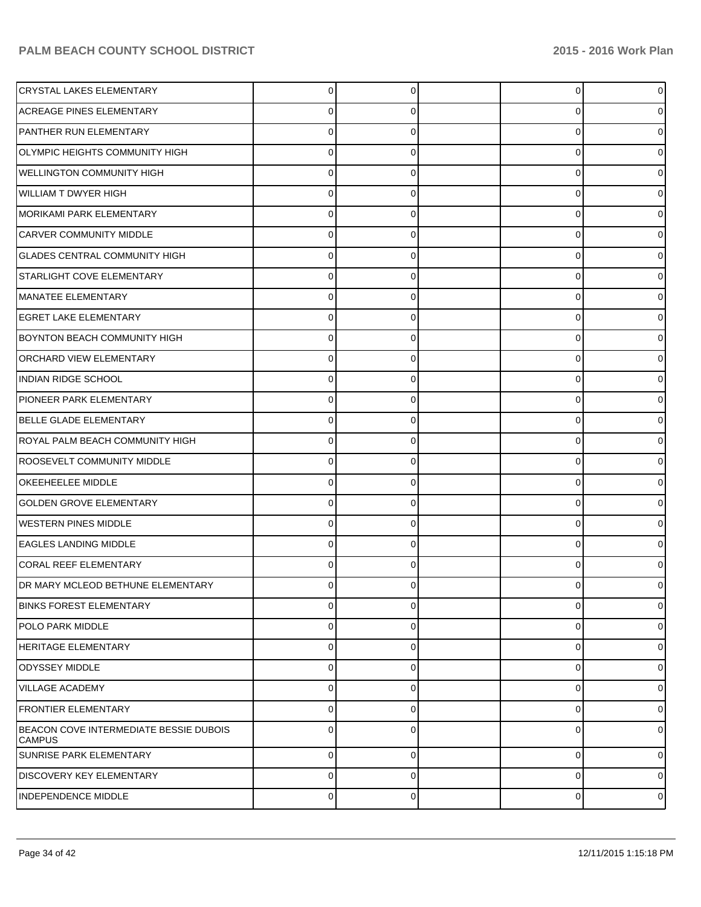| | | | | | |
|---|---|---|---|---|---|
| CRYSTAL LAKES ELEMENTARY | 0 | 0 | | 0 | 0 |
| ACREAGE PINES ELEMENTARY | 0 | 0 | | 0 | 0 |
| PANTHER RUN ELEMENTARY | 0 | 0 | | 0 | 0 |
| OLYMPIC HEIGHTS COMMUNITY HIGH | 0 | 0 | | 0 | 0 |
| WELLINGTON COMMUNITY HIGH | 0 | 0 | | 0 | 0 |
| WILLIAM T DWYER HIGH | 0 | 0 | | 0 | 0 |
| MORIKAMI PARK ELEMENTARY | 0 | 0 | | 0 | 0 |
| CARVER COMMUNITY MIDDLE | 0 | 0 | | 0 | 0 |
| GLADES CENTRAL COMMUNITY HIGH | 0 | 0 | | 0 | 0 |
| STARLIGHT COVE ELEMENTARY | 0 | 0 | | 0 | 0 |
| MANATEE ELEMENTARY | 0 | 0 | | 0 | 0 |
| EGRET LAKE ELEMENTARY | 0 | 0 | | 0 | 0 |
| BOYNTON BEACH COMMUNITY HIGH | 0 | 0 | | 0 | 0 |
| ORCHARD VIEW ELEMENTARY | 0 | 0 | | 0 | 0 |
| INDIAN RIDGE SCHOOL | 0 | 0 | | 0 | 0 |
| PIONEER PARK ELEMENTARY | 0 | 0 | | 0 | 0 |
| BELLE GLADE ELEMENTARY | 0 | 0 | | 0 | 0 |
| ROYAL PALM BEACH COMMUNITY HIGH | 0 | 0 | | 0 | 0 |
| ROOSEVELT COMMUNITY MIDDLE | 0 | 0 | | 0 | 0 |
| OKEEHEELEE MIDDLE | 0 | 0 | | 0 | 0 |
| GOLDEN GROVE ELEMENTARY | 0 | 0 | | 0 | 0 |
| WESTERN PINES MIDDLE | 0 | 0 | | 0 | 0 |
| EAGLES LANDING MIDDLE | 0 | 0 | | 0 | 0 |
| CORAL REEF ELEMENTARY | 0 | 0 | | 0 | 0 |
| DR MARY MCLEOD BETHUNE ELEMENTARY | 0 | 0 | | 0 | 0 |
| BINKS FOREST ELEMENTARY | 0 | 0 | | 0 | 0 |
| POLO PARK MIDDLE | 0 | 0 | | 0 | 0 |
| HERITAGE ELEMENTARY | 0 | 0 | | 0 | 0 |
| ODYSSEY MIDDLE | 0 | 0 | | 0 | 0 |
| VILLAGE ACADEMY | 0 | 0 | | 0 | 0 |
| FRONTIER ELEMENTARY | 0 | 0 | | 0 | 0 |
| BEACON COVE INTERMEDIATE BESSIE DUBOIS CAMPUS | 0 | 0 | | 0 | 0 |
| SUNRISE PARK ELEMENTARY | 0 | 0 | | 0 | 0 |
| DISCOVERY KEY ELEMENTARY | 0 | 0 | | 0 | 0 |
| INDEPENDENCE MIDDLE | 0 | 0 | | 0 | 0 |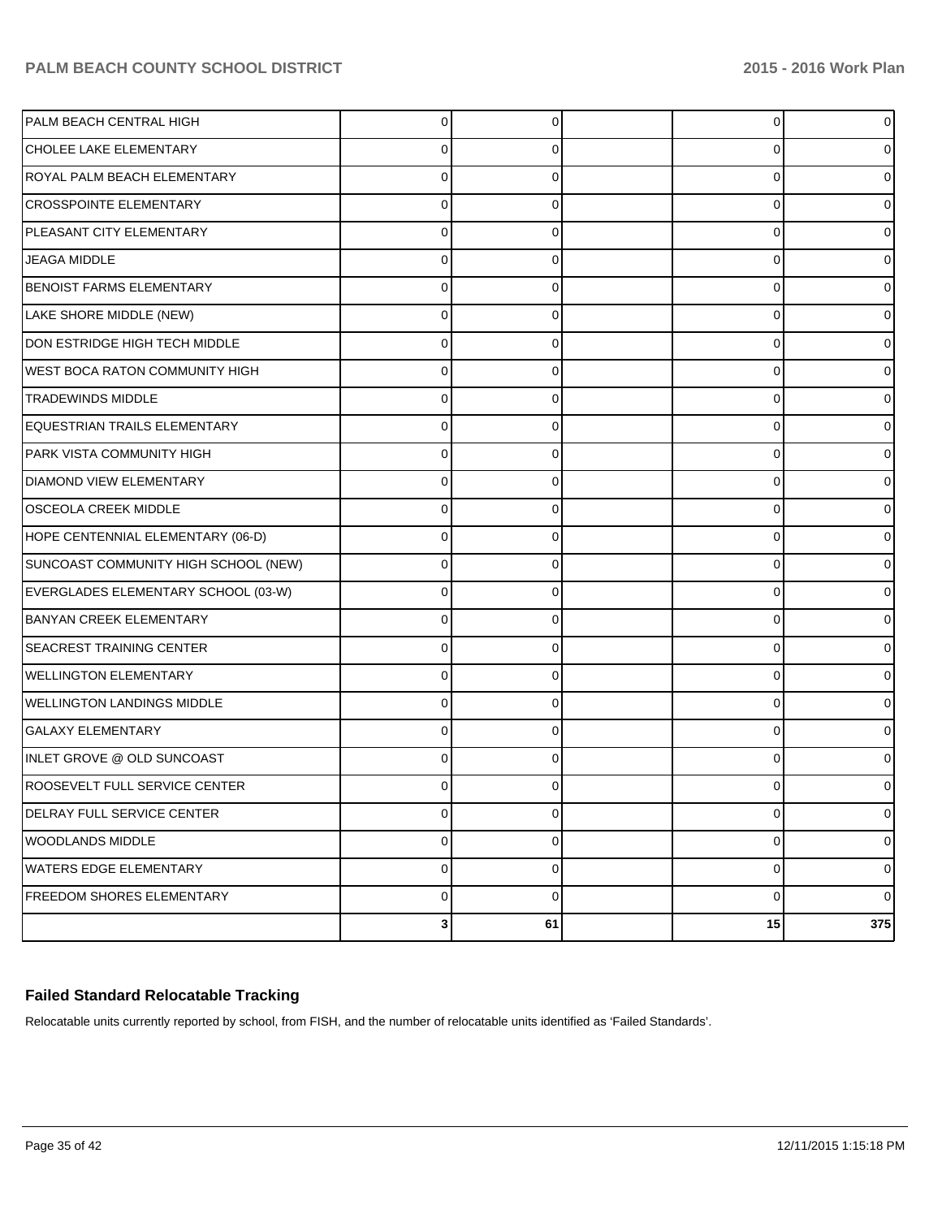| | | | | | |
|---|---|---|---|---|---|
| PALM BEACH CENTRAL HIGH | 0 | 0 | | 0 | 0 |
| CHOLEE LAKE ELEMENTARY | 0 | 0 | | 0 | 0 |
| ROYAL PALM BEACH ELEMENTARY | 0 | 0 | | 0 | 0 |
| CROSSPOINTE ELEMENTARY | 0 | 0 | | 0 | 0 |
| PLEASANT CITY ELEMENTARY | 0 | 0 | | 0 | 0 |
| JEAGA MIDDLE | 0 | 0 | | 0 | 0 |
| BENOIST FARMS ELEMENTARY | 0 | 0 | | 0 | 0 |
| LAKE SHORE MIDDLE (NEW) | 0 | 0 | | 0 | 0 |
| DON ESTRIDGE HIGH TECH MIDDLE | 0 | 0 | | 0 | 0 |
| WEST BOCA RATON COMMUNITY HIGH | 0 | 0 | | 0 | 0 |
| TRADEWINDS MIDDLE | 0 | 0 | | 0 | 0 |
| EQUESTRIAN TRAILS ELEMENTARY | 0 | 0 | | 0 | 0 |
| PARK VISTA COMMUNITY HIGH | 0 | 0 | | 0 | 0 |
| DIAMOND VIEW ELEMENTARY | 0 | 0 | | 0 | 0 |
| OSCEOLA CREEK MIDDLE | 0 | 0 | | 0 | 0 |
| HOPE CENTENNIAL ELEMENTARY (06-D) | 0 | 0 | | 0 | 0 |
| SUNCOAST COMMUNITY HIGH SCHOOL (NEW) | 0 | 0 | | 0 | 0 |
| EVERGLADES ELEMENTARY SCHOOL (03-W) | 0 | 0 | | 0 | 0 |
| BANYAN CREEK ELEMENTARY | 0 | 0 | | 0 | 0 |
| SEACREST TRAINING CENTER | 0 | 0 | | 0 | 0 |
| WELLINGTON ELEMENTARY | 0 | 0 | | 0 | 0 |
| WELLINGTON LANDINGS MIDDLE | 0 | 0 | | 0 | 0 |
| GALAXY ELEMENTARY | 0 | 0 | | 0 | 0 |
| INLET GROVE @ OLD SUNCOAST | 0 | 0 | | 0 | 0 |
| ROOSEVELT FULL SERVICE CENTER | 0 | 0 | | 0 | 0 |
| DELRAY FULL SERVICE CENTER | 0 | 0 | | 0 | 0 |
| WOODLANDS MIDDLE | 0 | 0 | | 0 | 0 |
| WATERS EDGE ELEMENTARY | 0 | 0 | | 0 | 0 |
| FREEDOM SHORES ELEMENTARY | 0 | 0 | | 0 | 0 |
| | **3** | **61** | | **15** | **375** |

## Failed Standard Relocatable Tracking

Relocatable units currently reported by school, from FISH, and the number of relocatable units identified as 'Failed Standards'.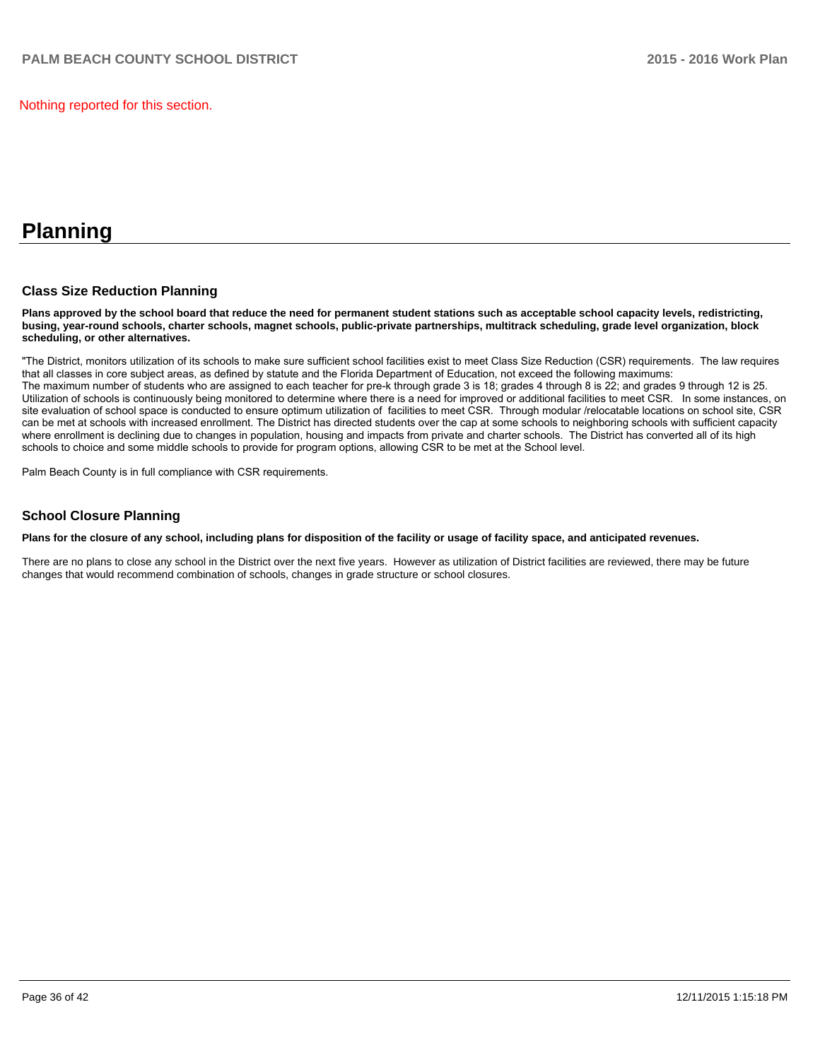Nothing reported for this section.

# Planning

## Class Size Reduction Planning

**Plans approved by the school board that reduce the need for permanent student stations such as acceptable school capacity levels, redistricting, busing, year-round schools, charter schools, magnet schools, public-private partnerships, multitrack scheduling, grade level organization, block scheduling, or other alternatives.**

"The District, monitors utilization of its schools to make sure sufficient school facilities exist to meet Class Size Reduction (CSR) requirements. The law requires that all classes in core subject areas, as defined by statute and the Florida Department of Education, not exceed the following maximums:
The maximum number of students who are assigned to each teacher for pre-k through grade 3 is 18; grades 4 through 8 is 22; and grades 9 through 12 is 25. Utilization of schools is continuously being monitored to determine where there is a need for improved or additional facilities to meet CSR. In some instances, on site evaluation of school space is conducted to ensure optimum utilization of facilities to meet CSR. Through modular /relocatable locations on school site, CSR can be met at schools with increased enrollment. The District has directed students over the cap at some schools to neighboring schools with sufficient capacity where enrollment is declining due to changes in population, housing and impacts from private and charter schools. The District has converted all of its high schools to choice and some middle schools to provide for program options, allowing CSR to be met at the School level.

Palm Beach County is in full compliance with CSR requirements.

## School Closure Planning

**Plans for the closure of any school, including plans for disposition of the facility or usage of facility space, and anticipated revenues.**

There are no plans to close any school in the District over the next five years. However as utilization of District facilities are reviewed, there may be future changes that would recommend combination of schools, changes in grade structure or school closures.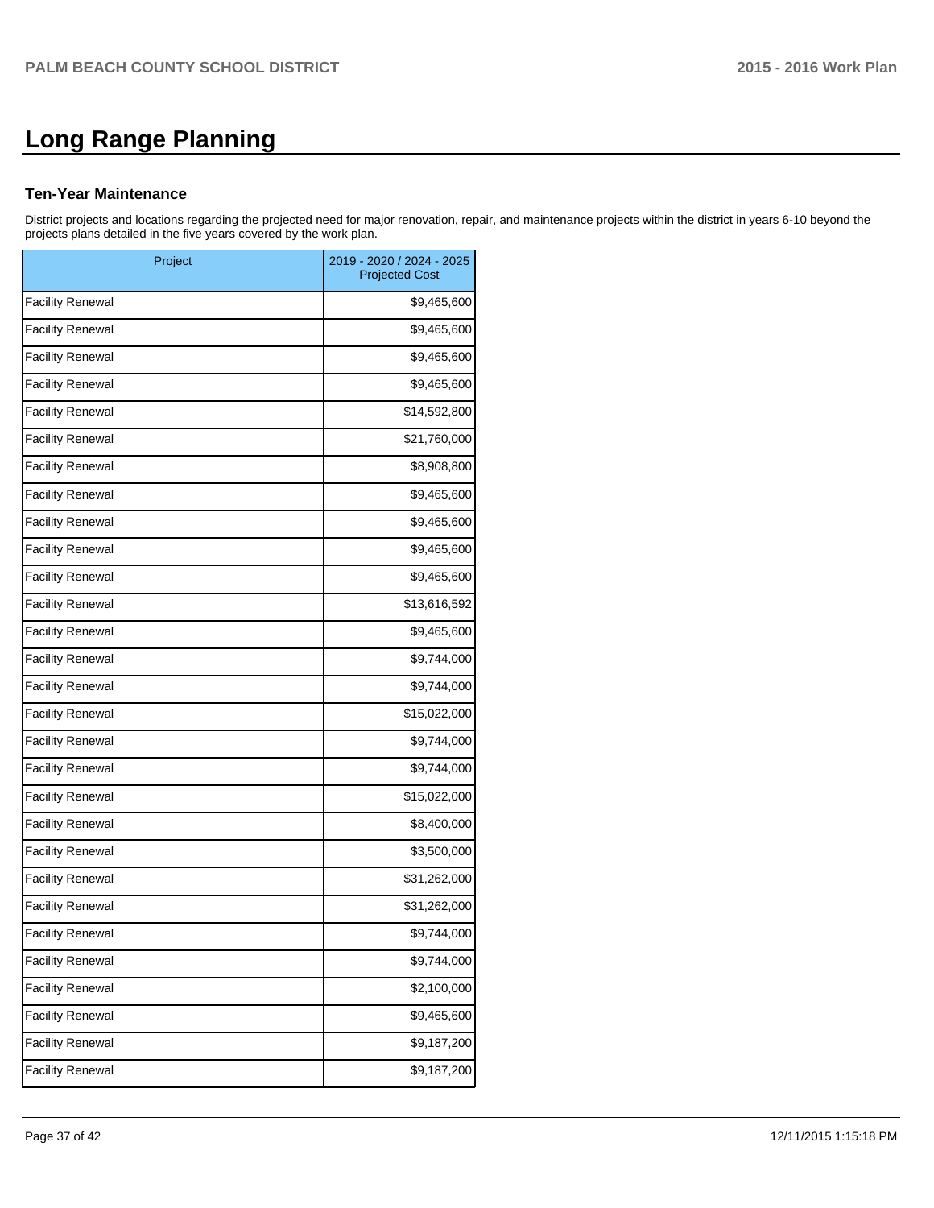# Long Range Planning

### Ten-Year Maintenance

District projects and locations regarding the projected need for major renovation, repair, and maintenance projects within the district in years 6-10 beyond the projects plans detailed in the five years covered by the work plan.

| Project | 2019 - 2020 / 2024 - 2025 Projected Cost |
|---|---|
| Facility Renewal | $9,465,600 |
| Facility Renewal | $9,465,600 |
| Facility Renewal | $9,465,600 |
| Facility Renewal | $9,465,600 |
| Facility Renewal | $14,592,800 |
| Facility Renewal | $21,760,000 |
| Facility Renewal | $8,908,800 |
| Facility Renewal | $9,465,600 |
| Facility Renewal | $9,465,600 |
| Facility Renewal | $9,465,600 |
| Facility Renewal | $9,465,600 |
| Facility Renewal | $13,616,592 |
| Facility Renewal | $9,465,600 |
| Facility Renewal | $9,744,000 |
| Facility Renewal | $9,744,000 |
| Facility Renewal | $15,022,000 |
| Facility Renewal | $9,744,000 |
| Facility Renewal | $9,744,000 |
| Facility Renewal | $15,022,000 |
| Facility Renewal | $8,400,000 |
| Facility Renewal | $3,500,000 |
| Facility Renewal | $31,262,000 |
| Facility Renewal | $31,262,000 |
| Facility Renewal | $9,744,000 |
| Facility Renewal | $9,744,000 |
| Facility Renewal | $2,100,000 |
| Facility Renewal | $9,465,600 |
| Facility Renewal | $9,187,200 |
| Facility Renewal | $9,187,200 |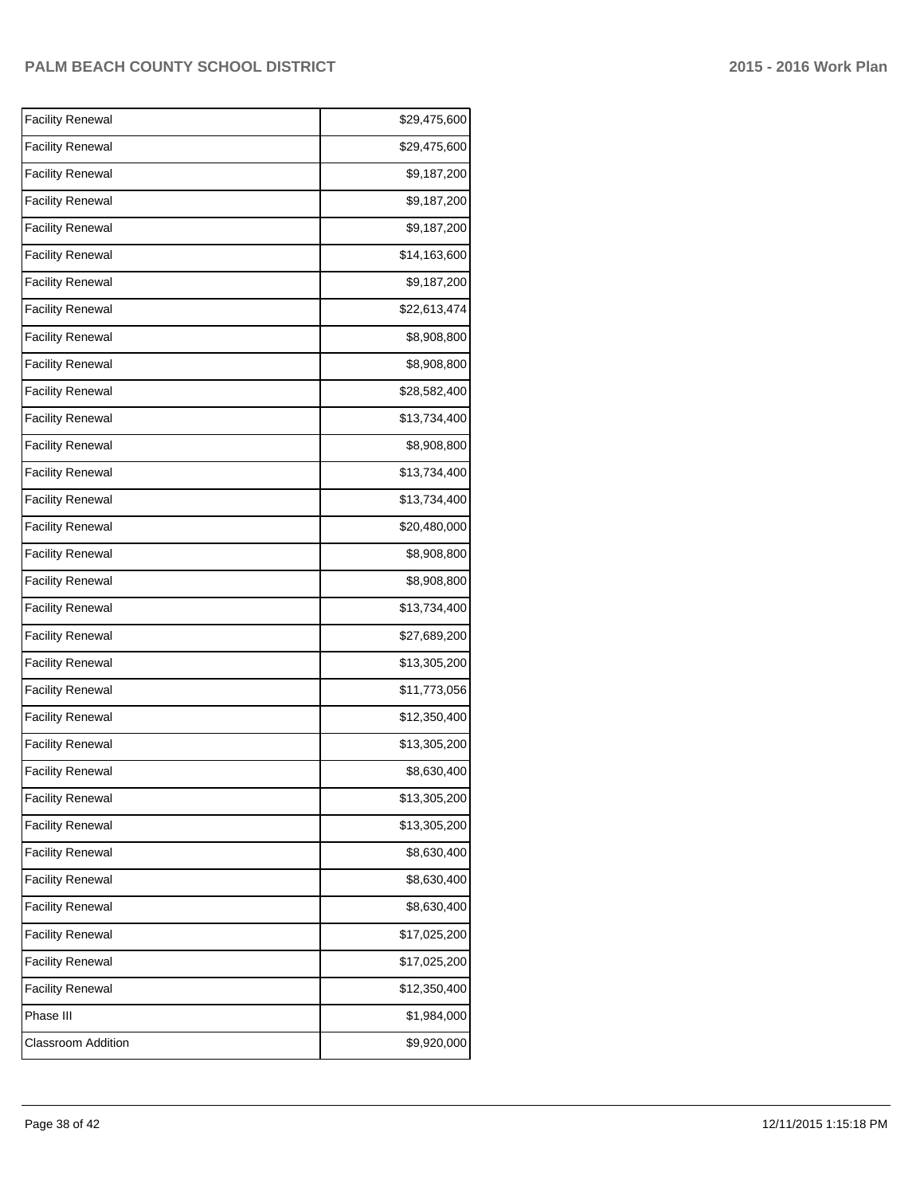| | |
|---|---|
| Facility Renewal | $29,475,600 |
| Facility Renewal | $29,475,600 |
| Facility Renewal | $9,187,200 |
| Facility Renewal | $9,187,200 |
| Facility Renewal | $9,187,200 |
| Facility Renewal | $14,163,600 |
| Facility Renewal | $9,187,200 |
| Facility Renewal | $22,613,474 |
| Facility Renewal | $8,908,800 |
| Facility Renewal | $8,908,800 |
| Facility Renewal | $28,582,400 |
| Facility Renewal | $13,734,400 |
| Facility Renewal | $8,908,800 |
| Facility Renewal | $13,734,400 |
| Facility Renewal | $13,734,400 |
| Facility Renewal | $20,480,000 |
| Facility Renewal | $8,908,800 |
| Facility Renewal | $8,908,800 |
| Facility Renewal | $13,734,400 |
| Facility Renewal | $27,689,200 |
| Facility Renewal | $13,305,200 |
| Facility Renewal | $11,773,056 |
| Facility Renewal | $12,350,400 |
| Facility Renewal | $13,305,200 |
| Facility Renewal | $8,630,400 |
| Facility Renewal | $13,305,200 |
| Facility Renewal | $13,305,200 |
| Facility Renewal | $8,630,400 |
| Facility Renewal | $8,630,400 |
| Facility Renewal | $8,630,400 |
| Facility Renewal | $17,025,200 |
| Facility Renewal | $17,025,200 |
| Facility Renewal | $12,350,400 |
| Phase III | $1,984,000 |
| Classroom Addition | $9,920,000 |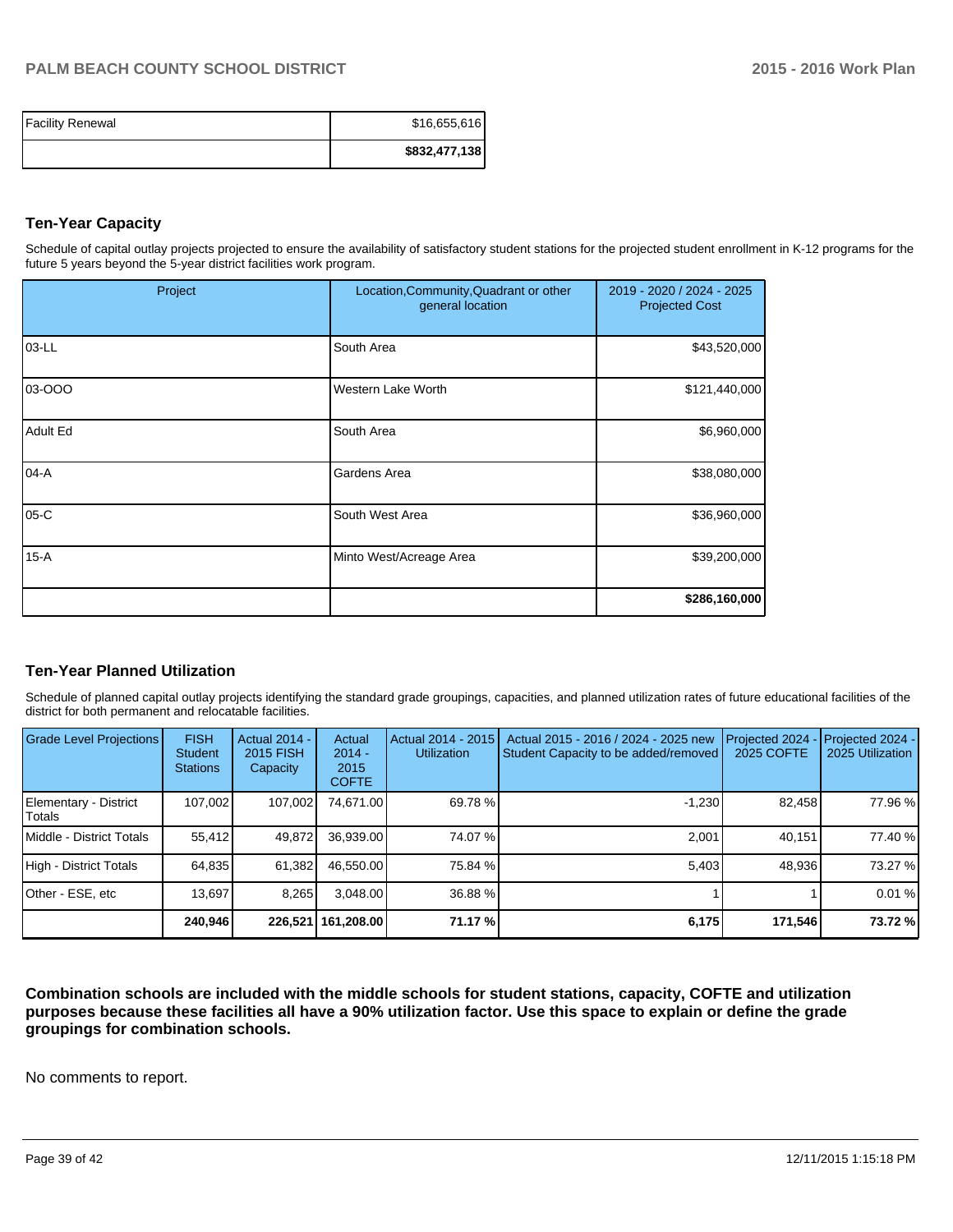| Facility Renewal | $16,655,616 |
|---|---|
| | **$832,477,138** |

### Ten-Year Capacity

Schedule of capital outlay projects projected to ensure the availability of satisfactory student stations for the projected student enrollment in K-12 programs for the future 5 years beyond the 5-year district facilities work program.

| Project | Location,Community,Quadrant or other general location | 2019 - 2020 / 2024 - 2025 Projected Cost |
|---|---|---|
| 03-LL | South Area | $43,520,000 |
| 03-OOO | Western Lake Worth | $121,440,000 |
| Adult Ed | South Area | $6,960,000 |
| 04-A | Gardens Area | $38,080,000 |
| 05-C | South West Area | $36,960,000 |
| 15-A | Minto West/Acreage Area | $39,200,000 |
| | | **$286,160,000** |

### Ten-Year Planned Utilization

Schedule of planned capital outlay projects identifying the standard grade groupings, capacities, and planned utilization rates of future educational facilities of the district for both permanent and relocatable facilities.

| Grade Level Projections | FISH Student Stations | Actual 2014 - 2015 FISH Capacity | Actual 2014 - 2015 COFTE | Actual 2014 - 2015 Utilization | Actual 2015 - 2016 / 2024 - 2025 new Student Capacity to be added/removed | Projected 2024 - 2025 COFTE | Projected 2024 - 2025 Utilization |
|---|---|---|---|---|---|---|---|
| Elementary - District Totals | 107,002 | 107,002 | 74,671.00 | 69.78 % | -1,230 | 82,458 | 77.96 % |
| Middle - District Totals | 55,412 | 49,872 | 36,939.00 | 74.07 % | 2,001 | 40,151 | 77.40 % |
| High - District Totals | 64,835 | 61,382 | 46,550.00 | 75.84 % | 5,403 | 48,936 | 73.27 % |
| Other - ESE, etc | 13,697 | 8,265 | 3,048.00 | 36.88 % | 1 | 1 | 0.01 % |
| | **240,946** | **226,521** | **161,208.00** | **71.17 %** | **6,175** | **171,546** | **73.72 %** |

**Combination schools are included with the middle schools for student stations, capacity, COFTE and utilization purposes because these facilities all have a 90% utilization factor. Use this space to explain or define the grade groupings for combination schools.**

No comments to report.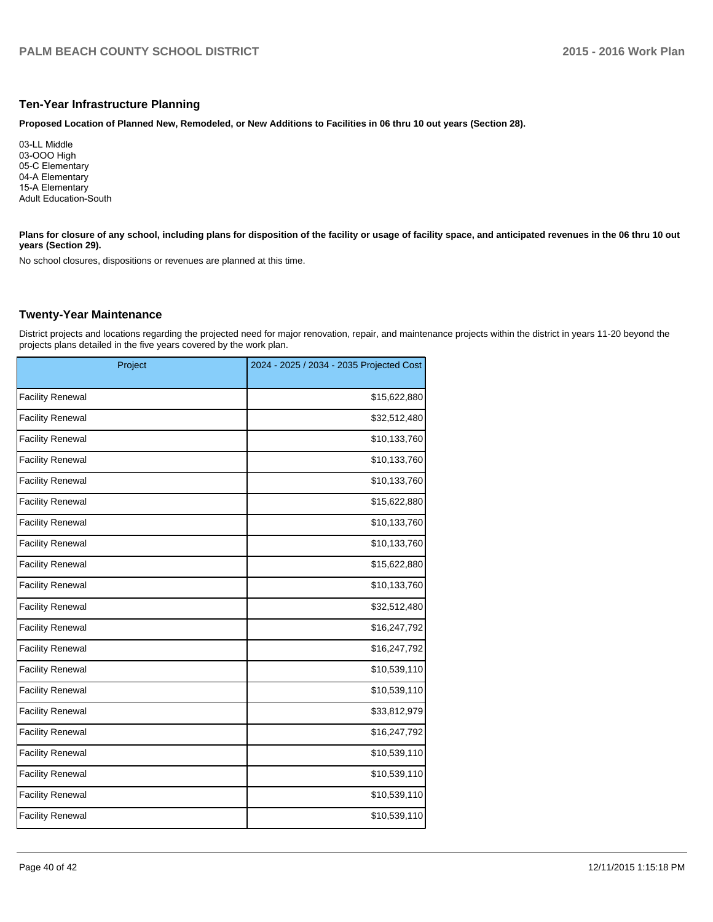## Ten-Year Infrastructure Planning

**Proposed Location of Planned New, Remodeled, or New Additions to Facilities in 06 thru 10 out years (Section 28).**

03-LL Middle
03-OOO High
05-C Elementary
04-A Elementary
15-A Elementary
Adult Education-South

**Plans for closure of any school, including plans for disposition of the facility or usage of facility space, and anticipated revenues in the 06 thru 10 out years (Section 29).**

No school closures, dispositions or revenues are planned at this time.

## Twenty-Year Maintenance

District projects and locations regarding the projected need for major renovation, repair, and maintenance projects within the district in years 11-20 beyond the projects plans detailed in the five years covered by the work plan.

| Project | 2024 - 2025 / 2034 - 2035 Projected Cost |
|---|---:|
| Facility Renewal | $15,622,880 |
| Facility Renewal | $32,512,480 |
| Facility Renewal | $10,133,760 |
| Facility Renewal | $10,133,760 |
| Facility Renewal | $10,133,760 |
| Facility Renewal | $15,622,880 |
| Facility Renewal | $10,133,760 |
| Facility Renewal | $10,133,760 |
| Facility Renewal | $15,622,880 |
| Facility Renewal | $10,133,760 |
| Facility Renewal | $32,512,480 |
| Facility Renewal | $16,247,792 |
| Facility Renewal | $16,247,792 |
| Facility Renewal | $10,539,110 |
| Facility Renewal | $10,539,110 |
| Facility Renewal | $33,812,979 |
| Facility Renewal | $16,247,792 |
| Facility Renewal | $10,539,110 |
| Facility Renewal | $10,539,110 |
| Facility Renewal | $10,539,110 |
| Facility Renewal | $10,539,110 |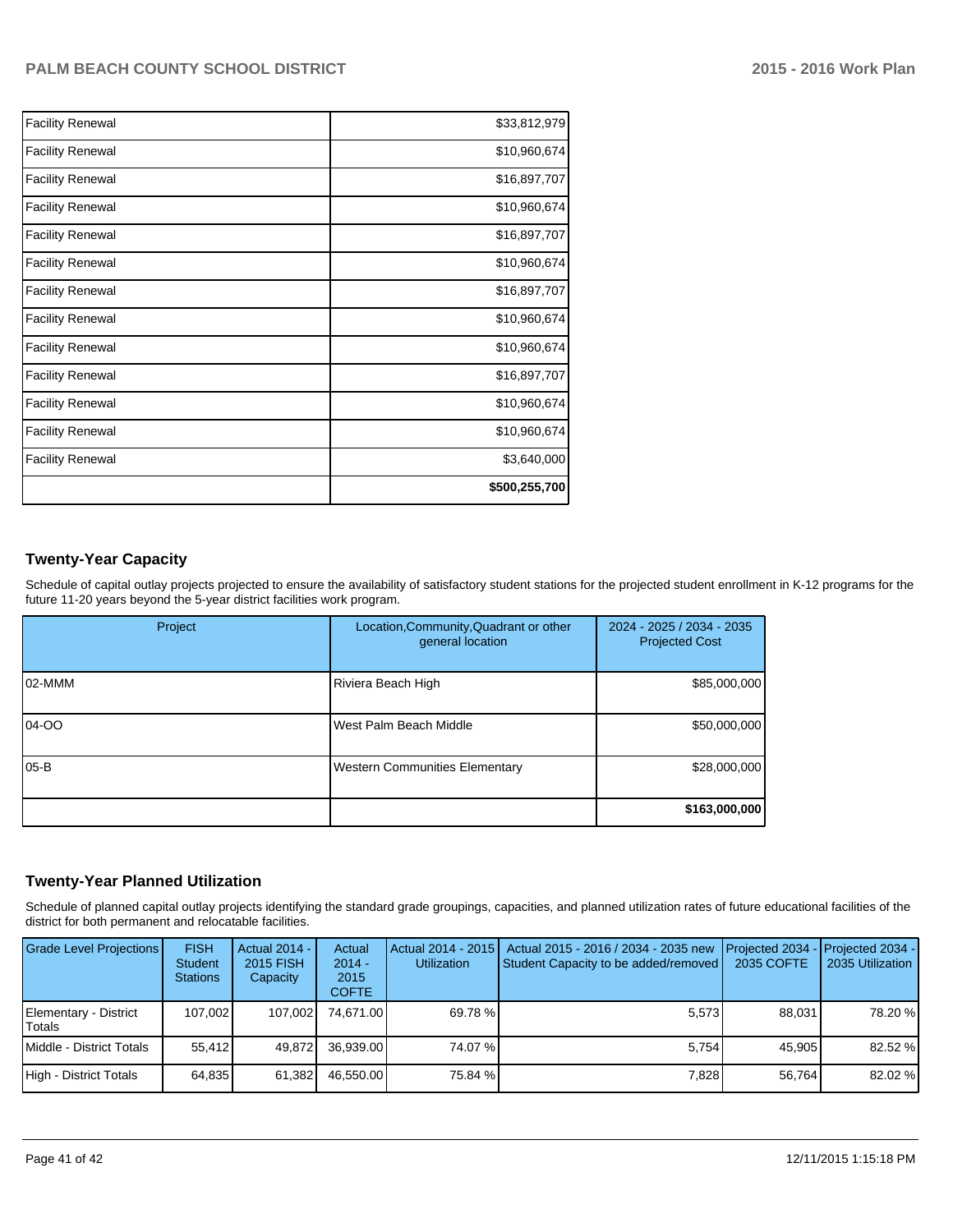| | |
|---|---|
| Facility Renewal | $33,812,979 |
| Facility Renewal | $10,960,674 |
| Facility Renewal | $16,897,707 |
| Facility Renewal | $10,960,674 |
| Facility Renewal | $16,897,707 |
| Facility Renewal | $10,960,674 |
| Facility Renewal | $16,897,707 |
| Facility Renewal | $10,960,674 |
| Facility Renewal | $10,960,674 |
| Facility Renewal | $16,897,707 |
| Facility Renewal | $10,960,674 |
| Facility Renewal | $10,960,674 |
| Facility Renewal | $3,640,000 |
| | **$500,255,700** |

## Twenty-Year Capacity

Schedule of capital outlay projects projected to ensure the availability of satisfactory student stations for the projected student enrollment in K-12 programs for the future 11-20 years beyond the 5-year district facilities work program.

| Project | Location,Community,Quadrant or other general location | 2024 - 2025 / 2034 - 2035 Projected Cost |
|---|---|---|
| 02-MMM | Riviera Beach High | $85,000,000 |
| 04-OO | West Palm Beach Middle | $50,000,000 |
| 05-B | Western Communities Elementary | $28,000,000 |
| | | **$163,000,000** |

## Twenty-Year Planned Utilization

Schedule of planned capital outlay projects identifying the standard grade groupings, capacities, and planned utilization rates of future educational facilities of the district for both permanent and relocatable facilities.

| Grade Level Projections | FISH Student Stations | Actual 2014 - 2015 FISH Capacity | Actual 2014 - 2015 COFTE | Actual 2014 - 2015 Utilization | Actual 2015 - 2016 / 2034 - 2035 new Student Capacity to be added/removed | Projected 2034 - 2035 COFTE | Projected 2034 - 2035 Utilization |
|---|---|---|---|---|---|---|---|
| Elementary - District Totals | 107,002 | 107,002 | 74,671.00 | 69.78 % | 5,573 | 88,031 | 78.20 % |
| Middle - District Totals | 55,412 | 49,872 | 36,939.00 | 74.07 % | 5,754 | 45,905 | 82.52 % |
| High - District Totals | 64,835 | 61,382 | 46,550.00 | 75.84 % | 7,828 | 56,764 | 82.02 % |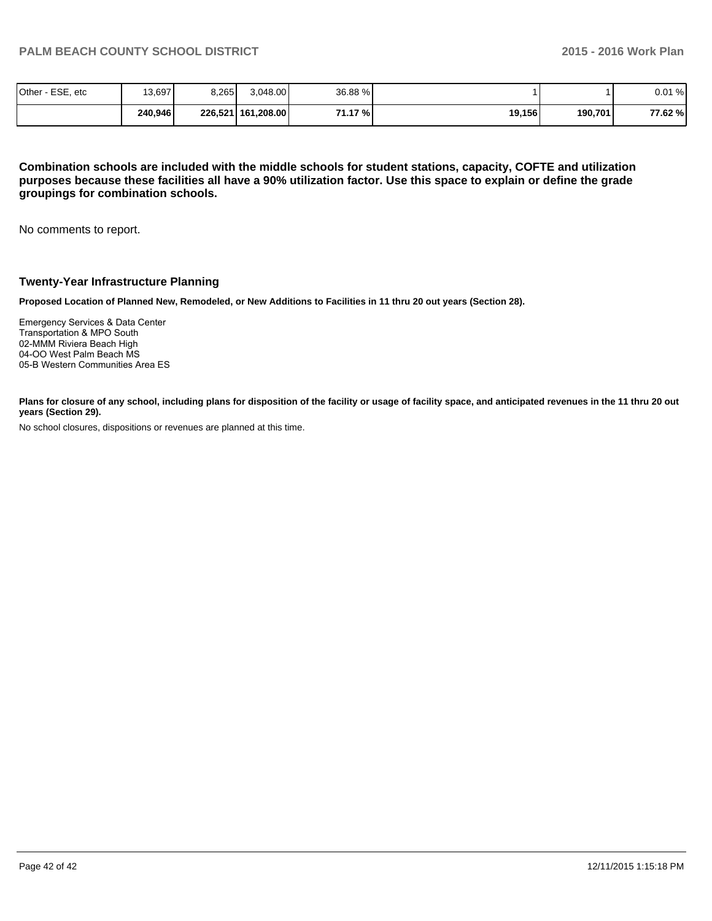| | | | | | | | |
|---|---|---|---|---|---|---|---|
| Other - ESE, etc | 13,697 | 8,265 | 3,048.00 | 36.88 % | 1 | 1 | 0.01 % |
| | **240,946** | **226,521** | **161,208.00** | **71.17 %** | **19,156** | **190,701** | **77.62 %** |

**Combination schools are included with the middle schools for student stations, capacity, COFTE and utilization purposes because these facilities all have a 90% utilization factor. Use this space to explain or define the grade groupings for combination schools.**

No comments to report.

### Twenty-Year Infrastructure Planning

**Proposed Location of Planned New, Remodeled, or New Additions to Facilities in 11 thru 20 out years (Section 28).**

Emergency Services & Data Center
Transportation & MPO South
02-MMM Riviera Beach High
04-OO West Palm Beach MS
05-B Western Communities Area ES

**Plans for closure of any school, including plans for disposition of the facility or usage of facility space, and anticipated revenues in the 11 thru 20 out years (Section 29).**

No school closures, dispositions or revenues are planned at this time.